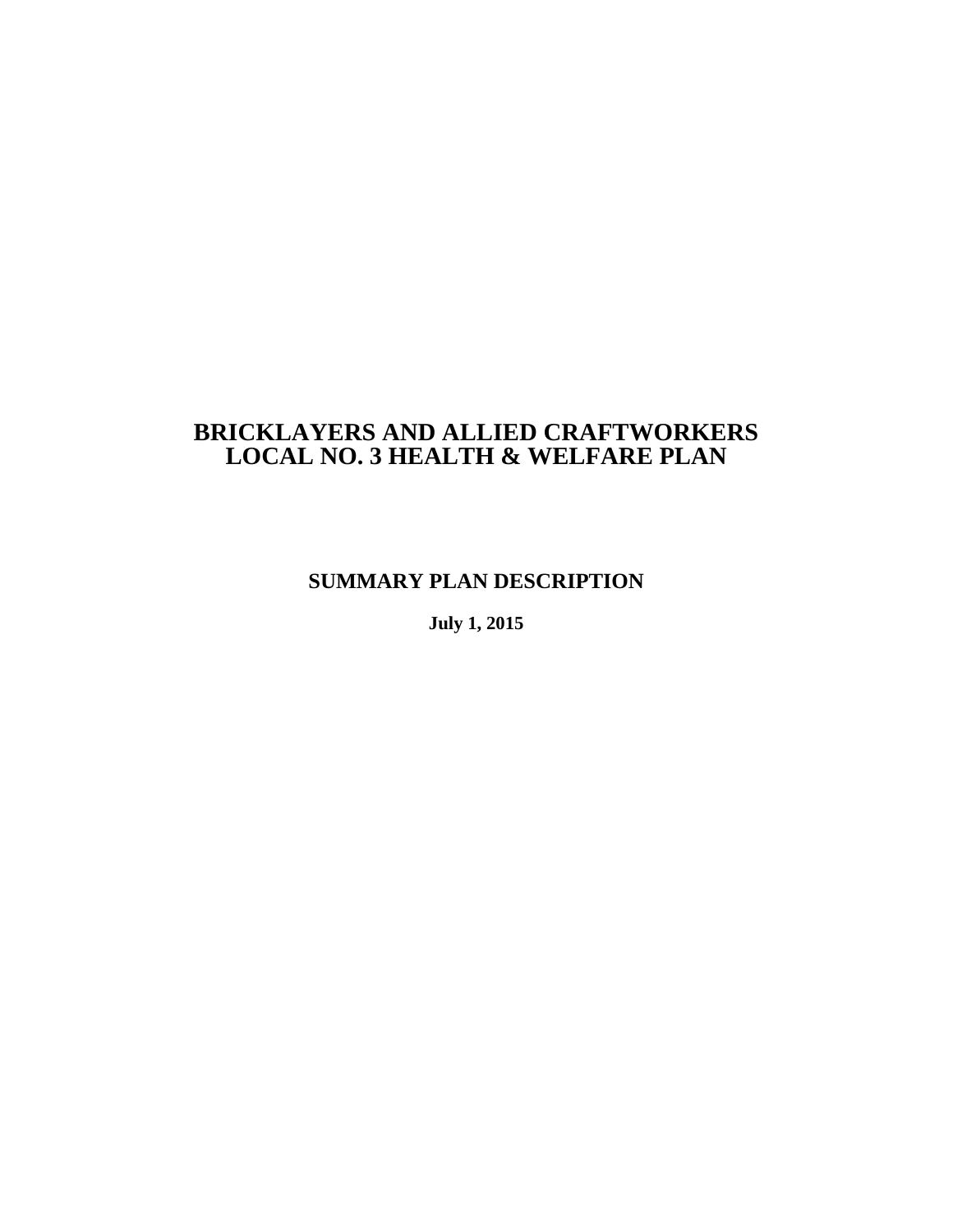# BRICKLAYERS AND ALLIED CRAFTWORKERS LOCAL NO. 3 HEALTH & WELFARE PLAN

## SUMMARY PLAN DESCRIPTION

**July 1, 2015**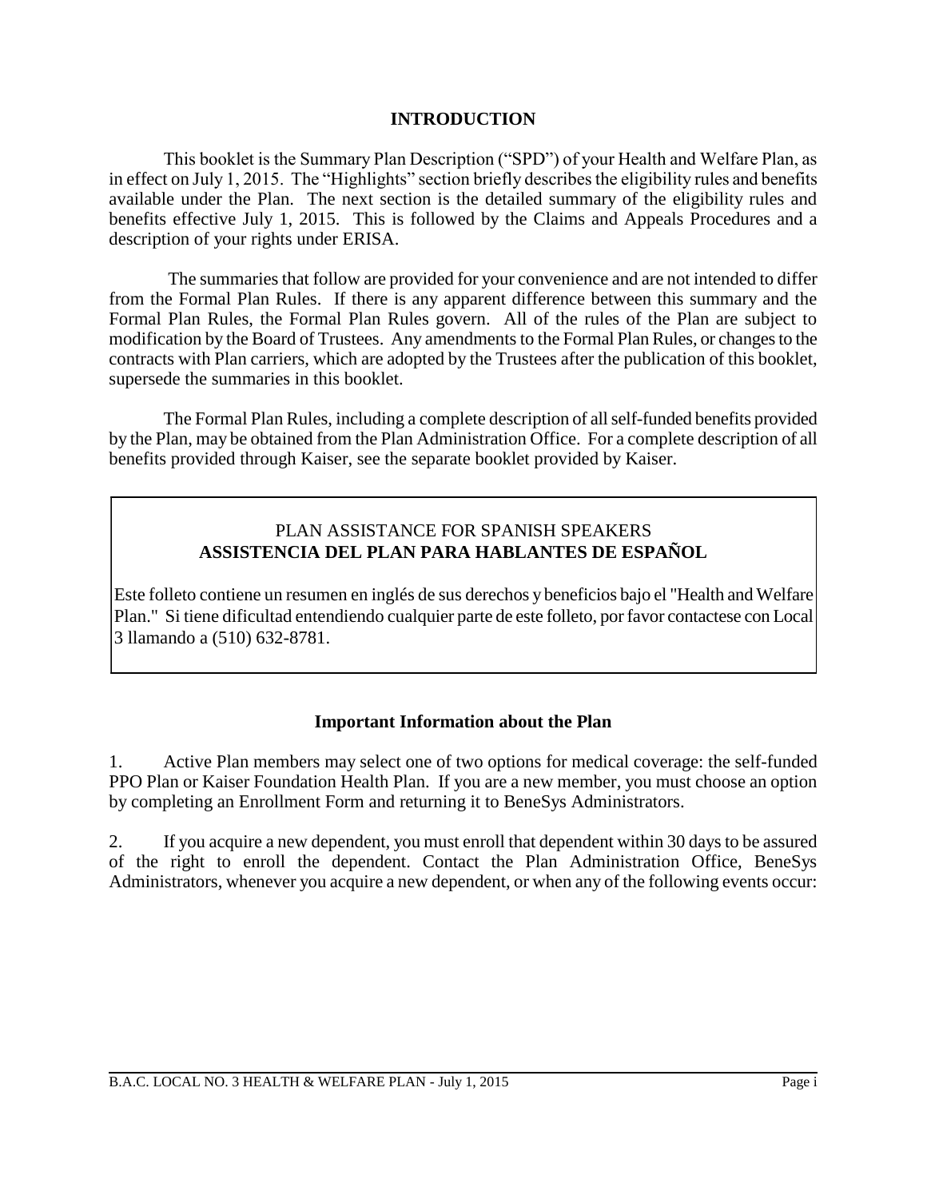## INTRODUCTION

This booklet is the Summary Plan Description ("SPD") of your Health and Welfare Plan, as in effect on July 1, 2015. The "Highlights" section briefly describes the eligibility rules and benefits available under the Plan. The next section is the detailed summary of the eligibility rules and benefits effective July 1, 2015. This is followed by the Claims and Appeals Procedures and a description of your rights under ERISA.

The summaries that follow are provided for your convenience and are not intended to differ from the Formal Plan Rules. If there is any apparent difference between this summary and the Formal Plan Rules, the Formal Plan Rules govern. All of the rules of the Plan are subject to modification by the Board of Trustees. Any amendments to the Formal Plan Rules, or changes to the contracts with Plan carriers, which are adopted by the Trustees after the publication of this booklet, supersede the summaries in this booklet.

The Formal Plan Rules, including a complete description of all self-funded benefits provided by the Plan, may be obtained from the Plan Administration Office. For a complete description of all benefits provided through Kaiser, see the separate booklet provided by Kaiser.

PLAN ASSISTANCE FOR SPANISH SPEAKERS
**ASSISTENCIA DEL PLAN PARA HABLANTES DE ESPAÑOL**

Este folleto contiene un resumen en inglés de sus derechos y beneficios bajo el "Health and Welfare Plan." Si tiene dificultad entendiendo cualquier parte de este folleto, por favor contactese con Local 3 llamando a (510) 632-8781.

### Important Information about the Plan

1. Active Plan members may select one of two options for medical coverage: the self-funded PPO Plan or Kaiser Foundation Health Plan. If you are a new member, you must choose an option by completing an Enrollment Form and returning it to BeneSys Administrators.

2. If you acquire a new dependent, you must enroll that dependent within 30 days to be assured of the right to enroll the dependent. Contact the Plan Administration Office, BeneSys Administrators, whenever you acquire a new dependent, or when any of the following events occur: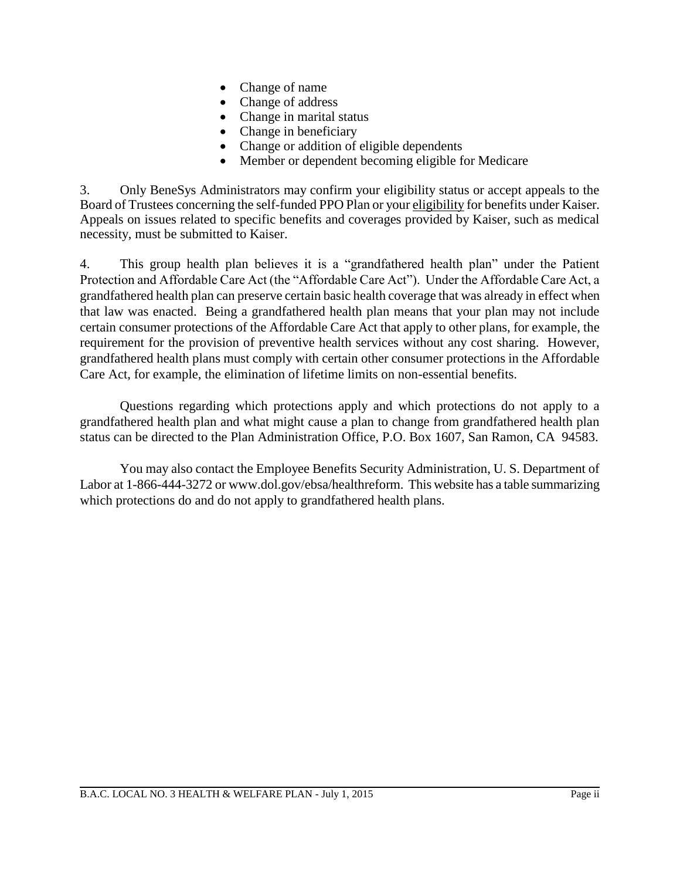- Change of name
- Change of address
- Change in marital status
- Change in beneficiary
- Change or addition of eligible dependents
- Member or dependent becoming eligible for Medicare

3. Only BeneSys Administrators may confirm your eligibility status or accept appeals to the Board of Trustees concerning the self-funded PPO Plan or your <u>eligibility</u> for benefits under Kaiser. Appeals on issues related to specific benefits and coverages provided by Kaiser, such as medical necessity, must be submitted to Kaiser.

4. This group health plan believes it is a "grandfathered health plan" under the Patient Protection and Affordable Care Act (the "Affordable Care Act"). Under the Affordable Care Act, a grandfathered health plan can preserve certain basic health coverage that was already in effect when that law was enacted. Being a grandfathered health plan means that your plan may not include certain consumer protections of the Affordable Care Act that apply to other plans, for example, the requirement for the provision of preventive health services without any cost sharing. However, grandfathered health plans must comply with certain other consumer protections in the Affordable Care Act, for example, the elimination of lifetime limits on non-essential benefits.

Questions regarding which protections apply and which protections do not apply to a grandfathered health plan and what might cause a plan to change from grandfathered health plan status can be directed to the Plan Administration Office, P.O. Box 1607, San Ramon, CA 94583.

You may also contact the Employee Benefits Security Administration, U. S. Department of Labor at 1-866-444-3272 or www.dol.gov/ebsa/healthreform. This website has a table summarizing which protections do and do not apply to grandfathered health plans.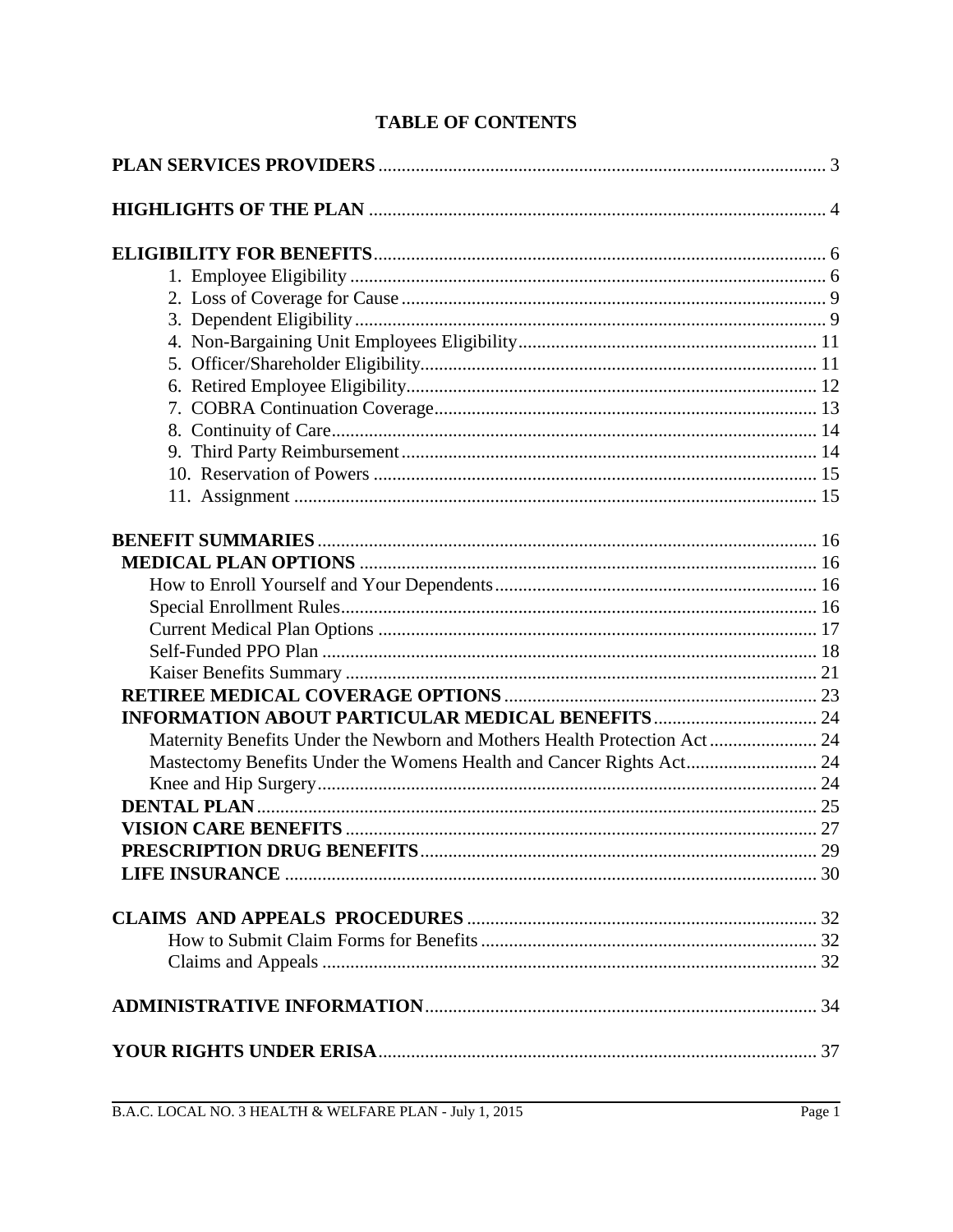# TABLE OF CONTENTS

| | |
|---|---|
| **PLAN SERVICES PROVIDERS** | 3 |
| **HIGHLIGHTS OF THE PLAN** | 4 |
| **ELIGIBILITY FOR BENEFITS** | 6 |
| 1. Employee Eligibility | 6 |
| 2. Loss of Coverage for Cause | 9 |
| 3. Dependent Eligibility | 9 |
| 4. Non-Bargaining Unit Employees Eligibility | 11 |
| 5. Officer/Shareholder Eligibility | 11 |
| 6. Retired Employee Eligibility | 12 |
| 7. COBRA Continuation Coverage | 13 |
| 8. Continuity of Care | 14 |
| 9. Third Party Reimbursement | 14 |
| 10. Reservation of Powers | 15 |
| 11. Assignment | 15 |
| **BENEFIT SUMMARIES** | 16 |
| **MEDICAL PLAN OPTIONS** | 16 |
| How to Enroll Yourself and Your Dependents | 16 |
| Special Enrollment Rules | 16 |
| Current Medical Plan Options | 17 |
| Self-Funded PPO Plan | 18 |
| Kaiser Benefits Summary | 21 |
| **RETIREE MEDICAL COVERAGE OPTIONS** | 23 |
| **INFORMATION ABOUT PARTICULAR MEDICAL BENEFITS** | 24 |
| Maternity Benefits Under the Newborn and Mothers Health Protection Act | 24 |
| Mastectomy Benefits Under the Womens Health and Cancer Rights Act | 24 |
| Knee and Hip Surgery | 24 |
| **DENTAL PLAN** | 25 |
| **VISION CARE BENEFITS** | 27 |
| **PRESCRIPTION DRUG BENEFITS** | 29 |
| **LIFE INSURANCE** | 30 |
| **CLAIMS AND APPEALS PROCEDURES** | 32 |
| How to Submit Claim Forms for Benefits | 32 |
| Claims and Appeals | 32 |
| **ADMINISTRATIVE INFORMATION** | 34 |
| **YOUR RIGHTS UNDER ERISA** | 37 |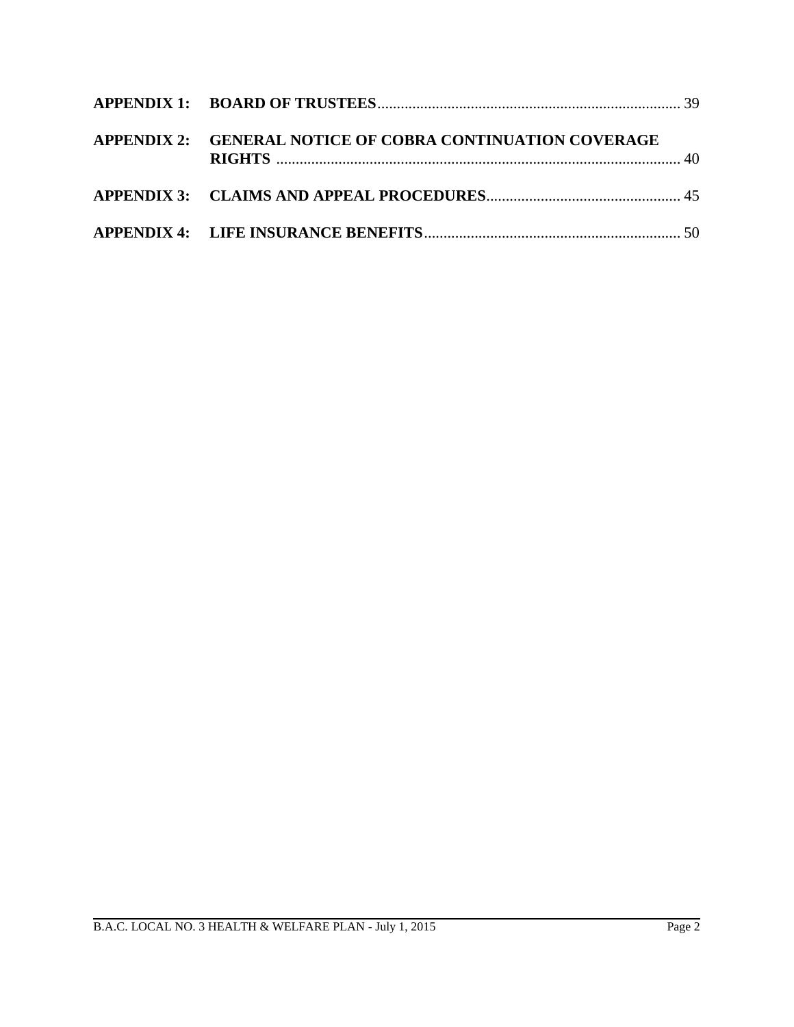**APPENDIX 1: BOARD OF TRUSTEES** .............................................................................. 39

**APPENDIX 2: GENERAL NOTICE OF COBRA CONTINUATION COVERAGE RIGHTS** .......................................................................................................... 40

**APPENDIX 3: CLAIMS AND APPEAL PROCEDURES** .................................................. 45

**APPENDIX 4: LIFE INSURANCE BENEFITS** .................................................................. 50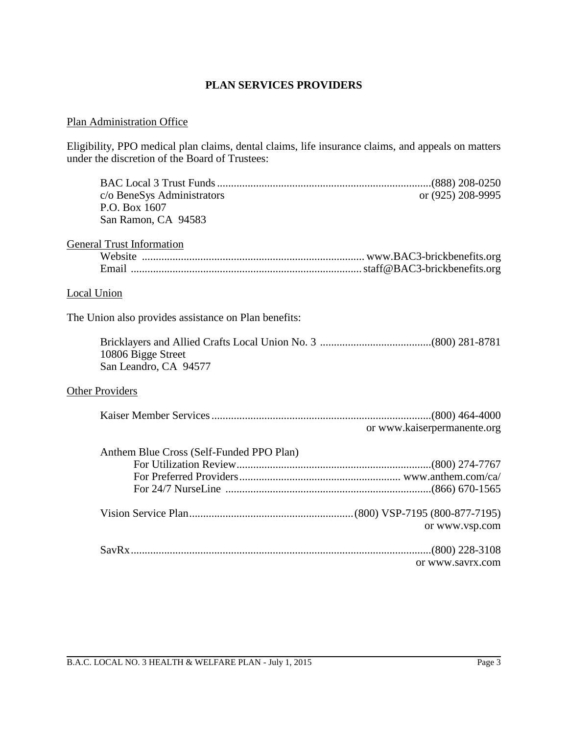# PLAN SERVICES PROVIDERS

## Plan Administration Office

Eligibility, PPO medical plan claims, dental claims, life insurance claims, and appeals on matters under the discretion of the Board of Trustees:

BAC Local 3 Trust Funds ............................................................................(888) 208-0250
c/o BeneSys Administrators or (925) 208-9995
P.O. Box 1607
San Ramon, CA 94583

## General Trust Information

Website ............................................................................... www.BAC3-brickbenefits.org
Email .................................................................................. staff@BAC3-brickbenefits.org

## Local Union

The Union also provides assistance on Plan benefits:

Bricklayers and Allied Crafts Local Union No. 3 ........................................(800) 281-8781
10806 Bigge Street
San Leandro, CA 94577

## Other Providers

Kaiser Member Services ..............................................................................(800) 464-4000
or www.kaiserpermanente.org

Anthem Blue Cross (Self-Funded PPO Plan)
For Utilization Review......................................................................(800) 274-7767
For Preferred Providers.......................................................... www.anthem.com/ca/
For 24/7 NurseLine ..........................................................................(866) 670-1565

Vision Service Plan...........................................................(800) VSP-7195 (800-877-7195)
or www.vsp.com

SavRx...........................................................................................................(800) 228-3108
or www.savrx.com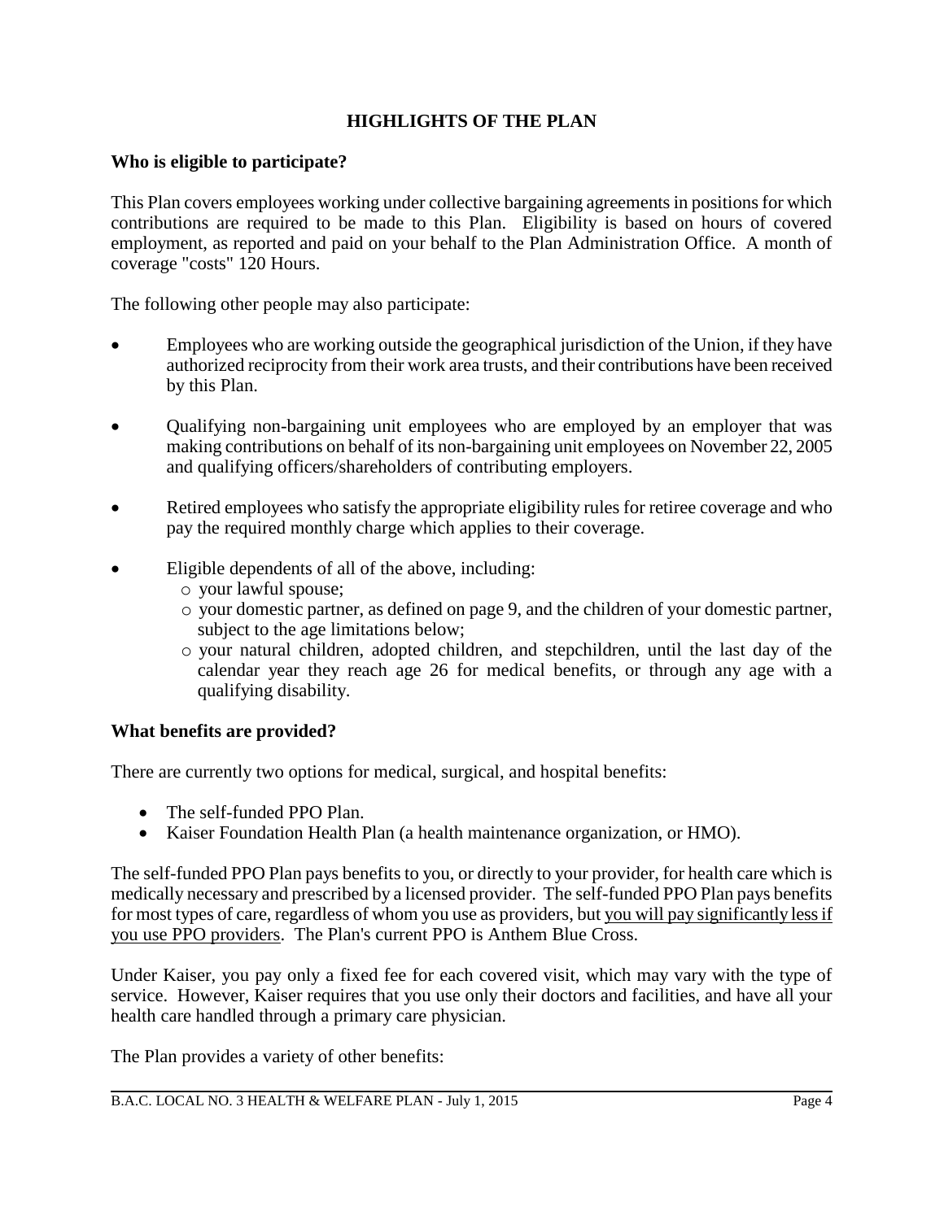## HIGHLIGHTS OF THE PLAN

### Who is eligible to participate?

This Plan covers employees working under collective bargaining agreements in positions for which contributions are required to be made to this Plan. Eligibility is based on hours of covered employment, as reported and paid on your behalf to the Plan Administration Office. A month of coverage "costs" 120 Hours.

The following other people may also participate:

- Employees who are working outside the geographical jurisdiction of the Union, if they have authorized reciprocity from their work area trusts, and their contributions have been received by this Plan.
- Qualifying non-bargaining unit employees who are employed by an employer that was making contributions on behalf of its non-bargaining unit employees on November 22, 2005 and qualifying officers/shareholders of contributing employers.
- Retired employees who satisfy the appropriate eligibility rules for retiree coverage and who pay the required monthly charge which applies to their coverage.
- Eligible dependents of all of the above, including:
  - your lawful spouse;
  - your domestic partner, as defined on page 9, and the children of your domestic partner, subject to the age limitations below;
  - your natural children, adopted children, and stepchildren, until the last day of the calendar year they reach age 26 for medical benefits, or through any age with a qualifying disability.

### What benefits are provided?

There are currently two options for medical, surgical, and hospital benefits:

- The self-funded PPO Plan.
- Kaiser Foundation Health Plan (a health maintenance organization, or HMO).

The self-funded PPO Plan pays benefits to you, or directly to your provider, for health care which is medically necessary and prescribed by a licensed provider. The self-funded PPO Plan pays benefits for most types of care, regardless of whom you use as providers, but <u>you will pay significantly less if you use PPO providers</u>. The Plan's current PPO is Anthem Blue Cross.

Under Kaiser, you pay only a fixed fee for each covered visit, which may vary with the type of service. However, Kaiser requires that you use only their doctors and facilities, and have all your health care handled through a primary care physician.

The Plan provides a variety of other benefits: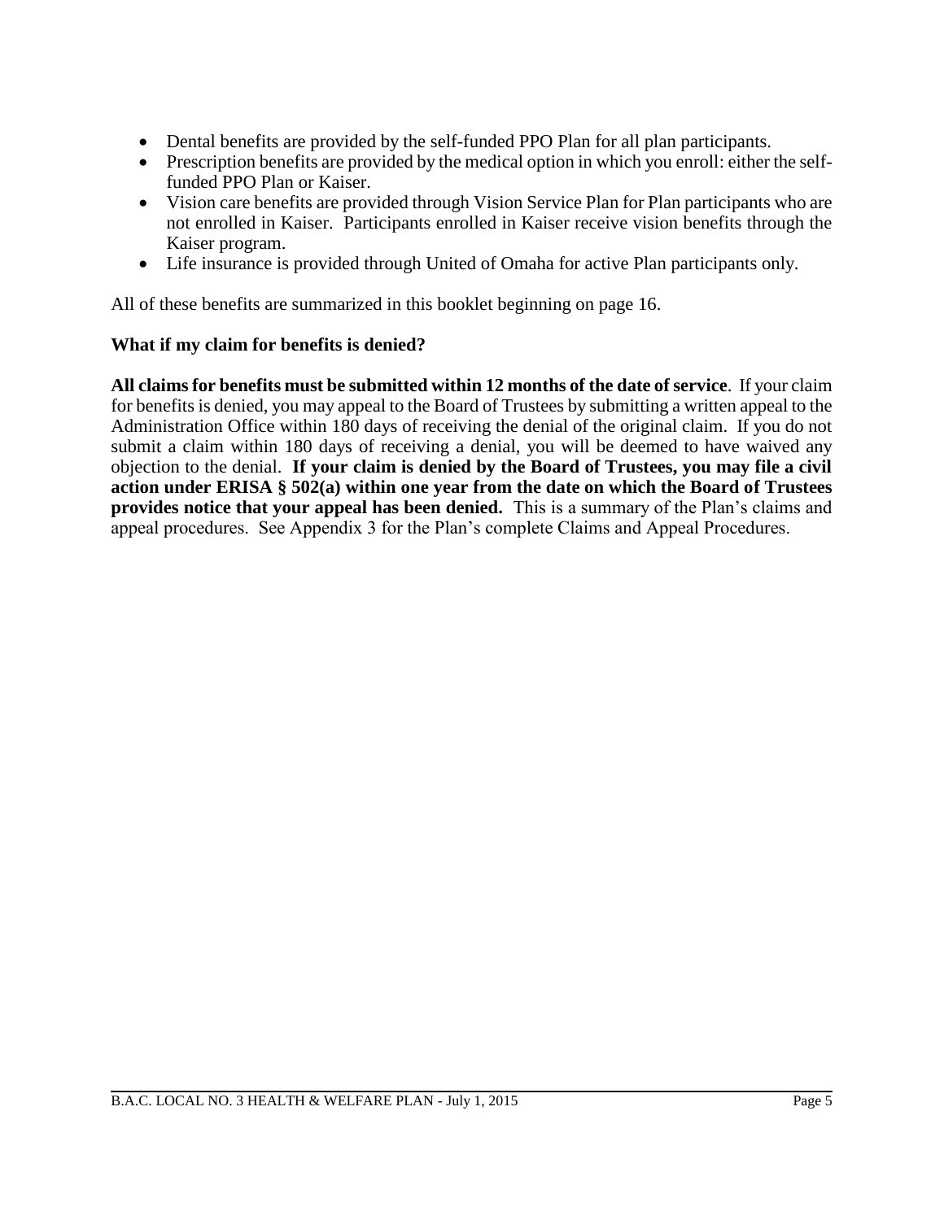- Dental benefits are provided by the self-funded PPO Plan for all plan participants.
- Prescription benefits are provided by the medical option in which you enroll: either the self-funded PPO Plan or Kaiser.
- Vision care benefits are provided through Vision Service Plan for Plan participants who are not enrolled in Kaiser. Participants enrolled in Kaiser receive vision benefits through the Kaiser program.
- Life insurance is provided through United of Omaha for active Plan participants only.

All of these benefits are summarized in this booklet beginning on page 16.

**What if my claim for benefits is denied?**

**All claims for benefits must be submitted within 12 months of the date of service**. If your claim for benefits is denied, you may appeal to the Board of Trustees by submitting a written appeal to the Administration Office within 180 days of receiving the denial of the original claim. If you do not submit a claim within 180 days of receiving a denial, you will be deemed to have waived any objection to the denial. **If your claim is denied by the Board of Trustees, you may file a civil action under ERISA § 502(a) within one year from the date on which the Board of Trustees provides notice that your appeal has been denied.** This is a summary of the Plan's claims and appeal procedures. See Appendix 3 for the Plan's complete Claims and Appeal Procedures.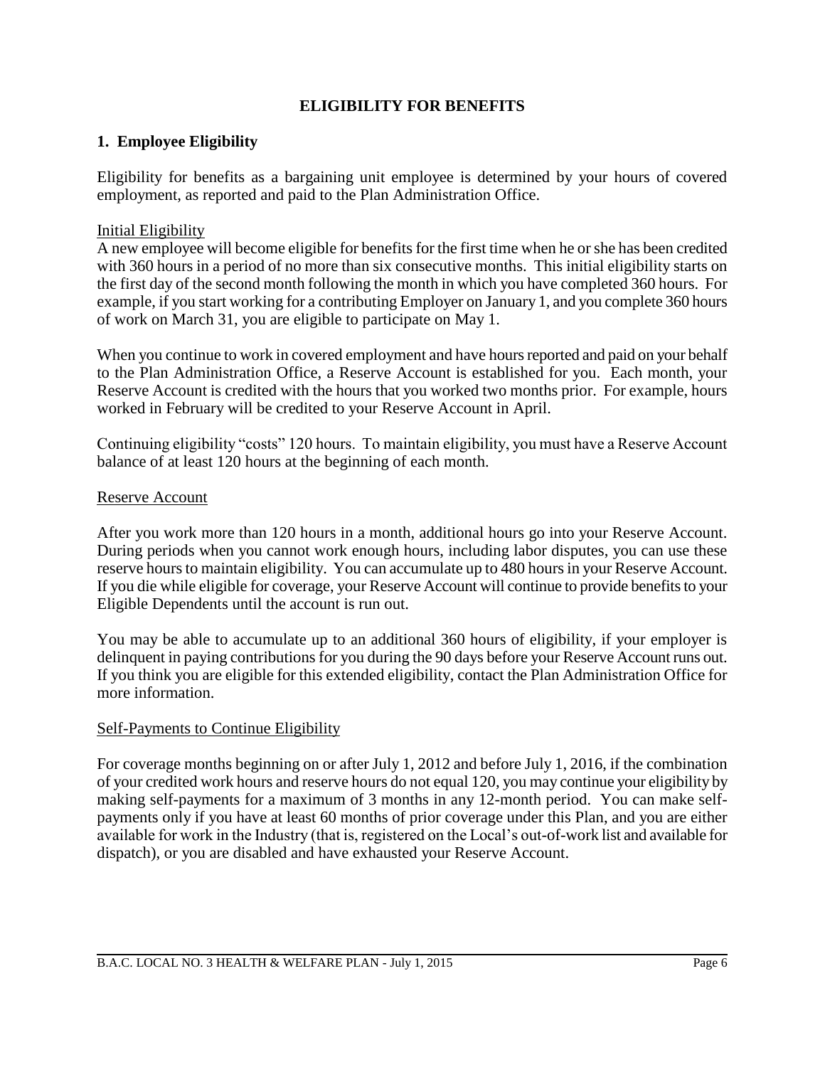# ELIGIBILITY FOR BENEFITS

## 1. Employee Eligibility

Eligibility for benefits as a bargaining unit employee is determined by your hours of covered employment, as reported and paid to the Plan Administration Office.

### Initial Eligibility

A new employee will become eligible for benefits for the first time when he or she has been credited with 360 hours in a period of no more than six consecutive months. This initial eligibility starts on the first day of the second month following the month in which you have completed 360 hours. For example, if you start working for a contributing Employer on January 1, and you complete 360 hours of work on March 31, you are eligible to participate on May 1.

When you continue to work in covered employment and have hours reported and paid on your behalf to the Plan Administration Office, a Reserve Account is established for you. Each month, your Reserve Account is credited with the hours that you worked two months prior. For example, hours worked in February will be credited to your Reserve Account in April.

Continuing eligibility "costs" 120 hours. To maintain eligibility, you must have a Reserve Account balance of at least 120 hours at the beginning of each month.

### Reserve Account

After you work more than 120 hours in a month, additional hours go into your Reserve Account. During periods when you cannot work enough hours, including labor disputes, you can use these reserve hours to maintain eligibility. You can accumulate up to 480 hours in your Reserve Account. If you die while eligible for coverage, your Reserve Account will continue to provide benefits to your Eligible Dependents until the account is run out.

You may be able to accumulate up to an additional 360 hours of eligibility, if your employer is delinquent in paying contributions for you during the 90 days before your Reserve Account runs out. If you think you are eligible for this extended eligibility, contact the Plan Administration Office for more information.

### Self-Payments to Continue Eligibility

For coverage months beginning on or after July 1, 2012 and before July 1, 2016, if the combination of your credited work hours and reserve hours do not equal 120, you may continue your eligibility by making self-payments for a maximum of 3 months in any 12-month period. You can make self-payments only if you have at least 60 months of prior coverage under this Plan, and you are either available for work in the Industry (that is, registered on the Local's out-of-work list and available for dispatch), or you are disabled and have exhausted your Reserve Account.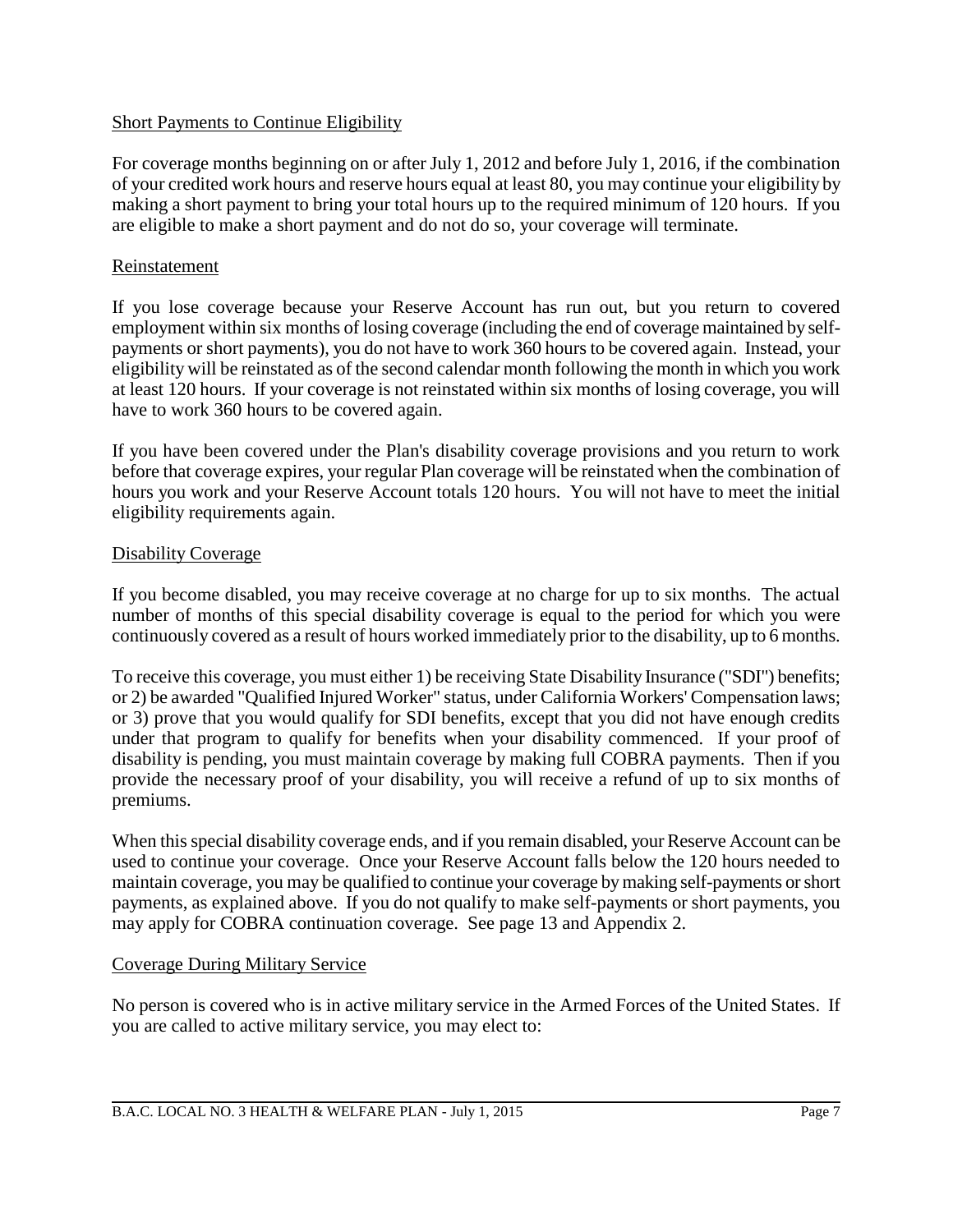## Short Payments to Continue Eligibility

For coverage months beginning on or after July 1, 2012 and before July 1, 2016, if the combination of your credited work hours and reserve hours equal at least 80, you may continue your eligibility by making a short payment to bring your total hours up to the required minimum of 120 hours. If you are eligible to make a short payment and do not do so, your coverage will terminate.

## Reinstatement

If you lose coverage because your Reserve Account has run out, but you return to covered employment within six months of losing coverage (including the end of coverage maintained by self-payments or short payments), you do not have to work 360 hours to be covered again. Instead, your eligibility will be reinstated as of the second calendar month following the month in which you work at least 120 hours. If your coverage is not reinstated within six months of losing coverage, you will have to work 360 hours to be covered again.

If you have been covered under the Plan's disability coverage provisions and you return to work before that coverage expires, your regular Plan coverage will be reinstated when the combination of hours you work and your Reserve Account totals 120 hours. You will not have to meet the initial eligibility requirements again.

## Disability Coverage

If you become disabled, you may receive coverage at no charge for up to six months. The actual number of months of this special disability coverage is equal to the period for which you were continuously covered as a result of hours worked immediately prior to the disability, up to 6 months.

To receive this coverage, you must either 1) be receiving State Disability Insurance ("SDI") benefits; or 2) be awarded "Qualified Injured Worker" status, under California Workers' Compensation laws; or 3) prove that you would qualify for SDI benefits, except that you did not have enough credits under that program to qualify for benefits when your disability commenced. If your proof of disability is pending, you must maintain coverage by making full COBRA payments. Then if you provide the necessary proof of your disability, you will receive a refund of up to six months of premiums.

When this special disability coverage ends, and if you remain disabled, your Reserve Account can be used to continue your coverage. Once your Reserve Account falls below the 120 hours needed to maintain coverage, you may be qualified to continue your coverage by making self-payments or short payments, as explained above. If you do not qualify to make self-payments or short payments, you may apply for COBRA continuation coverage. See page 13 and Appendix 2.

## Coverage During Military Service

No person is covered who is in active military service in the Armed Forces of the United States. If you are called to active military service, you may elect to: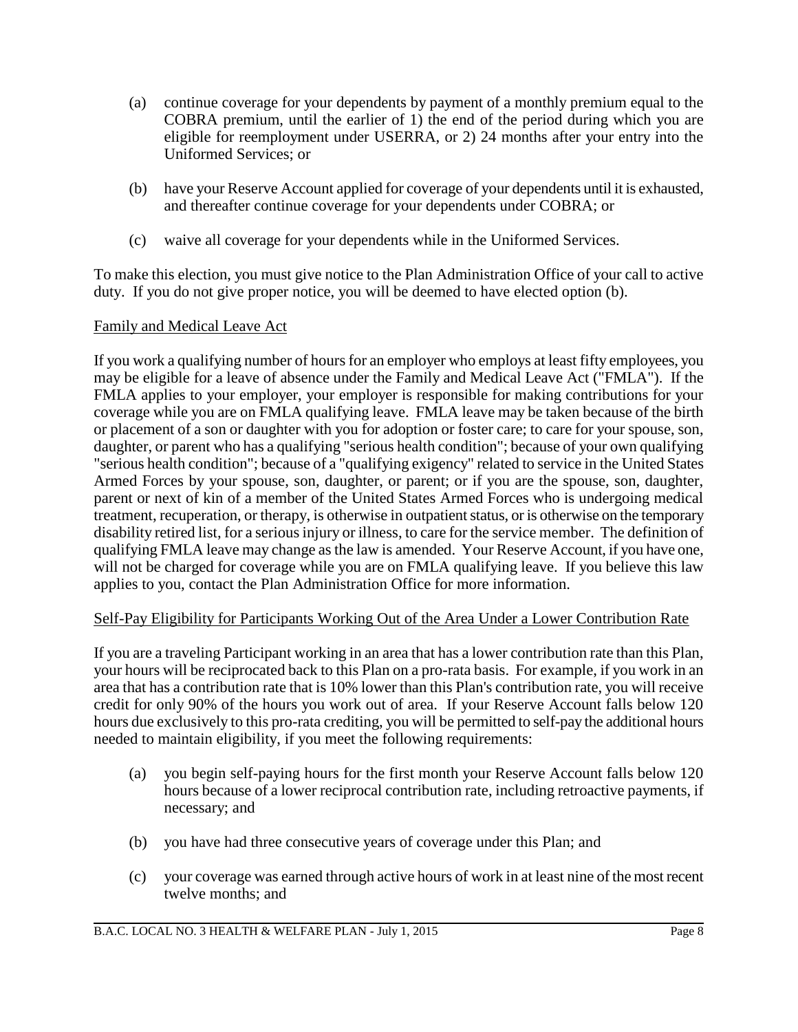(a) continue coverage for your dependents by payment of a monthly premium equal to the COBRA premium, until the earlier of 1) the end of the period during which you are eligible for reemployment under USERRA, or 2) 24 months after your entry into the Uniformed Services; or

(b) have your Reserve Account applied for coverage of your dependents until it is exhausted, and thereafter continue coverage for your dependents under COBRA; or

(c) waive all coverage for your dependents while in the Uniformed Services.

To make this election, you must give notice to the Plan Administration Office of your call to active duty. If you do not give proper notice, you will be deemed to have elected option (b).

Family and Medical Leave Act

If you work a qualifying number of hours for an employer who employs at least fifty employees, you may be eligible for a leave of absence under the Family and Medical Leave Act ("FMLA"). If the FMLA applies to your employer, your employer is responsible for making contributions for your coverage while you are on FMLA qualifying leave. FMLA leave may be taken because of the birth or placement of a son or daughter with you for adoption or foster care; to care for your spouse, son, daughter, or parent who has a qualifying "serious health condition"; because of your own qualifying "serious health condition"; because of a "qualifying exigency" related to service in the United States Armed Forces by your spouse, son, daughter, or parent; or if you are the spouse, son, daughter, parent or next of kin of a member of the United States Armed Forces who is undergoing medical treatment, recuperation, or therapy, is otherwise in outpatient status, or is otherwise on the temporary disability retired list, for a serious injury or illness, to care for the service member. The definition of qualifying FMLA leave may change as the law is amended. Your Reserve Account, if you have one, will not be charged for coverage while you are on FMLA qualifying leave. If you believe this law applies to you, contact the Plan Administration Office for more information.

Self-Pay Eligibility for Participants Working Out of the Area Under a Lower Contribution Rate

If you are a traveling Participant working in an area that has a lower contribution rate than this Plan, your hours will be reciprocated back to this Plan on a pro-rata basis. For example, if you work in an area that has a contribution rate that is 10% lower than this Plan's contribution rate, you will receive credit for only 90% of the hours you work out of area. If your Reserve Account falls below 120 hours due exclusively to this pro-rata crediting, you will be permitted to self-pay the additional hours needed to maintain eligibility, if you meet the following requirements:

(a) you begin self-paying hours for the first month your Reserve Account falls below 120 hours because of a lower reciprocal contribution rate, including retroactive payments, if necessary; and

(b) you have had three consecutive years of coverage under this Plan; and

(c) your coverage was earned through active hours of work in at least nine of the most recent twelve months; and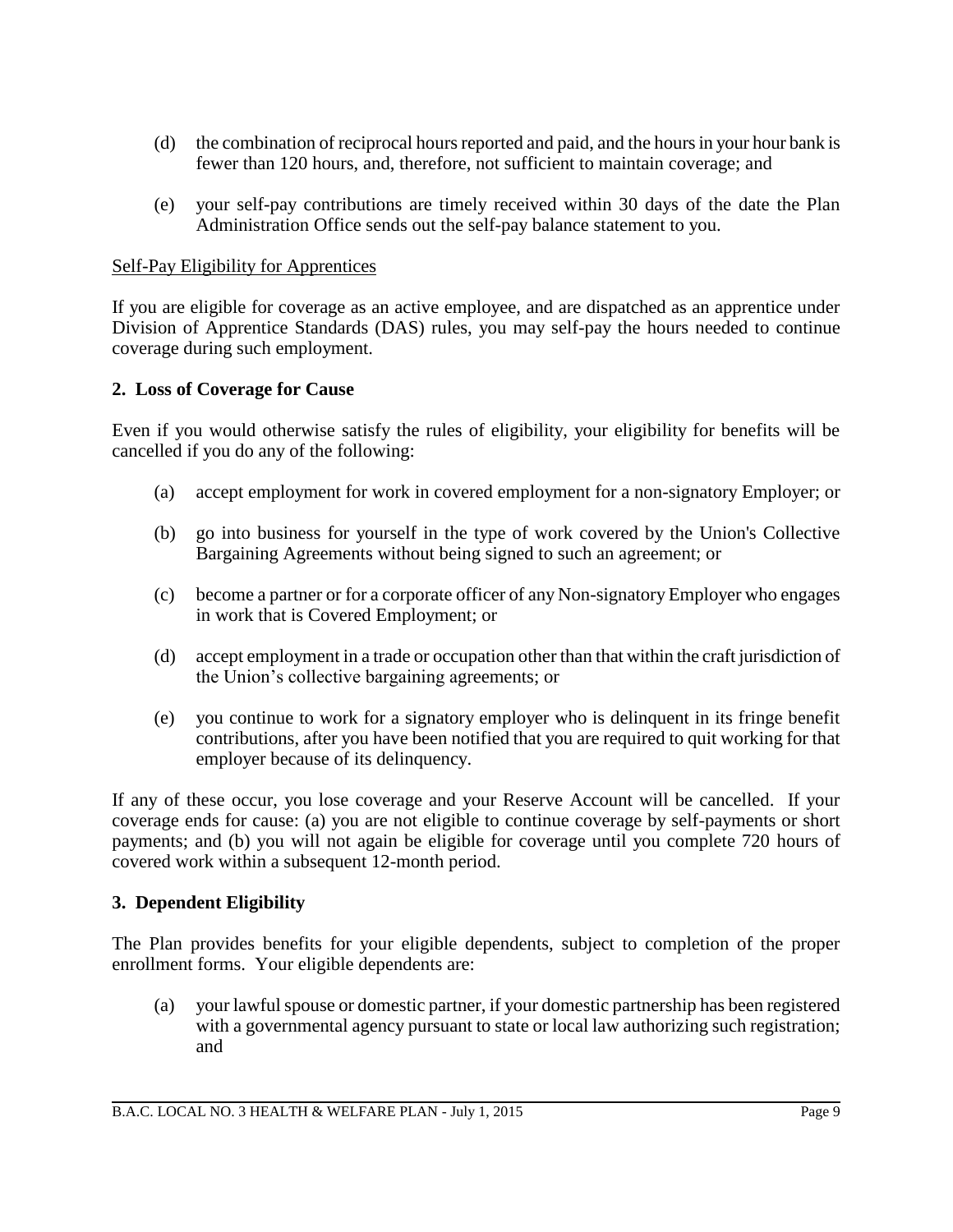(d) the combination of reciprocal hours reported and paid, and the hours in your hour bank is fewer than 120 hours, and, therefore, not sufficient to maintain coverage; and

(e) your self-pay contributions are timely received within 30 days of the date the Plan Administration Office sends out the self-pay balance statement to you.

Self-Pay Eligibility for Apprentices

If you are eligible for coverage as an active employee, and are dispatched as an apprentice under Division of Apprentice Standards (DAS) rules, you may self-pay the hours needed to continue coverage during such employment.

**2. Loss of Coverage for Cause**

Even if you would otherwise satisfy the rules of eligibility, your eligibility for benefits will be cancelled if you do any of the following:

(a) accept employment for work in covered employment for a non-signatory Employer; or

(b) go into business for yourself in the type of work covered by the Union's Collective Bargaining Agreements without being signed to such an agreement; or

(c) become a partner or for a corporate officer of any Non-signatory Employer who engages in work that is Covered Employment; or

(d) accept employment in a trade or occupation other than that within the craft jurisdiction of the Union's collective bargaining agreements; or

(e) you continue to work for a signatory employer who is delinquent in its fringe benefit contributions, after you have been notified that you are required to quit working for that employer because of its delinquency.

If any of these occur, you lose coverage and your Reserve Account will be cancelled. If your coverage ends for cause: (a) you are not eligible to continue coverage by self-payments or short payments; and (b) you will not again be eligible for coverage until you complete 720 hours of covered work within a subsequent 12-month period.

**3. Dependent Eligibility**

The Plan provides benefits for your eligible dependents, subject to completion of the proper enrollment forms. Your eligible dependents are:

(a) your lawful spouse or domestic partner, if your domestic partnership has been registered with a governmental agency pursuant to state or local law authorizing such registration; and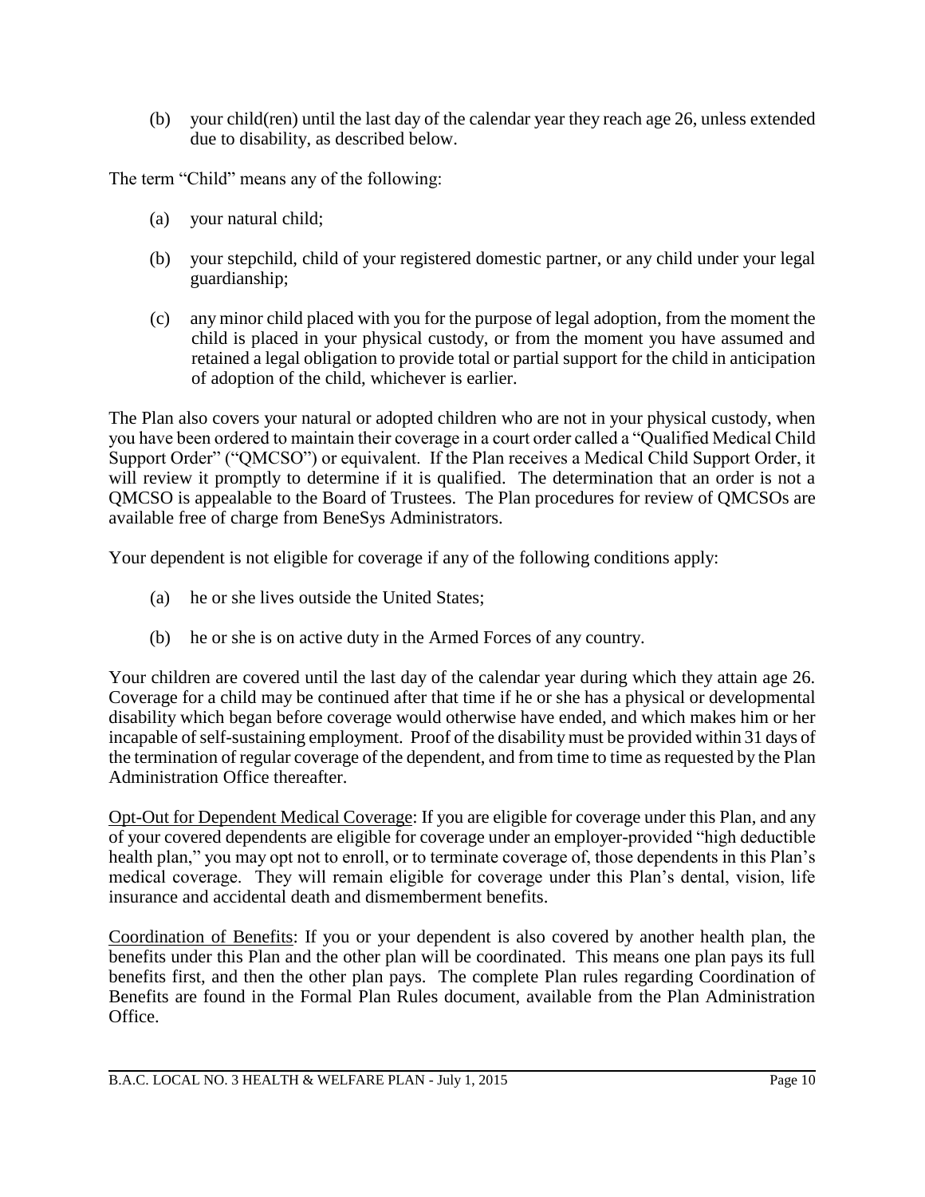(b) your child(ren) until the last day of the calendar year they reach age 26, unless extended due to disability, as described below.

The term "Child" means any of the following:

(a) your natural child;

(b) your stepchild, child of your registered domestic partner, or any child under your legal guardianship;

(c) any minor child placed with you for the purpose of legal adoption, from the moment the child is placed in your physical custody, or from the moment you have assumed and retained a legal obligation to provide total or partial support for the child in anticipation of adoption of the child, whichever is earlier.

The Plan also covers your natural or adopted children who are not in your physical custody, when you have been ordered to maintain their coverage in a court order called a "Qualified Medical Child Support Order" ("QMCSO") or equivalent. If the Plan receives a Medical Child Support Order, it will review it promptly to determine if it is qualified. The determination that an order is not a QMCSO is appealable to the Board of Trustees. The Plan procedures for review of QMCSOs are available free of charge from BeneSys Administrators.

Your dependent is not eligible for coverage if any of the following conditions apply:

(a) he or she lives outside the United States;

(b) he or she is on active duty in the Armed Forces of any country.

Your children are covered until the last day of the calendar year during which they attain age 26. Coverage for a child may be continued after that time if he or she has a physical or developmental disability which began before coverage would otherwise have ended, and which makes him or her incapable of self-sustaining employment. Proof of the disability must be provided within 31 days of the termination of regular coverage of the dependent, and from time to time as requested by the Plan Administration Office thereafter.

<u>Opt-Out for Dependent Medical Coverage</u>: If you are eligible for coverage under this Plan, and any of your covered dependents are eligible for coverage under an employer-provided "high deductible health plan," you may opt not to enroll, or to terminate coverage of, those dependents in this Plan's medical coverage. They will remain eligible for coverage under this Plan's dental, vision, life insurance and accidental death and dismemberment benefits.

<u>Coordination of Benefits</u>: If you or your dependent is also covered by another health plan, the benefits under this Plan and the other plan will be coordinated. This means one plan pays its full benefits first, and then the other plan pays. The complete Plan rules regarding Coordination of Benefits are found in the Formal Plan Rules document, available from the Plan Administration Office.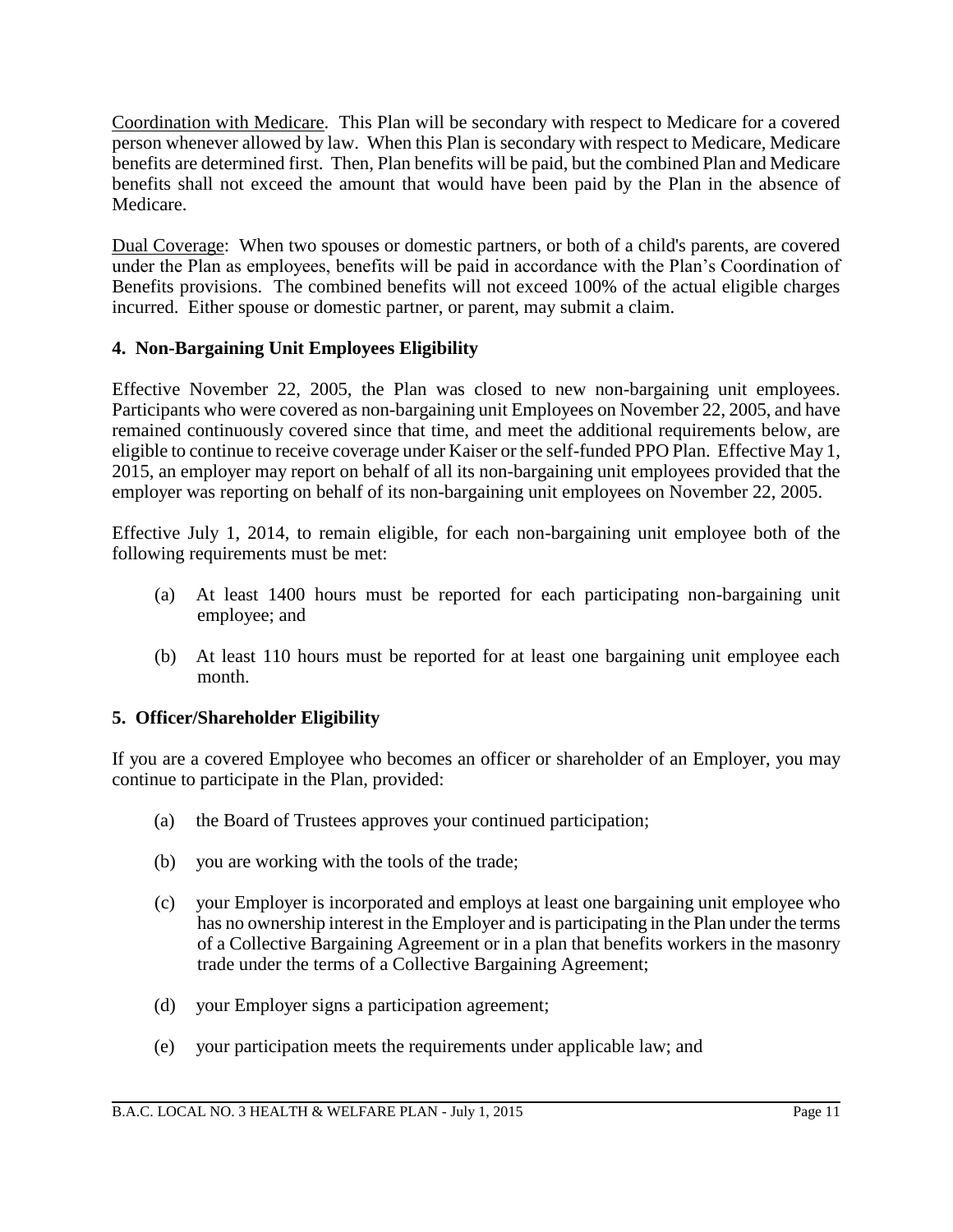Coordination with Medicare. This Plan will be secondary with respect to Medicare for a covered person whenever allowed by law. When this Plan is secondary with respect to Medicare, Medicare benefits are determined first. Then, Plan benefits will be paid, but the combined Plan and Medicare benefits shall not exceed the amount that would have been paid by the Plan in the absence of Medicare.

Dual Coverage: When two spouses or domestic partners, or both of a child's parents, are covered under the Plan as employees, benefits will be paid in accordance with the Plan's Coordination of Benefits provisions. The combined benefits will not exceed 100% of the actual eligible charges incurred. Either spouse or domestic partner, or parent, may submit a claim.

**4. Non-Bargaining Unit Employees Eligibility**

Effective November 22, 2005, the Plan was closed to new non-bargaining unit employees. Participants who were covered as non-bargaining unit Employees on November 22, 2005, and have remained continuously covered since that time, and meet the additional requirements below, are eligible to continue to receive coverage under Kaiser or the self-funded PPO Plan. Effective May 1, 2015, an employer may report on behalf of all its non-bargaining unit employees provided that the employer was reporting on behalf of its non-bargaining unit employees on November 22, 2005.

Effective July 1, 2014, to remain eligible, for each non-bargaining unit employee both of the following requirements must be met:

(a) At least 1400 hours must be reported for each participating non-bargaining unit employee; and

(b) At least 110 hours must be reported for at least one bargaining unit employee each month.

**5. Officer/Shareholder Eligibility**

If you are a covered Employee who becomes an officer or shareholder of an Employer, you may continue to participate in the Plan, provided:

(a) the Board of Trustees approves your continued participation;

(b) you are working with the tools of the trade;

(c) your Employer is incorporated and employs at least one bargaining unit employee who has no ownership interest in the Employer and is participating in the Plan under the terms of a Collective Bargaining Agreement or in a plan that benefits workers in the masonry trade under the terms of a Collective Bargaining Agreement;

(d) your Employer signs a participation agreement;

(e) your participation meets the requirements under applicable law; and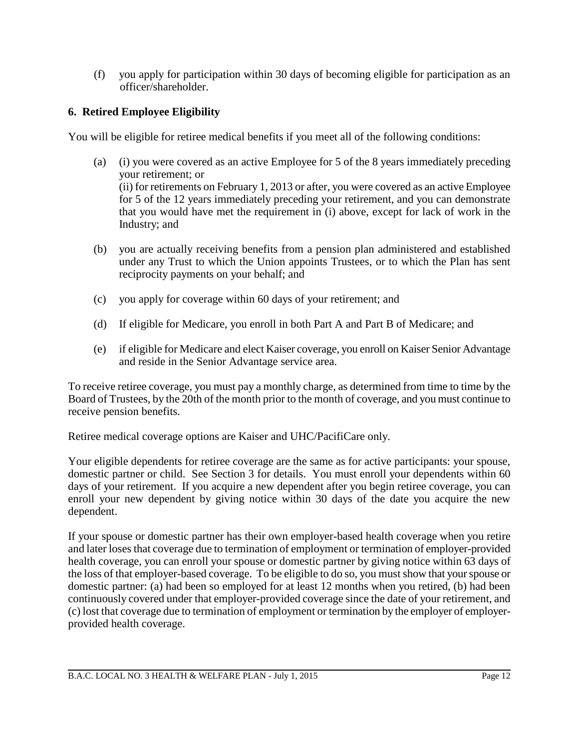(f) you apply for participation within 30 days of becoming eligible for participation as an officer/shareholder.

## 6. Retired Employee Eligibility

You will be eligible for retiree medical benefits if you meet all of the following conditions:

(a) (i) you were covered as an active Employee for 5 of the 8 years immediately preceding your retirement; or
(ii) for retirements on February 1, 2013 or after, you were covered as an active Employee for 5 of the 12 years immediately preceding your retirement, and you can demonstrate that you would have met the requirement in (i) above, except for lack of work in the Industry; and

(b) you are actually receiving benefits from a pension plan administered and established under any Trust to which the Union appoints Trustees, or to which the Plan has sent reciprocity payments on your behalf; and

(c) you apply for coverage within 60 days of your retirement; and

(d) If eligible for Medicare, you enroll in both Part A and Part B of Medicare; and

(e) if eligible for Medicare and elect Kaiser coverage, you enroll on Kaiser Senior Advantage and reside in the Senior Advantage service area.

To receive retiree coverage, you must pay a monthly charge, as determined from time to time by the Board of Trustees, by the 20th of the month prior to the month of coverage, and you must continue to receive pension benefits.

Retiree medical coverage options are Kaiser and UHC/PacifiCare only.

Your eligible dependents for retiree coverage are the same as for active participants: your spouse, domestic partner or child. See Section 3 for details. You must enroll your dependents within 60 days of your retirement. If you acquire a new dependent after you begin retiree coverage, you can enroll your new dependent by giving notice within 30 days of the date you acquire the new dependent.

If your spouse or domestic partner has their own employer-based health coverage when you retire and later loses that coverage due to termination of employment or termination of employer-provided health coverage, you can enroll your spouse or domestic partner by giving notice within 63 days of the loss of that employer-based coverage. To be eligible to do so, you must show that your spouse or domestic partner: (a) had been so employed for at least 12 months when you retired, (b) had been continuously covered under that employer-provided coverage since the date of your retirement, and (c) lost that coverage due to termination of employment or termination by the employer of employer-provided health coverage.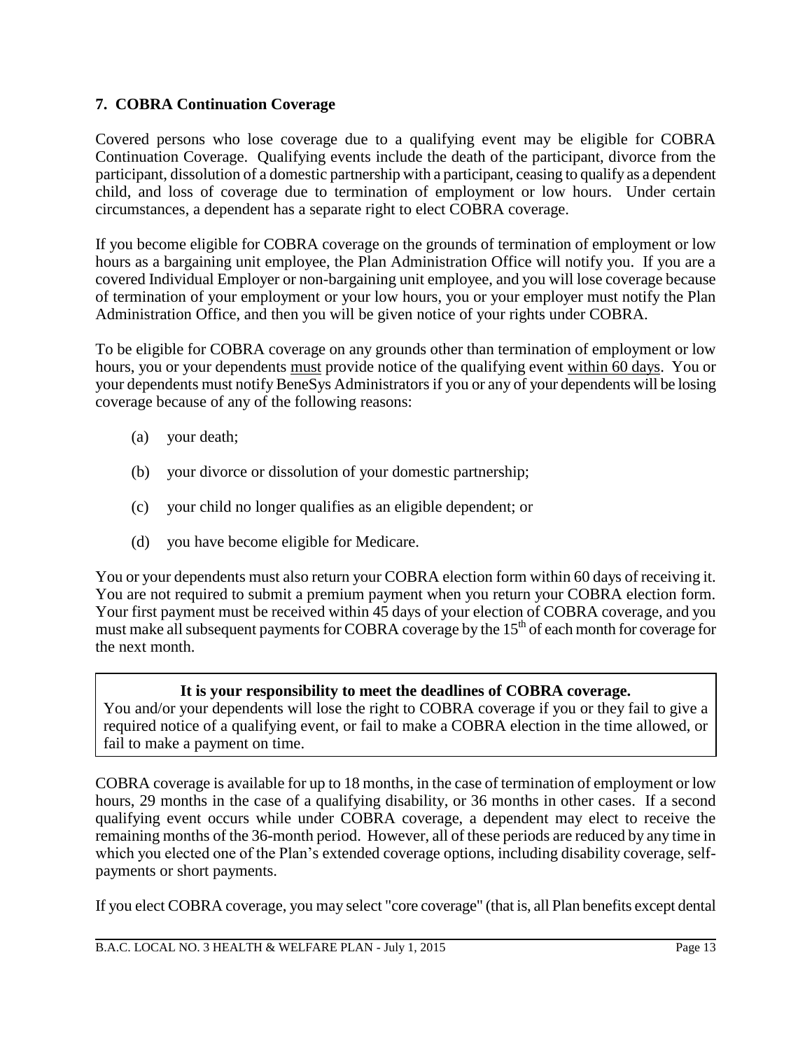### 7. COBRA Continuation Coverage

Covered persons who lose coverage due to a qualifying event may be eligible for COBRA Continuation Coverage. Qualifying events include the death of the participant, divorce from the participant, dissolution of a domestic partnership with a participant, ceasing to qualify as a dependent child, and loss of coverage due to termination of employment or low hours. Under certain circumstances, a dependent has a separate right to elect COBRA coverage.

If you become eligible for COBRA coverage on the grounds of termination of employment or low hours as a bargaining unit employee, the Plan Administration Office will notify you. If you are a covered Individual Employer or non-bargaining unit employee, and you will lose coverage because of termination of your employment or your low hours, you or your employer must notify the Plan Administration Office, and then you will be given notice of your rights under COBRA.

To be eligible for COBRA coverage on any grounds other than termination of employment or low hours, you or your dependents <u>must</u> provide notice of the qualifying event <u>within 60 days</u>. You or your dependents must notify BeneSys Administrators if you or any of your dependents will be losing coverage because of any of the following reasons:

(a) your death;

(b) your divorce or dissolution of your domestic partnership;

(c) your child no longer qualifies as an eligible dependent; or

(d) you have become eligible for Medicare.

You or your dependents must also return your COBRA election form within 60 days of receiving it. You are not required to submit a premium payment when you return your COBRA election form. Your first payment must be received within 45 days of your election of COBRA coverage, and you must make all subsequent payments for COBRA coverage by the 15th of each month for coverage for the next month.

**It is your responsibility to meet the deadlines of COBRA coverage.**
You and/or your dependents will lose the right to COBRA coverage if you or they fail to give a required notice of a qualifying event, or fail to make a COBRA election in the time allowed, or fail to make a payment on time.

COBRA coverage is available for up to 18 months, in the case of termination of employment or low hours, 29 months in the case of a qualifying disability, or 36 months in other cases. If a second qualifying event occurs while under COBRA coverage, a dependent may elect to receive the remaining months of the 36-month period. However, all of these periods are reduced by any time in which you elected one of the Plan's extended coverage options, including disability coverage, self-payments or short payments.

If you elect COBRA coverage, you may select "core coverage" (that is, all Plan benefits except dental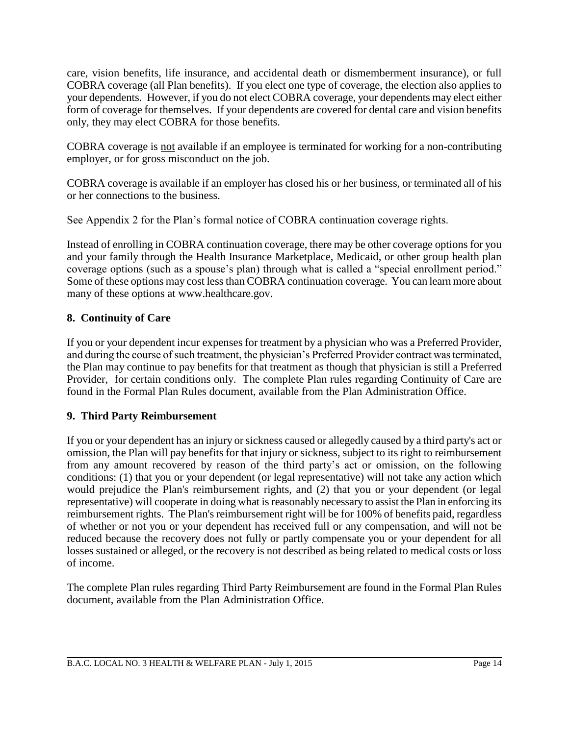care, vision benefits, life insurance, and accidental death or dismemberment insurance), or full COBRA coverage (all Plan benefits). If you elect one type of coverage, the election also applies to your dependents. However, if you do not elect COBRA coverage, your dependents may elect either form of coverage for themselves. If your dependents are covered for dental care and vision benefits only, they may elect COBRA for those benefits.

COBRA coverage is <u>not</u> available if an employee is terminated for working for a non-contributing employer, or for gross misconduct on the job.

COBRA coverage is available if an employer has closed his or her business, or terminated all of his or her connections to the business.

See Appendix 2 for the Plan's formal notice of COBRA continuation coverage rights.

Instead of enrolling in COBRA continuation coverage, there may be other coverage options for you and your family through the Health Insurance Marketplace, Medicaid, or other group health plan coverage options (such as a spouse's plan) through what is called a "special enrollment period." Some of these options may cost less than COBRA continuation coverage. You can learn more about many of these options at www.healthcare.gov.

## 8. Continuity of Care

If you or your dependent incur expenses for treatment by a physician who was a Preferred Provider, and during the course of such treatment, the physician's Preferred Provider contract was terminated, the Plan may continue to pay benefits for that treatment as though that physician is still a Preferred Provider, for certain conditions only. The complete Plan rules regarding Continuity of Care are found in the Formal Plan Rules document, available from the Plan Administration Office.

## 9. Third Party Reimbursement

If you or your dependent has an injury or sickness caused or allegedly caused by a third party's act or omission, the Plan will pay benefits for that injury or sickness, subject to its right to reimbursement from any amount recovered by reason of the third party's act or omission, on the following conditions: (1) that you or your dependent (or legal representative) will not take any action which would prejudice the Plan's reimbursement rights, and (2) that you or your dependent (or legal representative) will cooperate in doing what is reasonably necessary to assist the Plan in enforcing its reimbursement rights. The Plan's reimbursement right will be for 100% of benefits paid, regardless of whether or not you or your dependent has received full or any compensation, and will not be reduced because the recovery does not fully or partly compensate you or your dependent for all losses sustained or alleged, or the recovery is not described as being related to medical costs or loss of income.

The complete Plan rules regarding Third Party Reimbursement are found in the Formal Plan Rules document, available from the Plan Administration Office.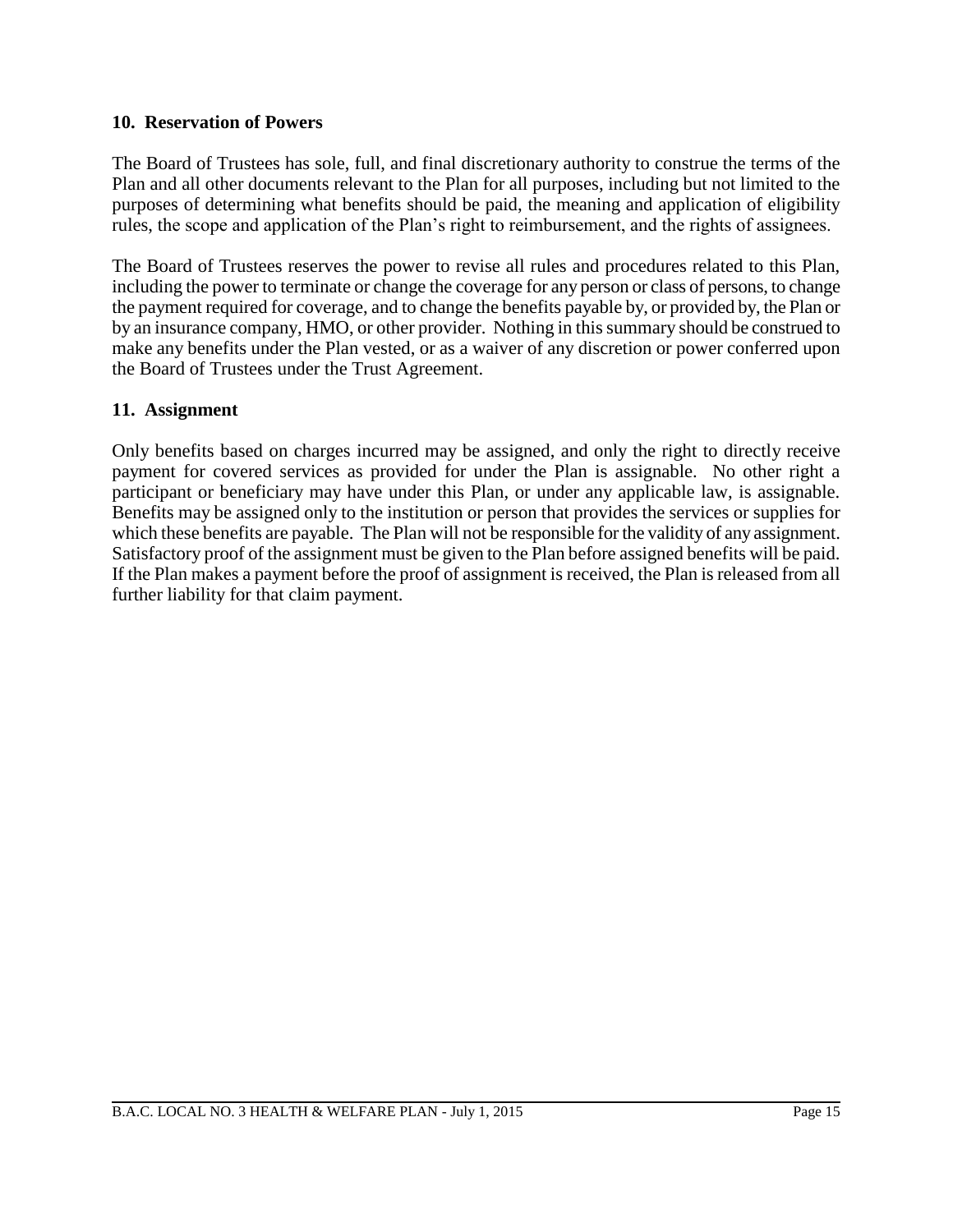### 10. Reservation of Powers

The Board of Trustees has sole, full, and final discretionary authority to construe the terms of the Plan and all other documents relevant to the Plan for all purposes, including but not limited to the purposes of determining what benefits should be paid, the meaning and application of eligibility rules, the scope and application of the Plan's right to reimbursement, and the rights of assignees.

The Board of Trustees reserves the power to revise all rules and procedures related to this Plan, including the power to terminate or change the coverage for any person or class of persons, to change the payment required for coverage, and to change the benefits payable by, or provided by, the Plan or by an insurance company, HMO, or other provider. Nothing in this summary should be construed to make any benefits under the Plan vested, or as a waiver of any discretion or power conferred upon the Board of Trustees under the Trust Agreement.

### 11. Assignment

Only benefits based on charges incurred may be assigned, and only the right to directly receive payment for covered services as provided for under the Plan is assignable. No other right a participant or beneficiary may have under this Plan, or under any applicable law, is assignable. Benefits may be assigned only to the institution or person that provides the services or supplies for which these benefits are payable. The Plan will not be responsible for the validity of any assignment. Satisfactory proof of the assignment must be given to the Plan before assigned benefits will be paid. If the Plan makes a payment before the proof of assignment is received, the Plan is released from all further liability for that claim payment.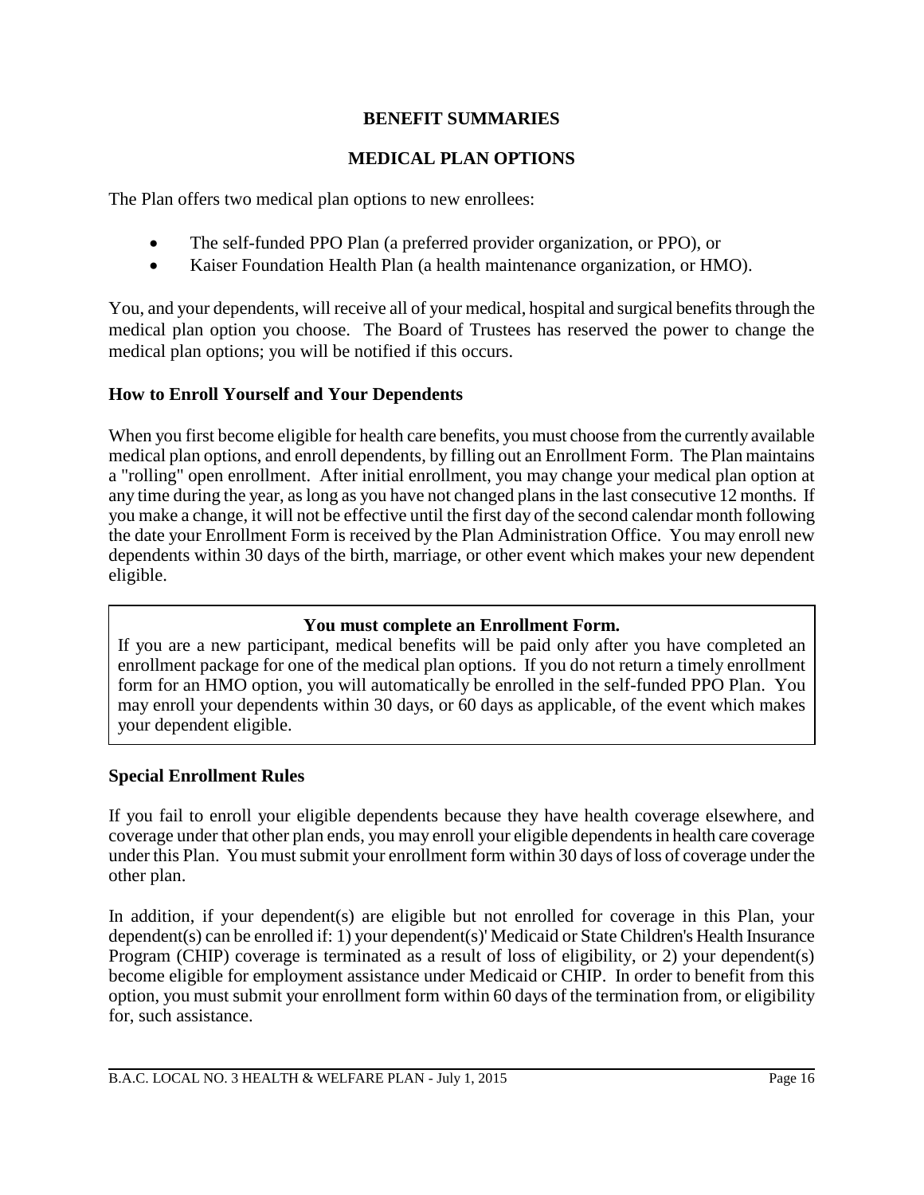# BENEFIT SUMMARIES

## MEDICAL PLAN OPTIONS

The Plan offers two medical plan options to new enrollees:

- The self-funded PPO Plan (a preferred provider organization, or PPO), or
- Kaiser Foundation Health Plan (a health maintenance organization, or HMO).

You, and your dependents, will receive all of your medical, hospital and surgical benefits through the medical plan option you choose. The Board of Trustees has reserved the power to change the medical plan options; you will be notified if this occurs.

### How to Enroll Yourself and Your Dependents

When you first become eligible for health care benefits, you must choose from the currently available medical plan options, and enroll dependents, by filling out an Enrollment Form. The Plan maintains a "rolling" open enrollment. After initial enrollment, you may change your medical plan option at any time during the year, as long as you have not changed plans in the last consecutive 12 months. If you make a change, it will not be effective until the first day of the second calendar month following the date your Enrollment Form is received by the Plan Administration Office. You may enroll new dependents within 30 days of the birth, marriage, or other event which makes your new dependent eligible.

**You must complete an Enrollment Form.**

If you are a new participant, medical benefits will be paid only after you have completed an enrollment package for one of the medical plan options. If you do not return a timely enrollment form for an HMO option, you will automatically be enrolled in the self-funded PPO Plan. You may enroll your dependents within 30 days, or 60 days as applicable, of the event which makes your dependent eligible.

### Special Enrollment Rules

If you fail to enroll your eligible dependents because they have health coverage elsewhere, and coverage under that other plan ends, you may enroll your eligible dependents in health care coverage under this Plan. You must submit your enrollment form within 30 days of loss of coverage under the other plan.

In addition, if your dependent(s) are eligible but not enrolled for coverage in this Plan, your dependent(s) can be enrolled if: 1) your dependent(s)' Medicaid or State Children's Health Insurance Program (CHIP) coverage is terminated as a result of loss of eligibility, or 2) your dependent(s) become eligible for employment assistance under Medicaid or CHIP. In order to benefit from this option, you must submit your enrollment form within 60 days of the termination from, or eligibility for, such assistance.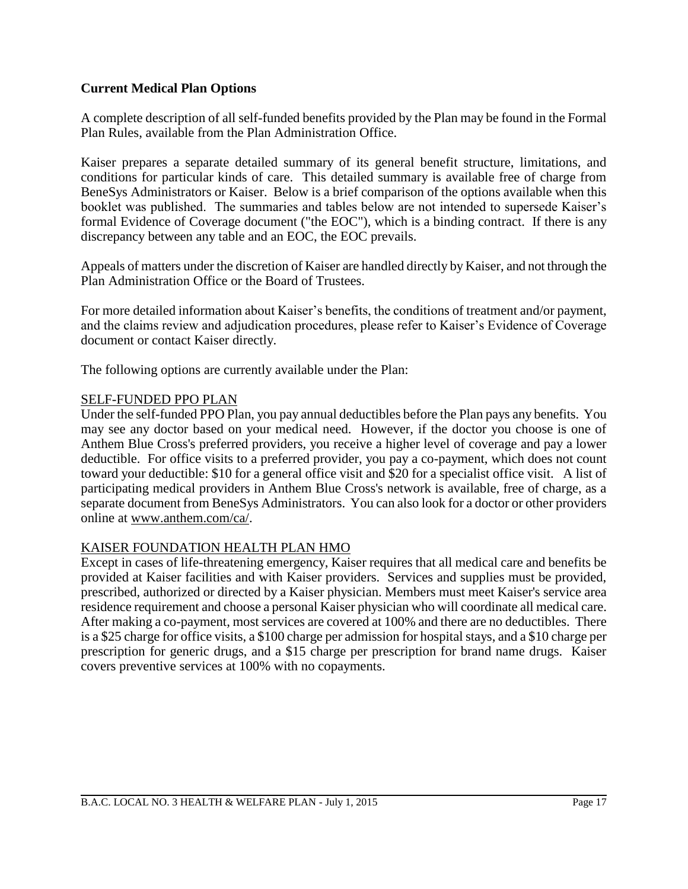## Current Medical Plan Options

A complete description of all self-funded benefits provided by the Plan may be found in the Formal Plan Rules, available from the Plan Administration Office.

Kaiser prepares a separate detailed summary of its general benefit structure, limitations, and conditions for particular kinds of care. This detailed summary is available free of charge from BeneSys Administrators or Kaiser. Below is a brief comparison of the options available when this booklet was published. The summaries and tables below are not intended to supersede Kaiser's formal Evidence of Coverage document ("the EOC"), which is a binding contract. If there is any discrepancy between any table and an EOC, the EOC prevails.

Appeals of matters under the discretion of Kaiser are handled directly by Kaiser, and not through the Plan Administration Office or the Board of Trustees.

For more detailed information about Kaiser's benefits, the conditions of treatment and/or payment, and the claims review and adjudication procedures, please refer to Kaiser's Evidence of Coverage document or contact Kaiser directly.

The following options are currently available under the Plan:

SELF-FUNDED PPO PLAN

Under the self-funded PPO Plan, you pay annual deductibles before the Plan pays any benefits. You may see any doctor based on your medical need. However, if the doctor you choose is one of Anthem Blue Cross's preferred providers, you receive a higher level of coverage and pay a lower deductible. For office visits to a preferred provider, you pay a co-payment, which does not count toward your deductible: $10 for a general office visit and $20 for a specialist office visit. A list of participating medical providers in Anthem Blue Cross's network is available, free of charge, as a separate document from BeneSys Administrators. You can also look for a doctor or other providers online at www.anthem.com/ca/.

KAISER FOUNDATION HEALTH PLAN HMO

Except in cases of life-threatening emergency, Kaiser requires that all medical care and benefits be provided at Kaiser facilities and with Kaiser providers. Services and supplies must be provided, prescribed, authorized or directed by a Kaiser physician. Members must meet Kaiser's service area residence requirement and choose a personal Kaiser physician who will coordinate all medical care. After making a co-payment, most services are covered at 100% and there are no deductibles. There is a $25 charge for office visits, a $100 charge per admission for hospital stays, and a $10 charge per prescription for generic drugs, and a $15 charge per prescription for brand name drugs. Kaiser covers preventive services at 100% with no copayments.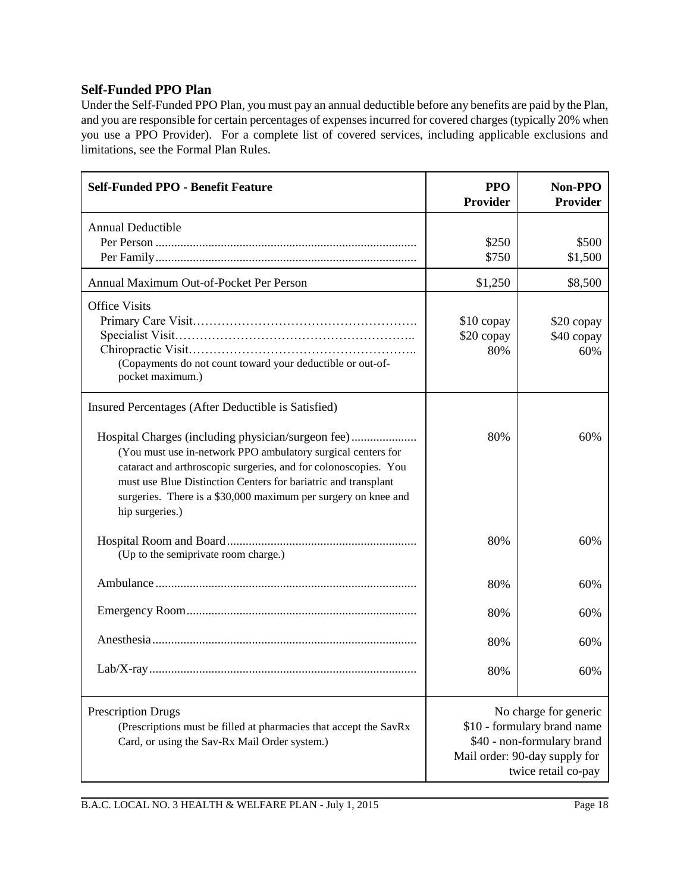## Self-Funded PPO Plan

Under the Self-Funded PPO Plan, you must pay an annual deductible before any benefits are paid by the Plan, and you are responsible for certain percentages of expenses incurred for covered charges (typically 20% when you use a PPO Provider). For a complete list of covered services, including applicable exclusions and limitations, see the Formal Plan Rules.

| **Self-Funded PPO - Benefit Feature** | **PPO Provider** | **Non-PPO Provider** |
|---|---|---|
| Annual Deductible | | |
| Per Person | $250 | $500 |
| Per Family | $750 | $1,500 |
| Annual Maximum Out-of-Pocket Per Person | $1,250 | $8,500 |
| Office Visits | | |
| Primary Care Visit | $10 copay | $20 copay |
| Specialist Visit | $20 copay | $40 copay |
| Chiropractic Visit | 80% | 60% |
| (Copayments do not count toward your deductible or out-of-pocket maximum.) | | |
| Insured Percentages (After Deductible is Satisfied) | | |
| Hospital Charges (including physician/surgeon fee) (You must use in-network PPO ambulatory surgical centers for cataract and arthroscopic surgeries, and for colonoscopies. You must use Blue Distinction Centers for bariatric and transplant surgeries. There is a $30,000 maximum per surgery on knee and hip surgeries.) | 80% | 60% |
| Hospital Room and Board (Up to the semiprivate room charge.) | 80% | 60% |
| Ambulance | 80% | 60% |
| Emergency Room | 80% | 60% |
| Anesthesia | 80% | 60% |
| Lab/X-ray | 80% | 60% |
| Prescription Drugs (Prescriptions must be filled at pharmacies that accept the SavRx Card, or using the Sav-Rx Mail Order system.) | No charge for generic<br>$10 - formulary brand name<br>$40 - non-formulary brand<br>Mail order: 90-day supply for twice retail co-pay | |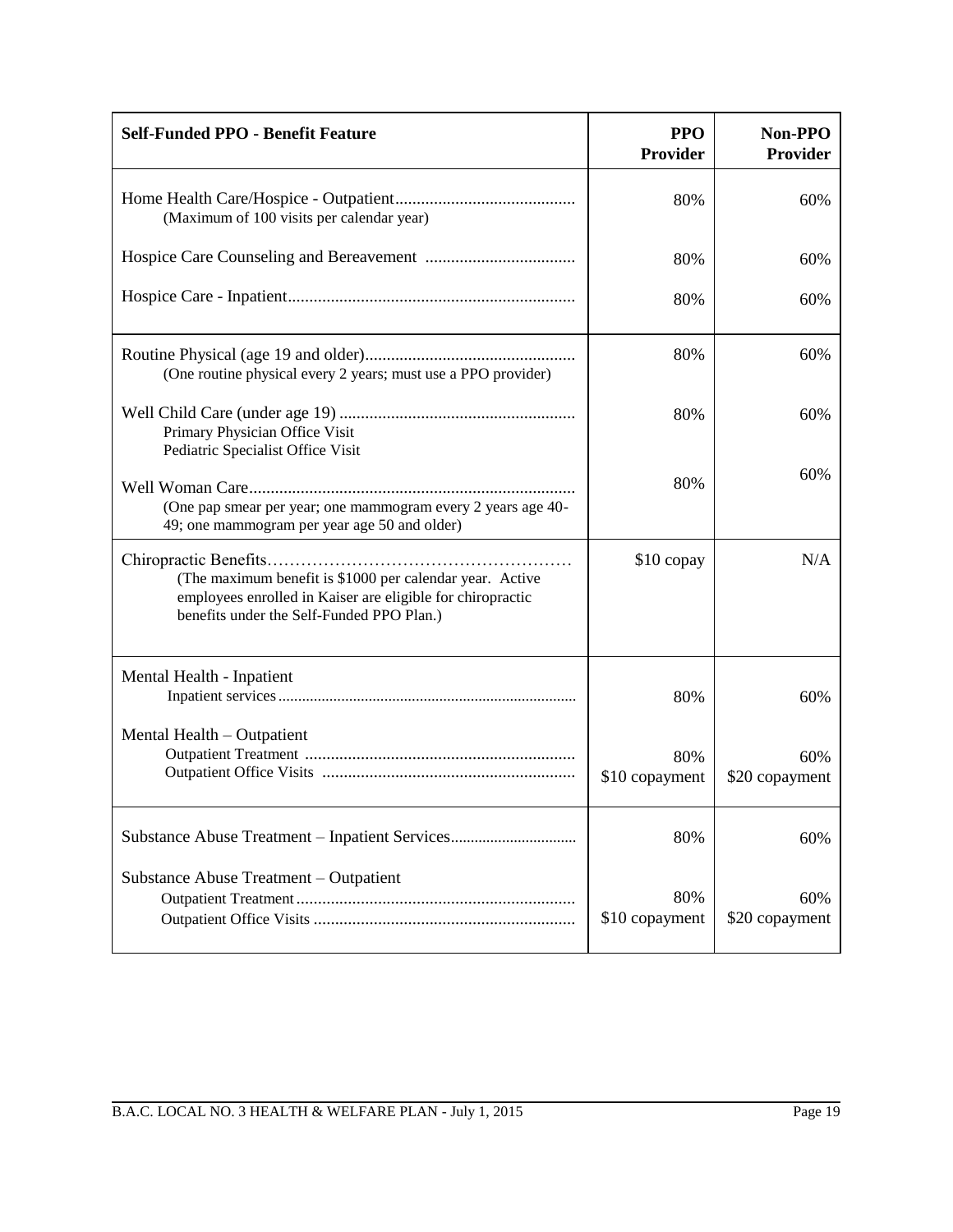| Self-Funded PPO - Benefit Feature | PPO Provider | Non-PPO Provider |
|---|---|---|
| Home Health Care/Hospice - Outpatient (Maximum of 100 visits per calendar year) | 80% | 60% |
| Hospice Care Counseling and Bereavement | 80% | 60% |
| Hospice Care - Inpatient | 80% | 60% |
| Routine Physical (age 19 and older) (One routine physical every 2 years; must use a PPO provider) | 80% | 60% |
| Well Child Care (under age 19) Primary Physician Office Visit Pediatric Specialist Office Visit | 80% | 60% |
| Well Woman Care (One pap smear per year; one mammogram every 2 years age 40-49; one mammogram per year age 50 and older) | 80% | 60% |
| Chiropractic Benefits (The maximum benefit is $1000 per calendar year. Active employees enrolled in Kaiser are eligible for chiropractic benefits under the Self-Funded PPO Plan.) | $10 copay | N/A |
| Mental Health - Inpatient | | |
| Inpatient services | 80% | 60% |
| Mental Health – Outpatient | | |
| Outpatient Treatment | 80% | 60% |
| Outpatient Office Visits | $10 copayment | $20 copayment |
| Substance Abuse Treatment – Inpatient Services | 80% | 60% |
| Substance Abuse Treatment – Outpatient | | |
| Outpatient Treatment | 80% | 60% |
| Outpatient Office Visits | $10 copayment | $20 copayment |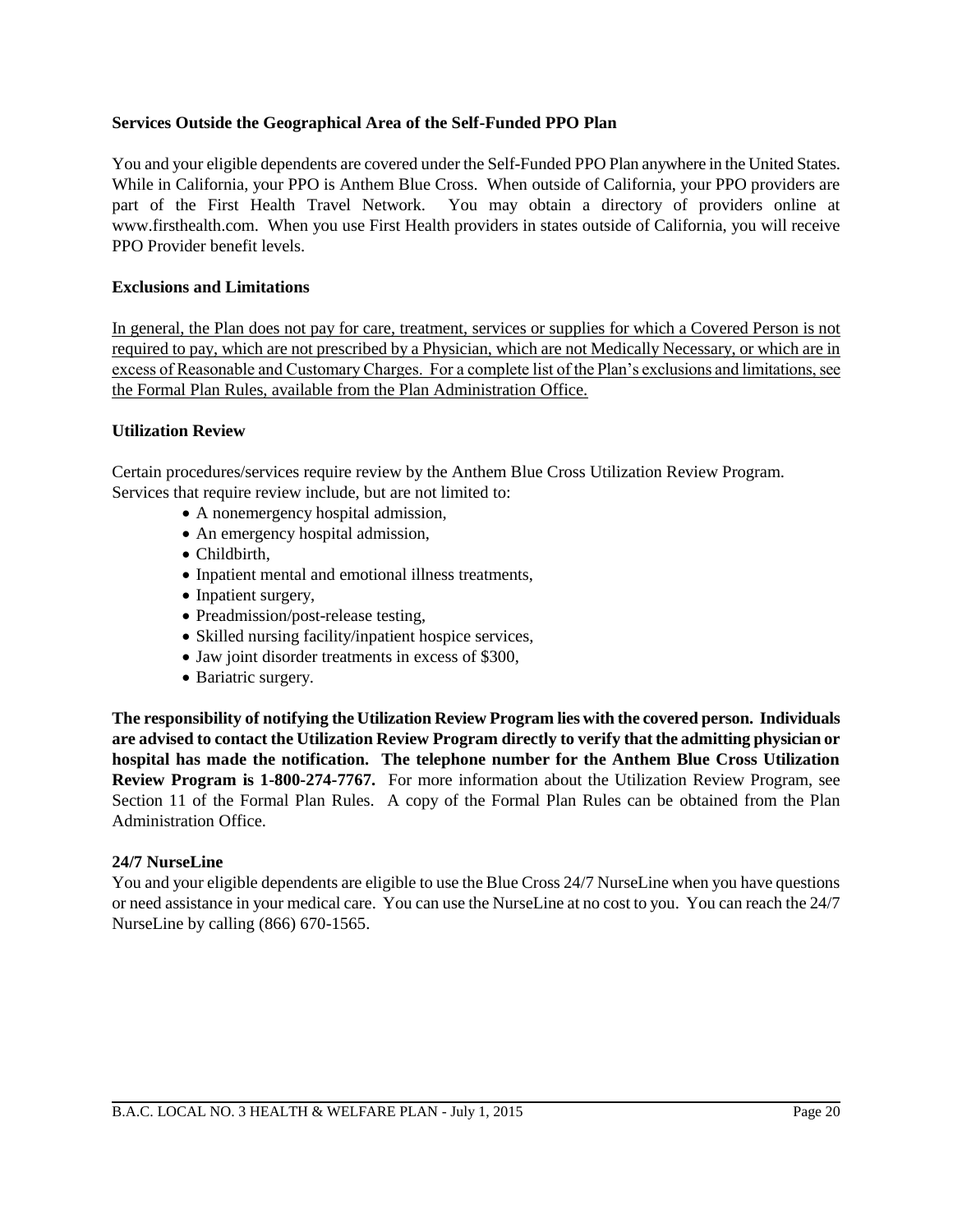**Services Outside the Geographical Area of the Self-Funded PPO Plan**

You and your eligible dependents are covered under the Self-Funded PPO Plan anywhere in the United States. While in California, your PPO is Anthem Blue Cross. When outside of California, your PPO providers are part of the First Health Travel Network. You may obtain a directory of providers online at www.firsthealth.com. When you use First Health providers in states outside of California, you will receive PPO Provider benefit levels.

**Exclusions and Limitations**

<u>In general, the Plan does not pay for care, treatment, services or supplies for which a Covered Person is not required to pay, which are not prescribed by a Physician, which are not Medically Necessary, or which are in excess of Reasonable and Customary Charges. For a complete list of the Plan's exclusions and limitations, see the Formal Plan Rules, available from the Plan Administration Office.</u>

**Utilization Review**

Certain procedures/services require review by the Anthem Blue Cross Utilization Review Program. Services that require review include, but are not limited to:

- A nonemergency hospital admission,
- An emergency hospital admission,
- Childbirth,
- Inpatient mental and emotional illness treatments,
- Inpatient surgery,
- Preadmission/post-release testing,
- Skilled nursing facility/inpatient hospice services,
- Jaw joint disorder treatments in excess of $300,
- Bariatric surgery.

**The responsibility of notifying the Utilization Review Program lies with the covered person. Individuals are advised to contact the Utilization Review Program directly to verify that the admitting physician or hospital has made the notification. The telephone number for the Anthem Blue Cross Utilization Review Program is 1-800-274-7767.** For more information about the Utilization Review Program, see Section 11 of the Formal Plan Rules. A copy of the Formal Plan Rules can be obtained from the Plan Administration Office.

**24/7 NurseLine**

You and your eligible dependents are eligible to use the Blue Cross 24/7 NurseLine when you have questions or need assistance in your medical care. You can use the NurseLine at no cost to you. You can reach the 24/7 NurseLine by calling (866) 670-1565.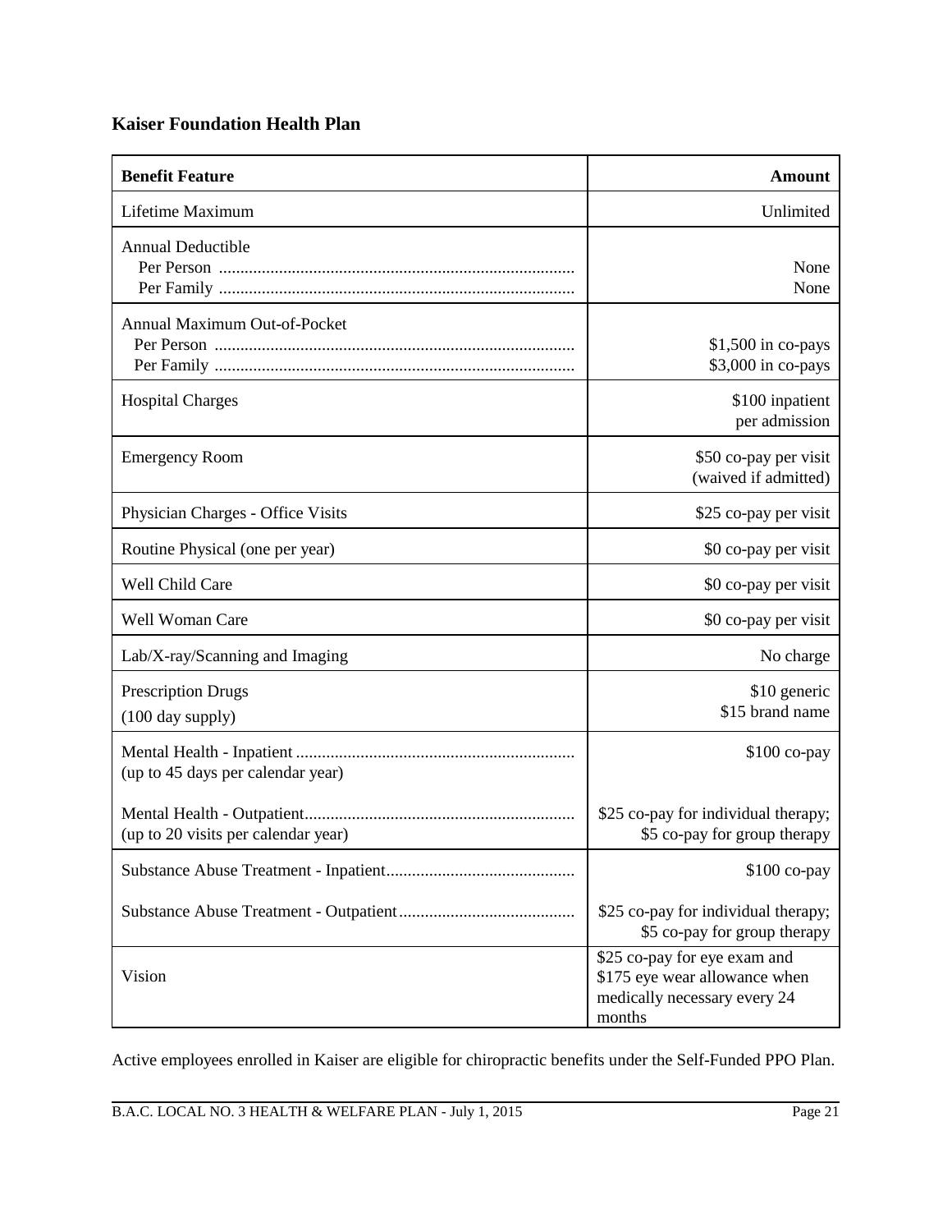## Kaiser Foundation Health Plan

| Benefit Feature | Amount |
|---|---|
| Lifetime Maximum | Unlimited |
| Annual Deductible<br>Per Person<br>Per Family | <br>None<br>None |
| Annual Maximum Out-of-Pocket<br>Per Person<br>Per Family | <br>$1,500 in co-pays<br>$3,000 in co-pays |
| Hospital Charges | $100 inpatient per admission |
| Emergency Room | $50 co-pay per visit (waived if admitted) |
| Physician Charges - Office Visits | $25 co-pay per visit |
| Routine Physical (one per year) | $0 co-pay per visit |
| Well Child Care | $0 co-pay per visit |
| Well Woman Care | $0 co-pay per visit |
| Lab/X-ray/Scanning and Imaging | No charge |
| Prescription Drugs<br>(100 day supply) | $10 generic<br>$15 brand name |
| Mental Health - Inpatient<br>(up to 45 days per calendar year)<br><br>Mental Health - Outpatient<br>(up to 20 visits per calendar year) | $100 co-pay<br><br><br>$25 co-pay for individual therapy; $5 co-pay for group therapy |
| Substance Abuse Treatment - Inpatient<br><br>Substance Abuse Treatment - Outpatient | $100 co-pay<br><br>$25 co-pay for individual therapy; $5 co-pay for group therapy |
| Vision | $25 co-pay for eye exam and $175 eye wear allowance when medically necessary every 24 months |

Active employees enrolled in Kaiser are eligible for chiropractic benefits under the Self-Funded PPO Plan.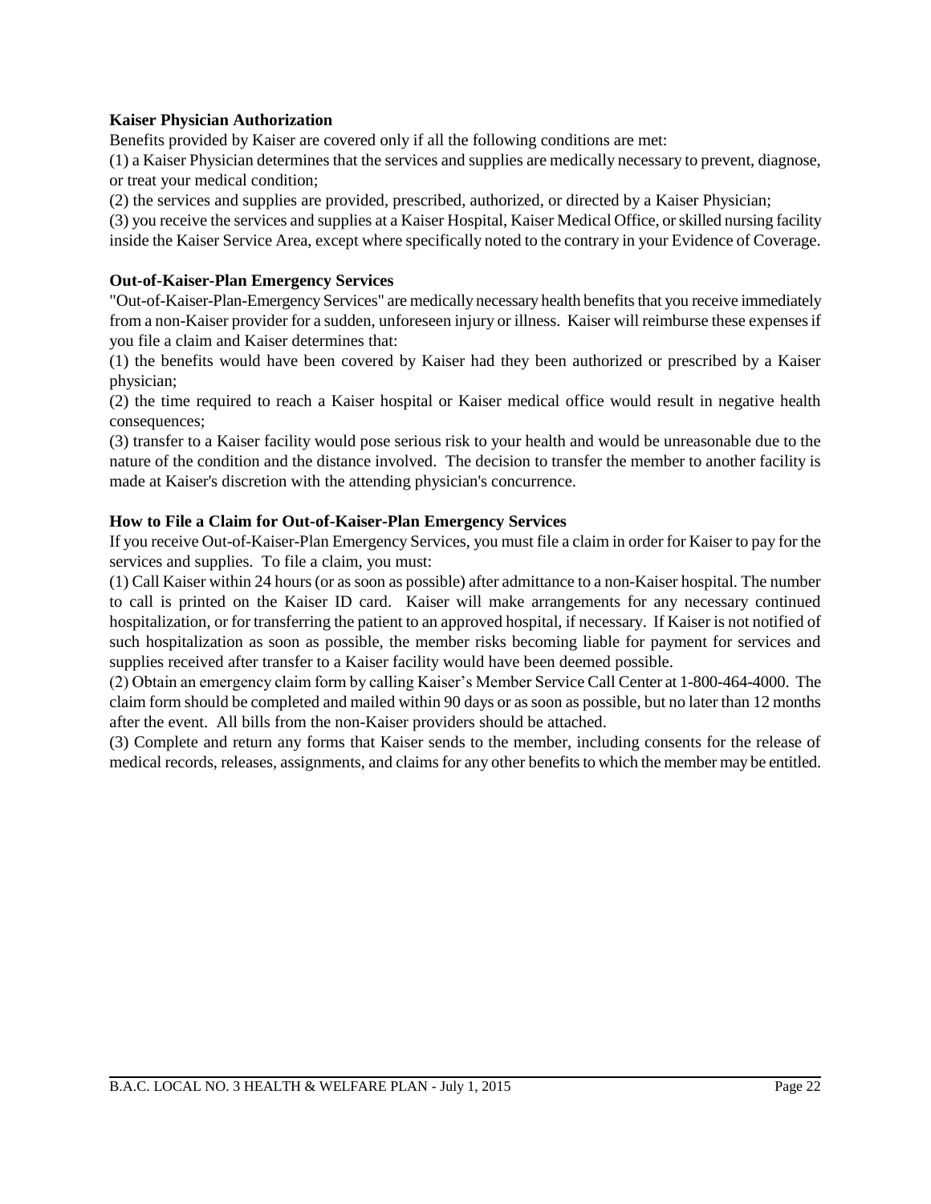**Kaiser Physician Authorization**

Benefits provided by Kaiser are covered only if all the following conditions are met:

(1) a Kaiser Physician determines that the services and supplies are medically necessary to prevent, diagnose, or treat your medical condition;

(2) the services and supplies are provided, prescribed, authorized, or directed by a Kaiser Physician;

(3) you receive the services and supplies at a Kaiser Hospital, Kaiser Medical Office, or skilled nursing facility inside the Kaiser Service Area, except where specifically noted to the contrary in your Evidence of Coverage.

**Out-of-Kaiser-Plan Emergency Services**

"Out-of-Kaiser-Plan-Emergency Services" are medically necessary health benefits that you receive immediately from a non-Kaiser provider for a sudden, unforeseen injury or illness. Kaiser will reimburse these expenses if you file a claim and Kaiser determines that:

(1) the benefits would have been covered by Kaiser had they been authorized or prescribed by a Kaiser physician;

(2) the time required to reach a Kaiser hospital or Kaiser medical office would result in negative health consequences;

(3) transfer to a Kaiser facility would pose serious risk to your health and would be unreasonable due to the nature of the condition and the distance involved. The decision to transfer the member to another facility is made at Kaiser's discretion with the attending physician's concurrence.

**How to File a Claim for Out-of-Kaiser-Plan Emergency Services**

If you receive Out-of-Kaiser-Plan Emergency Services, you must file a claim in order for Kaiser to pay for the services and supplies. To file a claim, you must:

(1) Call Kaiser within 24 hours (or as soon as possible) after admittance to a non-Kaiser hospital. The number to call is printed on the Kaiser ID card. Kaiser will make arrangements for any necessary continued hospitalization, or for transferring the patient to an approved hospital, if necessary. If Kaiser is not notified of such hospitalization as soon as possible, the member risks becoming liable for payment for services and supplies received after transfer to a Kaiser facility would have been deemed possible.

(2) Obtain an emergency claim form by calling Kaiser's Member Service Call Center at 1-800-464-4000. The claim form should be completed and mailed within 90 days or as soon as possible, but no later than 12 months after the event. All bills from the non-Kaiser providers should be attached.

(3) Complete and return any forms that Kaiser sends to the member, including consents for the release of medical records, releases, assignments, and claims for any other benefits to which the member may be entitled.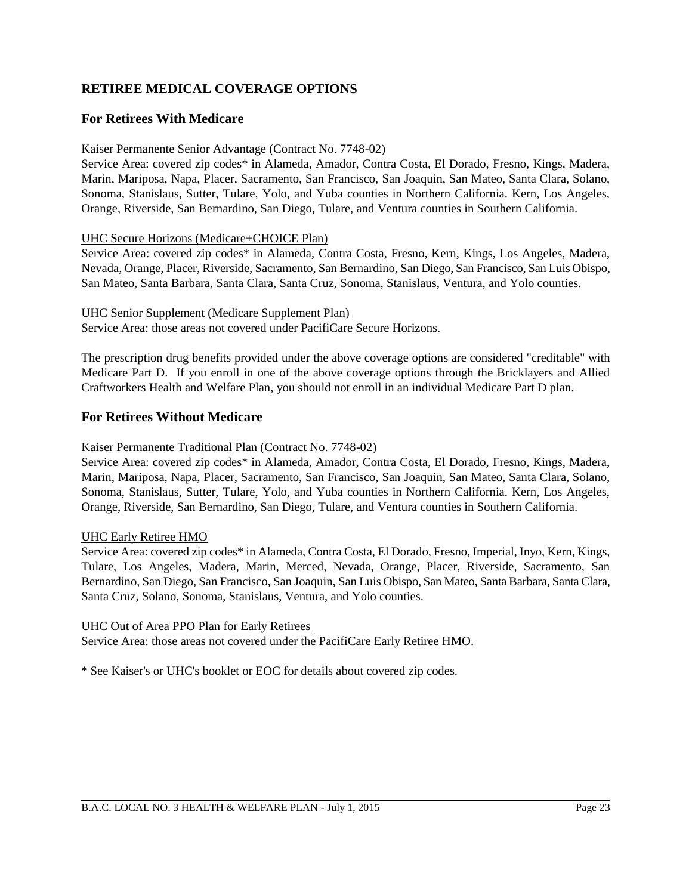## RETIREE MEDICAL COVERAGE OPTIONS

### For Retirees With Medicare

Kaiser Permanente Senior Advantage (Contract No. 7748-02)
Service Area: covered zip codes* in Alameda, Amador, Contra Costa, El Dorado, Fresno, Kings, Madera, Marin, Mariposa, Napa, Placer, Sacramento, San Francisco, San Joaquin, San Mateo, Santa Clara, Solano, Sonoma, Stanislaus, Sutter, Tulare, Yolo, and Yuba counties in Northern California. Kern, Los Angeles, Orange, Riverside, San Bernardino, San Diego, Tulare, and Ventura counties in Southern California.

UHC Secure Horizons (Medicare+CHOICE Plan)
Service Area: covered zip codes* in Alameda, Contra Costa, Fresno, Kern, Kings, Los Angeles, Madera, Nevada, Orange, Placer, Riverside, Sacramento, San Bernardino, San Diego, San Francisco, San Luis Obispo, San Mateo, Santa Barbara, Santa Clara, Santa Cruz, Sonoma, Stanislaus, Ventura, and Yolo counties.

UHC Senior Supplement (Medicare Supplement Plan)
Service Area: those areas not covered under PacifiCare Secure Horizons.

The prescription drug benefits provided under the above coverage options are considered "creditable" with Medicare Part D. If you enroll in one of the above coverage options through the Bricklayers and Allied Craftworkers Health and Welfare Plan, you should not enroll in an individual Medicare Part D plan.

### For Retirees Without Medicare

Kaiser Permanente Traditional Plan (Contract No. 7748-02)
Service Area: covered zip codes* in Alameda, Amador, Contra Costa, El Dorado, Fresno, Kings, Madera, Marin, Mariposa, Napa, Placer, Sacramento, San Francisco, San Joaquin, San Mateo, Santa Clara, Solano, Sonoma, Stanislaus, Sutter, Tulare, Yolo, and Yuba counties in Northern California. Kern, Los Angeles, Orange, Riverside, San Bernardino, San Diego, Tulare, and Ventura counties in Southern California.

UHC Early Retiree HMO
Service Area: covered zip codes* in Alameda, Contra Costa, El Dorado, Fresno, Imperial, Inyo, Kern, Kings, Tulare, Los Angeles, Madera, Marin, Merced, Nevada, Orange, Placer, Riverside, Sacramento, San Bernardino, San Diego, San Francisco, San Joaquin, San Luis Obispo, San Mateo, Santa Barbara, Santa Clara, Santa Cruz, Solano, Sonoma, Stanislaus, Ventura, and Yolo counties.

UHC Out of Area PPO Plan for Early Retirees
Service Area: those areas not covered under the PacifiCare Early Retiree HMO.

* See Kaiser's or UHC's booklet or EOC for details about covered zip codes.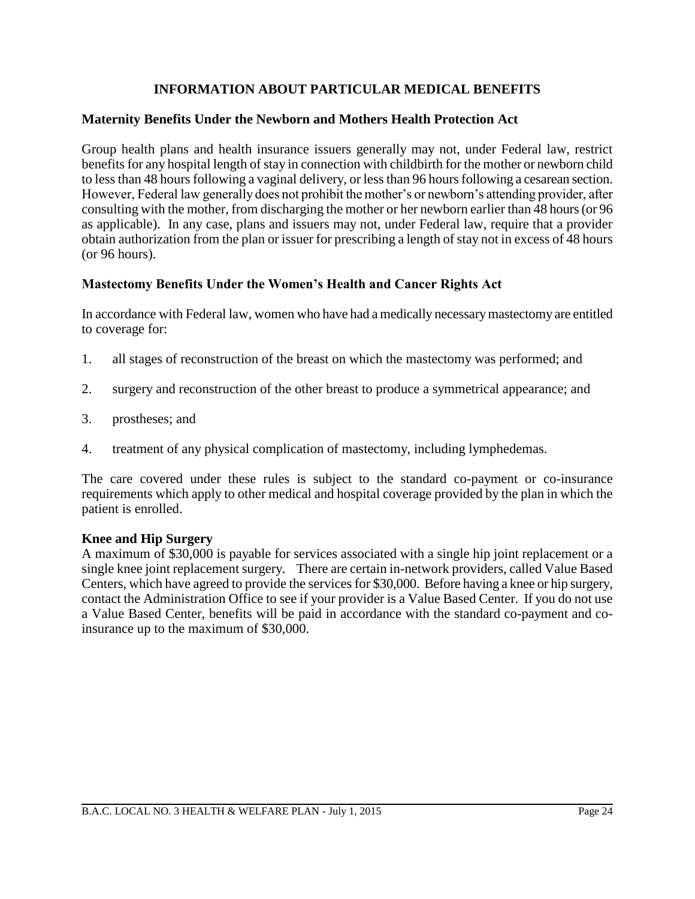# INFORMATION ABOUT PARTICULAR MEDICAL BENEFITS

## Maternity Benefits Under the Newborn and Mothers Health Protection Act

Group health plans and health insurance issuers generally may not, under Federal law, restrict benefits for any hospital length of stay in connection with childbirth for the mother or newborn child to less than 48 hours following a vaginal delivery, or less than 96 hours following a cesarean section. However, Federal law generally does not prohibit the mother's or newborn's attending provider, after consulting with the mother, from discharging the mother or her newborn earlier than 48 hours (or 96 as applicable). In any case, plans and issuers may not, under Federal law, require that a provider obtain authorization from the plan or issuer for prescribing a length of stay not in excess of 48 hours (or 96 hours).

## Mastectomy Benefits Under the Women's Health and Cancer Rights Act

In accordance with Federal law, women who have had a medically necessary mastectomy are entitled to coverage for:

1. all stages of reconstruction of the breast on which the mastectomy was performed; and
2. surgery and reconstruction of the other breast to produce a symmetrical appearance; and
3. prostheses; and
4. treatment of any physical complication of mastectomy, including lymphedemas.

The care covered under these rules is subject to the standard co-payment or co-insurance requirements which apply to other medical and hospital coverage provided by the plan in which the patient is enrolled.

## Knee and Hip Surgery

A maximum of $30,000 is payable for services associated with a single hip joint replacement or a single knee joint replacement surgery. There are certain in-network providers, called Value Based Centers, which have agreed to provide the services for $30,000. Before having a knee or hip surgery, contact the Administration Office to see if your provider is a Value Based Center. If you do not use a Value Based Center, benefits will be paid in accordance with the standard co-payment and co-insurance up to the maximum of $30,000.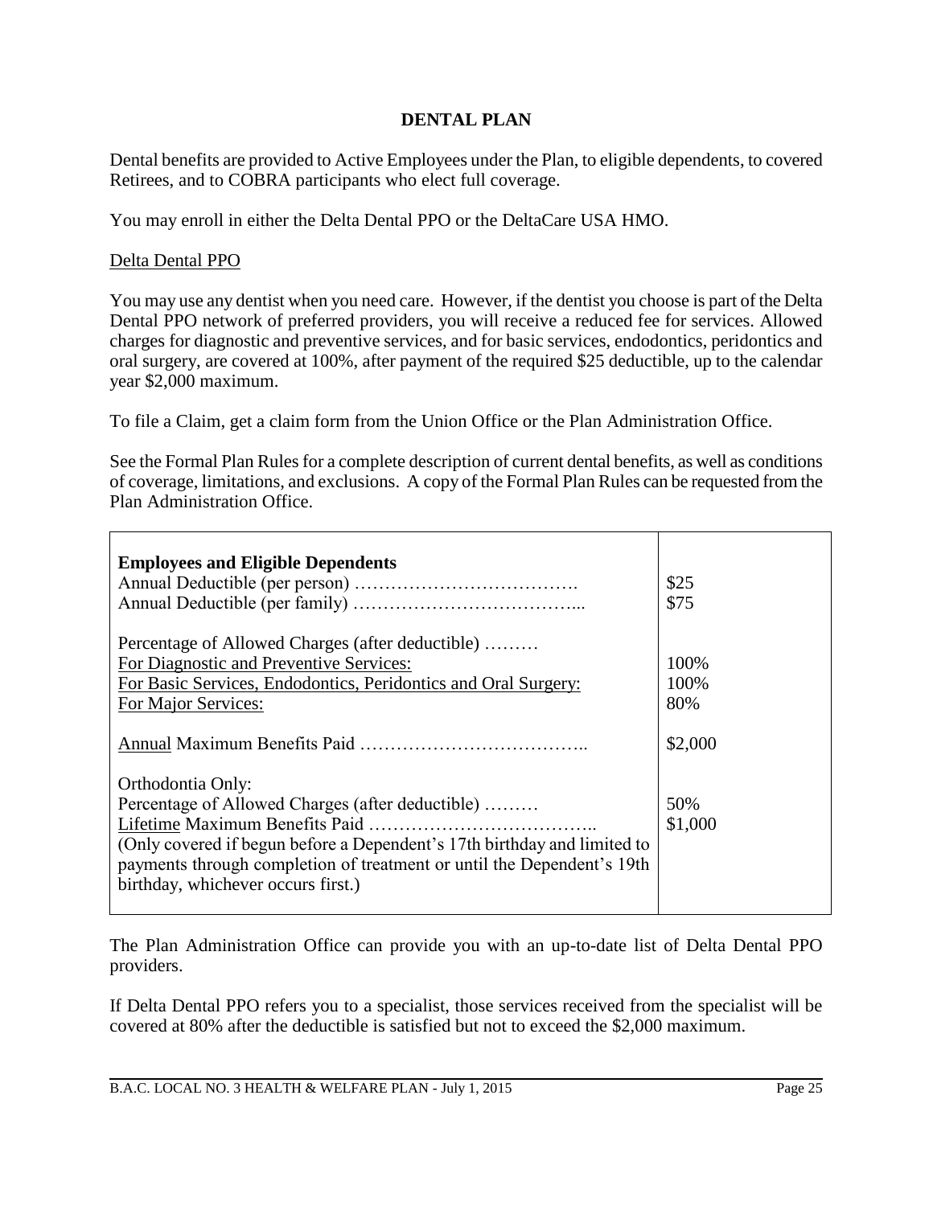## DENTAL PLAN

Dental benefits are provided to Active Employees under the Plan, to eligible dependents, to covered Retirees, and to COBRA participants who elect full coverage.

You may enroll in either the Delta Dental PPO or the DeltaCare USA HMO.

Delta Dental PPO

You may use any dentist when you need care. However, if the dentist you choose is part of the Delta Dental PPO network of preferred providers, you will receive a reduced fee for services. Allowed charges for diagnostic and preventive services, and for basic services, endodontics, peridontics and oral surgery, are covered at 100%, after payment of the required $25 deductible, up to the calendar year $2,000 maximum.

To file a Claim, get a claim form from the Union Office or the Plan Administration Office.

See the Formal Plan Rules for a complete description of current dental benefits, as well as conditions of coverage, limitations, and exclusions. A copy of the Formal Plan Rules can be requested from the Plan Administration Office.

| | |
|---|---|
| **Employees and Eligible Dependents** | |
| Annual Deductible (per person) ………………………………. | $25 |
| Annual Deductible (per family) ……………………………... | $75 |
| Percentage of Allowed Charges (after deductible) ……… | |
| For Diagnostic and Preventive Services: | 100% |
| For Basic Services, Endodontics, Peridontics and Oral Surgery: | 100% |
| For Major Services: | 80% |
| Annual Maximum Benefits Paid …………………………….. | $2,000 |
| Orthodontia Only: | |
| Percentage of Allowed Charges (after deductible) ……… | 50% |
| Lifetime Maximum Benefits Paid …………………………….. | $1,000 |
| (Only covered if begun before a Dependent's 17th birthday and limited to payments through completion of treatment or until the Dependent's 19th birthday, whichever occurs first.) | |

The Plan Administration Office can provide you with an up-to-date list of Delta Dental PPO providers.

If Delta Dental PPO refers you to a specialist, those services received from the specialist will be covered at 80% after the deductible is satisfied but not to exceed the $2,000 maximum.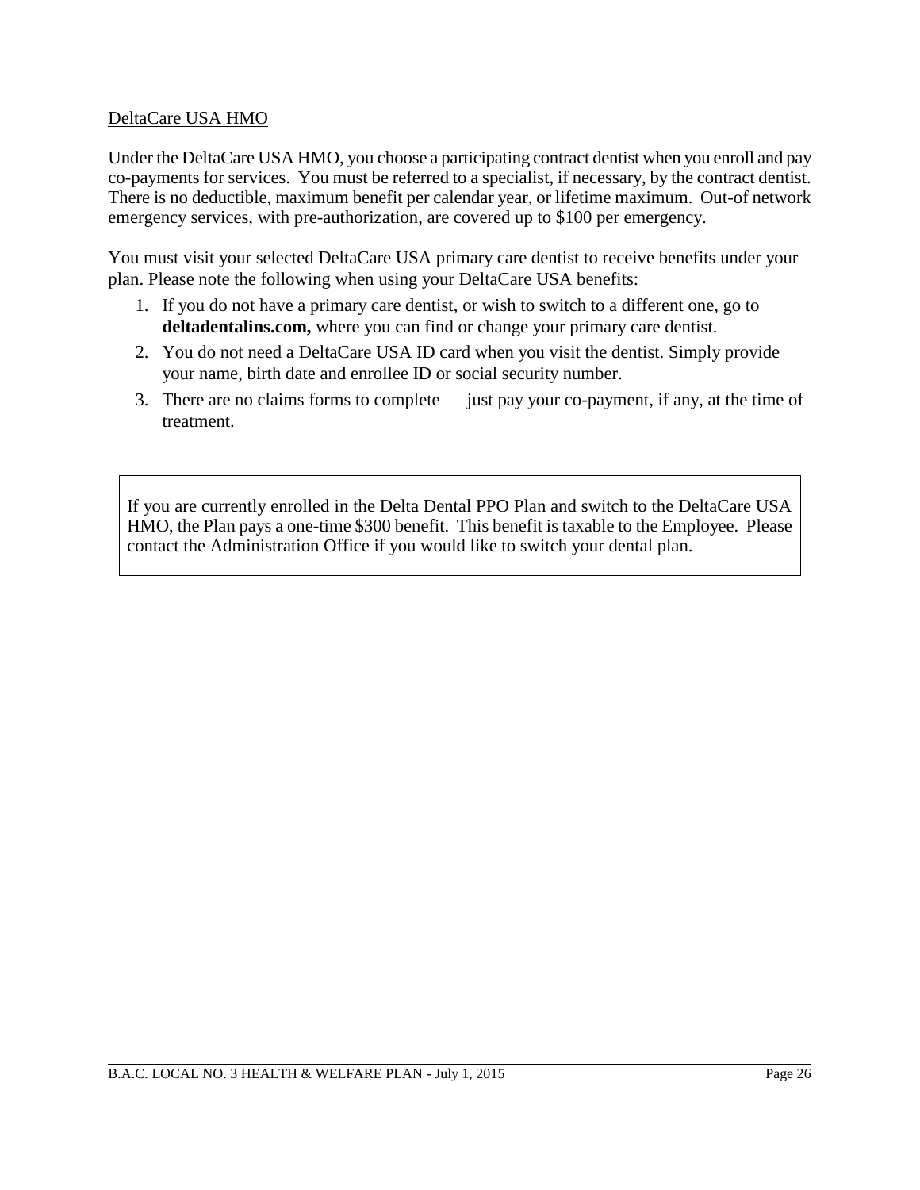DeltaCare USA HMO

Under the DeltaCare USA HMO, you choose a participating contract dentist when you enroll and pay co-payments for services. You must be referred to a specialist, if necessary, by the contract dentist. There is no deductible, maximum benefit per calendar year, or lifetime maximum. Out-of network emergency services, with pre-authorization, are covered up to $100 per emergency.

You must visit your selected DeltaCare USA primary care dentist to receive benefits under your plan. Please note the following when using your DeltaCare USA benefits:

1. If you do not have a primary care dentist, or wish to switch to a different one, go to **deltadentalins.com,** where you can find or change your primary care dentist.
2. You do not need a DeltaCare USA ID card when you visit the dentist. Simply provide your name, birth date and enrollee ID or social security number.
3. There are no claims forms to complete — just pay your co-payment, if any, at the time of treatment.

If you are currently enrolled in the Delta Dental PPO Plan and switch to the DeltaCare USA HMO, the Plan pays a one-time $300 benefit. This benefit is taxable to the Employee. Please contact the Administration Office if you would like to switch your dental plan.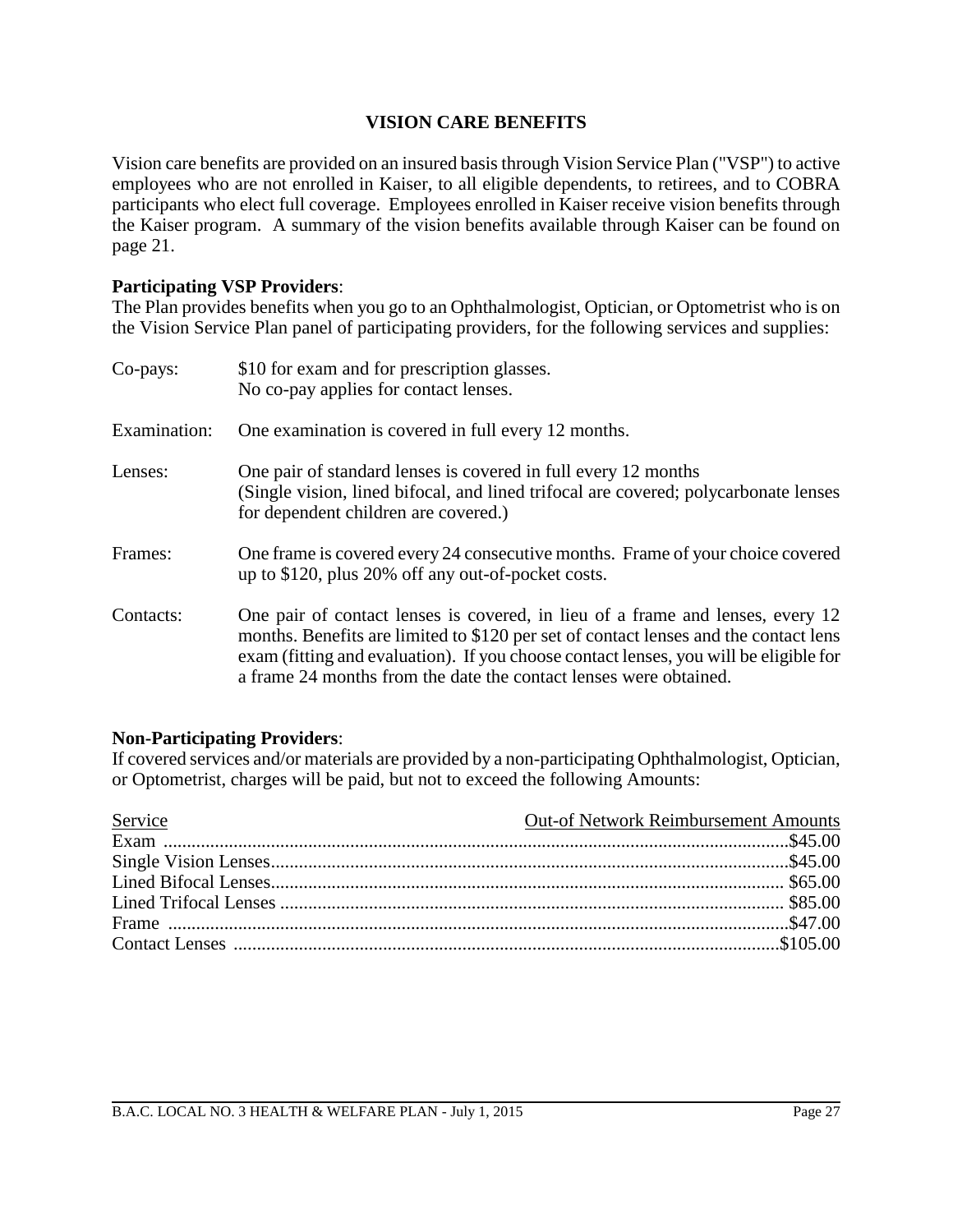## VISION CARE BENEFITS

Vision care benefits are provided on an insured basis through Vision Service Plan ("VSP") to active employees who are not enrolled in Kaiser, to all eligible dependents, to retirees, and to COBRA participants who elect full coverage. Employees enrolled in Kaiser receive vision benefits through the Kaiser program. A summary of the vision benefits available through Kaiser can be found on page 21.

**Participating VSP Providers**:
The Plan provides benefits when you go to an Ophthalmologist, Optician, or Optometrist who is on the Vision Service Plan panel of participating providers, for the following services and supplies:

| | |
|---|---|
| Co-pays: | $10 for exam and for prescription glasses. No co-pay applies for contact lenses. |
| Examination: | One examination is covered in full every 12 months. |
| Lenses: | One pair of standard lenses is covered in full every 12 months (Single vision, lined bifocal, and lined trifocal are covered; polycarbonate lenses for dependent children are covered.) |
| Frames: | One frame is covered every 24 consecutive months. Frame of your choice covered up to $120, plus 20% off any out-of-pocket costs. |
| Contacts: | One pair of contact lenses is covered, in lieu of a frame and lenses, every 12 months. Benefits are limited to $120 per set of contact lenses and the contact lens exam (fitting and evaluation). If you choose contact lenses, you will be eligible for a frame 24 months from the date the contact lenses were obtained. |

**Non-Participating Providers**:
If covered services and/or materials are provided by a non-participating Ophthalmologist, Optician, or Optometrist, charges will be paid, but not to exceed the following Amounts:

| Service | Out-of Network Reimbursement Amounts |
|---|---|
| Exam | $45.00 |
| Single Vision Lenses | $45.00 |
| Lined Bifocal Lenses | $65.00 |
| Lined Trifocal Lenses | $85.00 |
| Frame | $47.00 |
| Contact Lenses | $105.00 |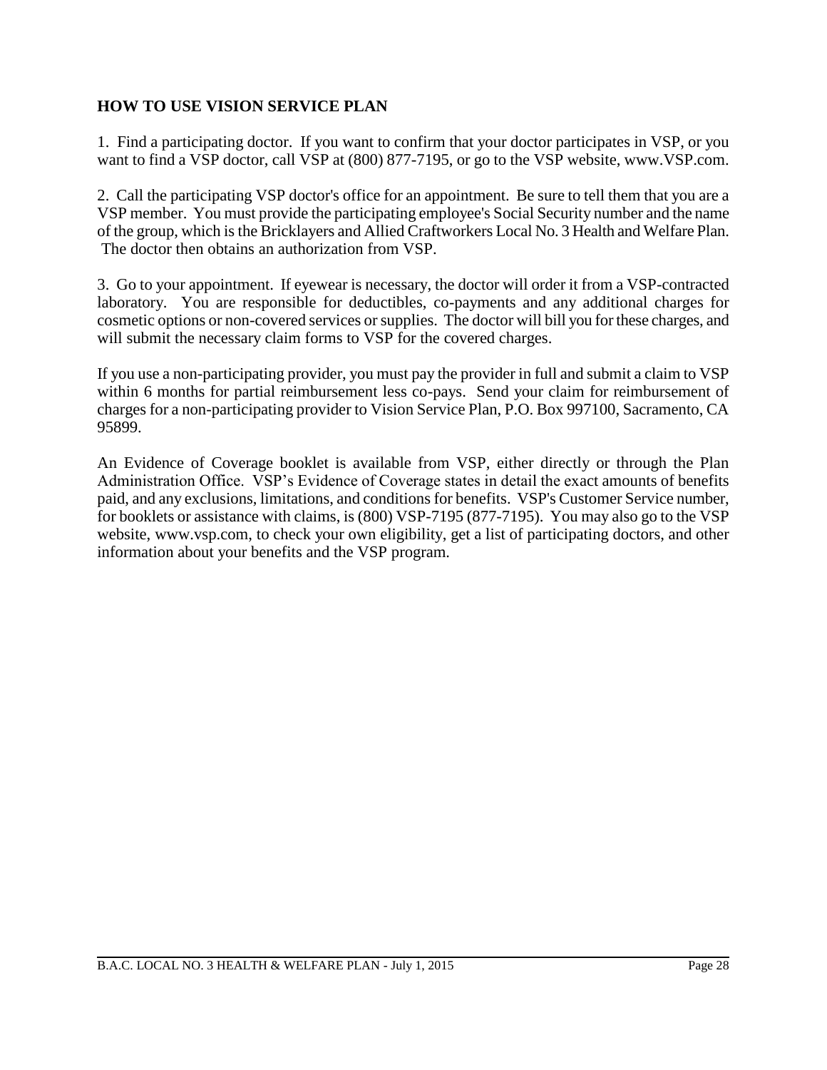## HOW TO USE VISION SERVICE PLAN

1. Find a participating doctor. If you want to confirm that your doctor participates in VSP, or you want to find a VSP doctor, call VSP at (800) 877-7195, or go to the VSP website, www.VSP.com.

2. Call the participating VSP doctor's office for an appointment. Be sure to tell them that you are a VSP member. You must provide the participating employee's Social Security number and the name of the group, which is the Bricklayers and Allied Craftworkers Local No. 3 Health and Welfare Plan. The doctor then obtains an authorization from VSP.

3. Go to your appointment. If eyewear is necessary, the doctor will order it from a VSP-contracted laboratory. You are responsible for deductibles, co-payments and any additional charges for cosmetic options or non-covered services or supplies. The doctor will bill you for these charges, and will submit the necessary claim forms to VSP for the covered charges.

If you use a non-participating provider, you must pay the provider in full and submit a claim to VSP within 6 months for partial reimbursement less co-pays. Send your claim for reimbursement of charges for a non-participating provider to Vision Service Plan, P.O. Box 997100, Sacramento, CA 95899.

An Evidence of Coverage booklet is available from VSP, either directly or through the Plan Administration Office. VSP's Evidence of Coverage states in detail the exact amounts of benefits paid, and any exclusions, limitations, and conditions for benefits. VSP's Customer Service number, for booklets or assistance with claims, is (800) VSP-7195 (877-7195). You may also go to the VSP website, www.vsp.com, to check your own eligibility, get a list of participating doctors, and other information about your benefits and the VSP program.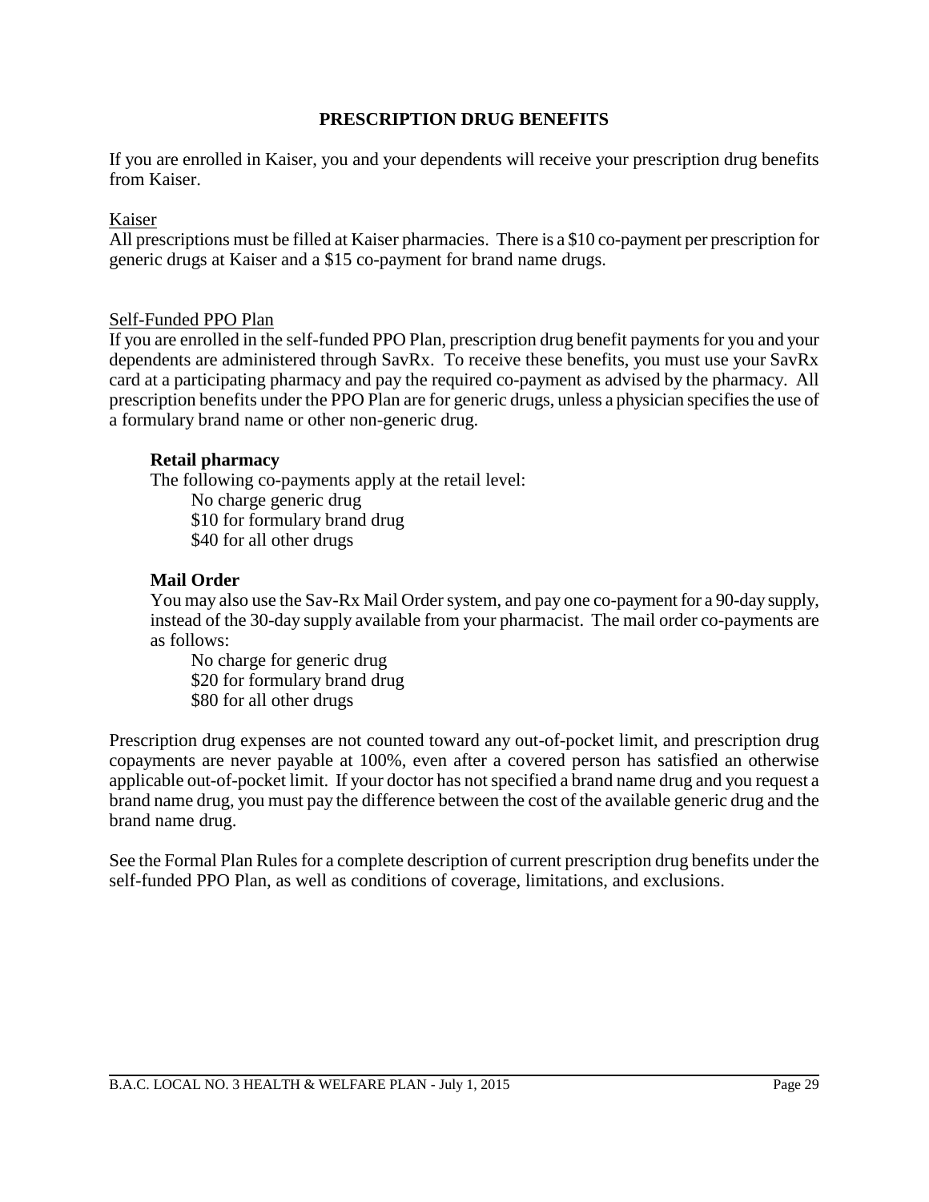# PRESCRIPTION DRUG BENEFITS

If you are enrolled in Kaiser, you and your dependents will receive your prescription drug benefits from Kaiser.

Kaiser

All prescriptions must be filled at Kaiser pharmacies. There is a $10 co-payment per prescription for generic drugs at Kaiser and a $15 co-payment for brand name drugs.

Self-Funded PPO Plan

If you are enrolled in the self-funded PPO Plan, prescription drug benefit payments for you and your dependents are administered through SavRx. To receive these benefits, you must use your SavRx card at a participating pharmacy and pay the required co-payment as advised by the pharmacy. All prescription benefits under the PPO Plan are for generic drugs, unless a physician specifies the use of a formulary brand name or other non-generic drug.

**Retail pharmacy**

The following co-payments apply at the retail level:

No charge generic drug
$10 for formulary brand drug
$40 for all other drugs

**Mail Order**

You may also use the Sav-Rx Mail Order system, and pay one co-payment for a 90-day supply, instead of the 30-day supply available from your pharmacist. The mail order co-payments are as follows:

No charge for generic drug
$20 for formulary brand drug
$80 for all other drugs

Prescription drug expenses are not counted toward any out-of-pocket limit, and prescription drug copayments are never payable at 100%, even after a covered person has satisfied an otherwise applicable out-of-pocket limit. If your doctor has not specified a brand name drug and you request a brand name drug, you must pay the difference between the cost of the available generic drug and the brand name drug.

See the Formal Plan Rules for a complete description of current prescription drug benefits under the self-funded PPO Plan, as well as conditions of coverage, limitations, and exclusions.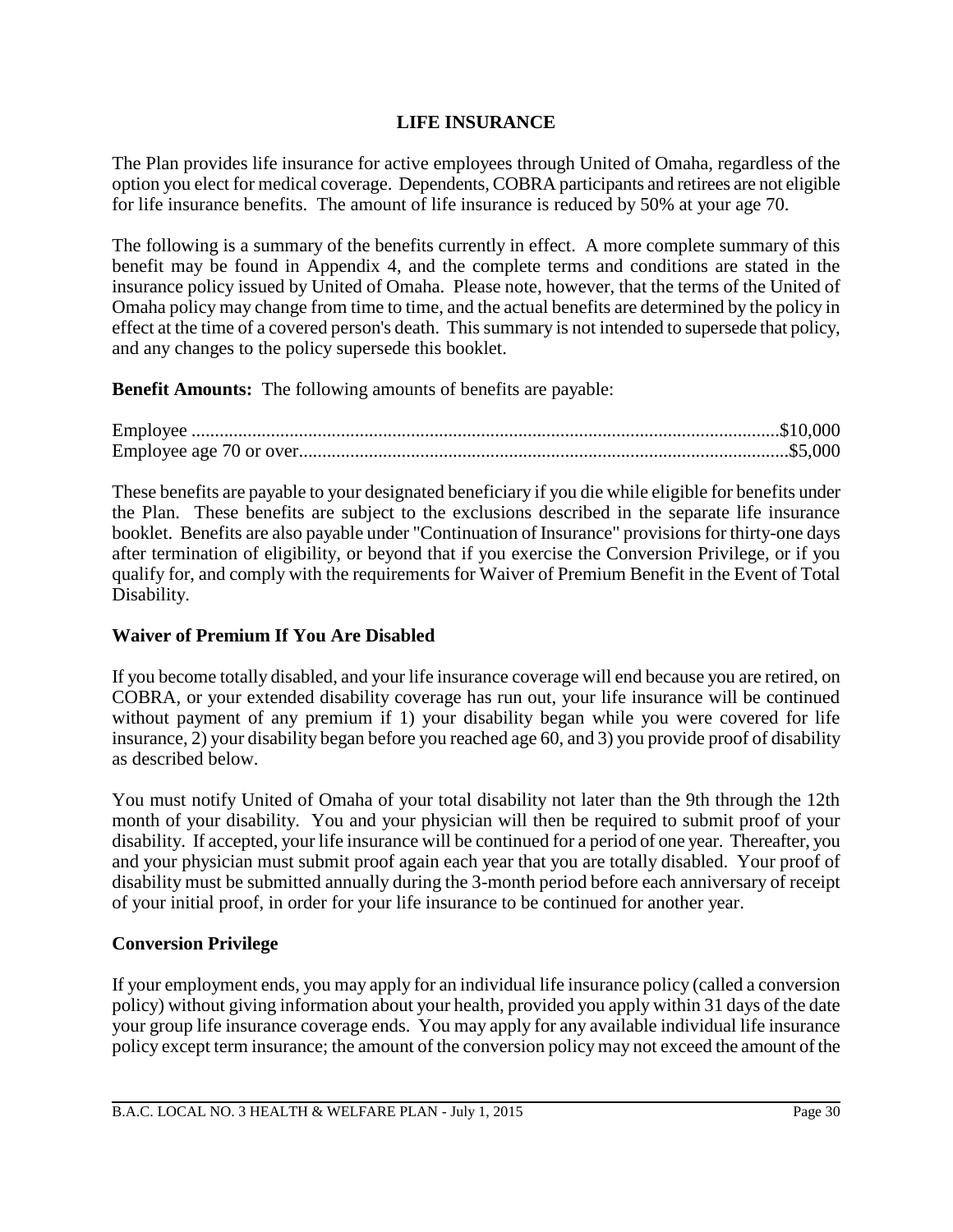# LIFE INSURANCE

The Plan provides life insurance for active employees through United of Omaha, regardless of the option you elect for medical coverage. Dependents, COBRA participants and retirees are not eligible for life insurance benefits. The amount of life insurance is reduced by 50% at your age 70.

The following is a summary of the benefits currently in effect. A more complete summary of this benefit may be found in Appendix 4, and the complete terms and conditions are stated in the insurance policy issued by United of Omaha. Please note, however, that the terms of the United of Omaha policy may change from time to time, and the actual benefits are determined by the policy in effect at the time of a covered person's death. This summary is not intended to supersede that policy, and any changes to the policy supersede this booklet.

**Benefit Amounts:** The following amounts of benefits are payable:

| | |
|---|---|
| Employee | $10,000 |
| Employee age 70 or over | $5,000 |

These benefits are payable to your designated beneficiary if you die while eligible for benefits under the Plan. These benefits are subject to the exclusions described in the separate life insurance booklet. Benefits are also payable under "Continuation of Insurance" provisions for thirty-one days after termination of eligibility, or beyond that if you exercise the Conversion Privilege, or if you qualify for, and comply with the requirements for Waiver of Premium Benefit in the Event of Total Disability.

## Waiver of Premium If You Are Disabled

If you become totally disabled, and your life insurance coverage will end because you are retired, on COBRA, or your extended disability coverage has run out, your life insurance will be continued without payment of any premium if 1) your disability began while you were covered for life insurance, 2) your disability began before you reached age 60, and 3) you provide proof of disability as described below.

You must notify United of Omaha of your total disability not later than the 9th through the 12th month of your disability. You and your physician will then be required to submit proof of your disability. If accepted, your life insurance will be continued for a period of one year. Thereafter, you and your physician must submit proof again each year that you are totally disabled. Your proof of disability must be submitted annually during the 3-month period before each anniversary of receipt of your initial proof, in order for your life insurance to be continued for another year.

## Conversion Privilege

If your employment ends, you may apply for an individual life insurance policy (called a conversion policy) without giving information about your health, provided you apply within 31 days of the date your group life insurance coverage ends. You may apply for any available individual life insurance policy except term insurance; the amount of the conversion policy may not exceed the amount of the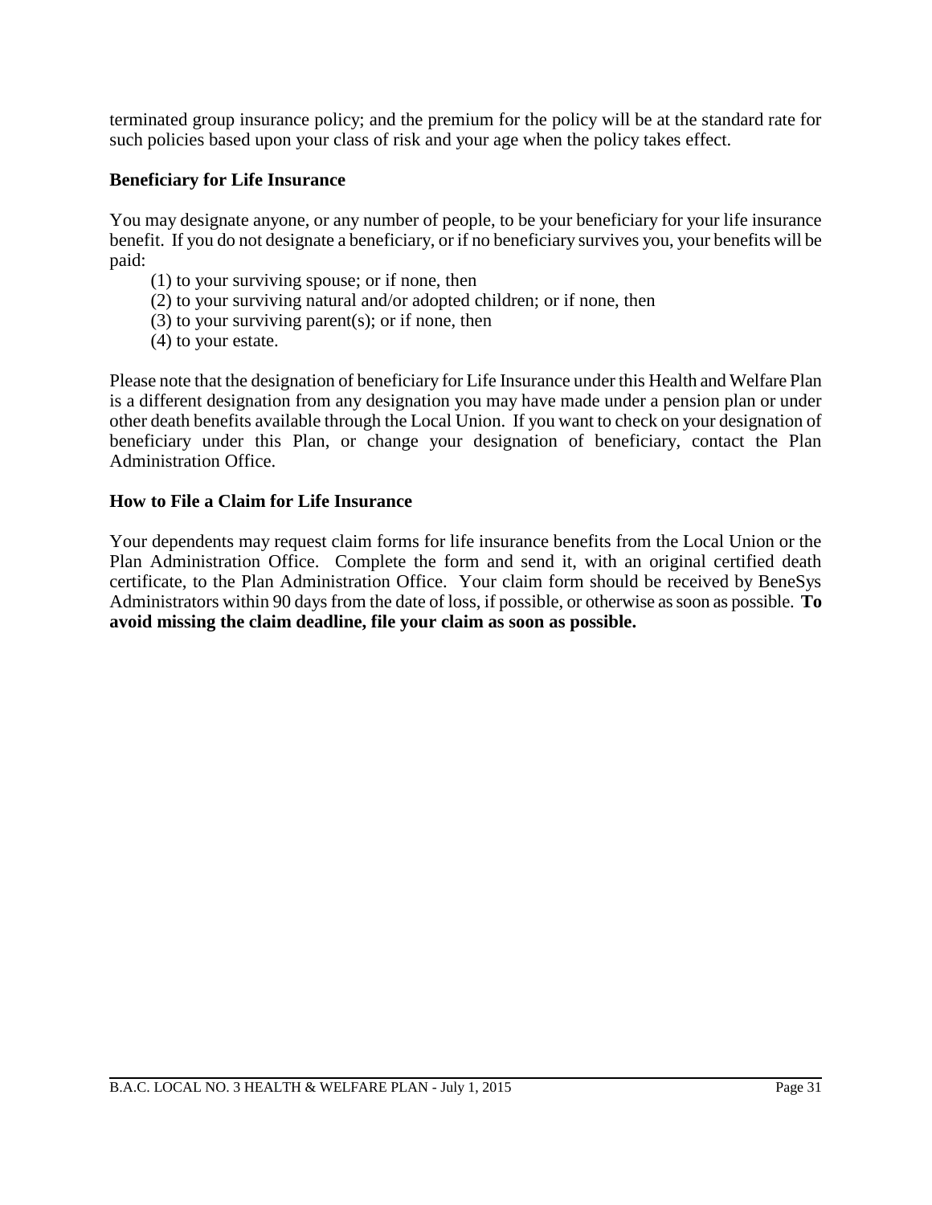terminated group insurance policy; and the premium for the policy will be at the standard rate for such policies based upon your class of risk and your age when the policy takes effect.

### Beneficiary for Life Insurance

You may designate anyone, or any number of people, to be your beneficiary for your life insurance benefit. If you do not designate a beneficiary, or if no beneficiary survives you, your benefits will be paid:

(1) to your surviving spouse; or if none, then
(2) to your surviving natural and/or adopted children; or if none, then
(3) to your surviving parent(s); or if none, then
(4) to your estate.

Please note that the designation of beneficiary for Life Insurance under this Health and Welfare Plan is a different designation from any designation you may have made under a pension plan or under other death benefits available through the Local Union. If you want to check on your designation of beneficiary under this Plan, or change your designation of beneficiary, contact the Plan Administration Office.

### How to File a Claim for Life Insurance

Your dependents may request claim forms for life insurance benefits from the Local Union or the Plan Administration Office. Complete the form and send it, with an original certified death certificate, to the Plan Administration Office. Your claim form should be received by BeneSys Administrators within 90 days from the date of loss, if possible, or otherwise as soon as possible. **To avoid missing the claim deadline, file your claim as soon as possible.**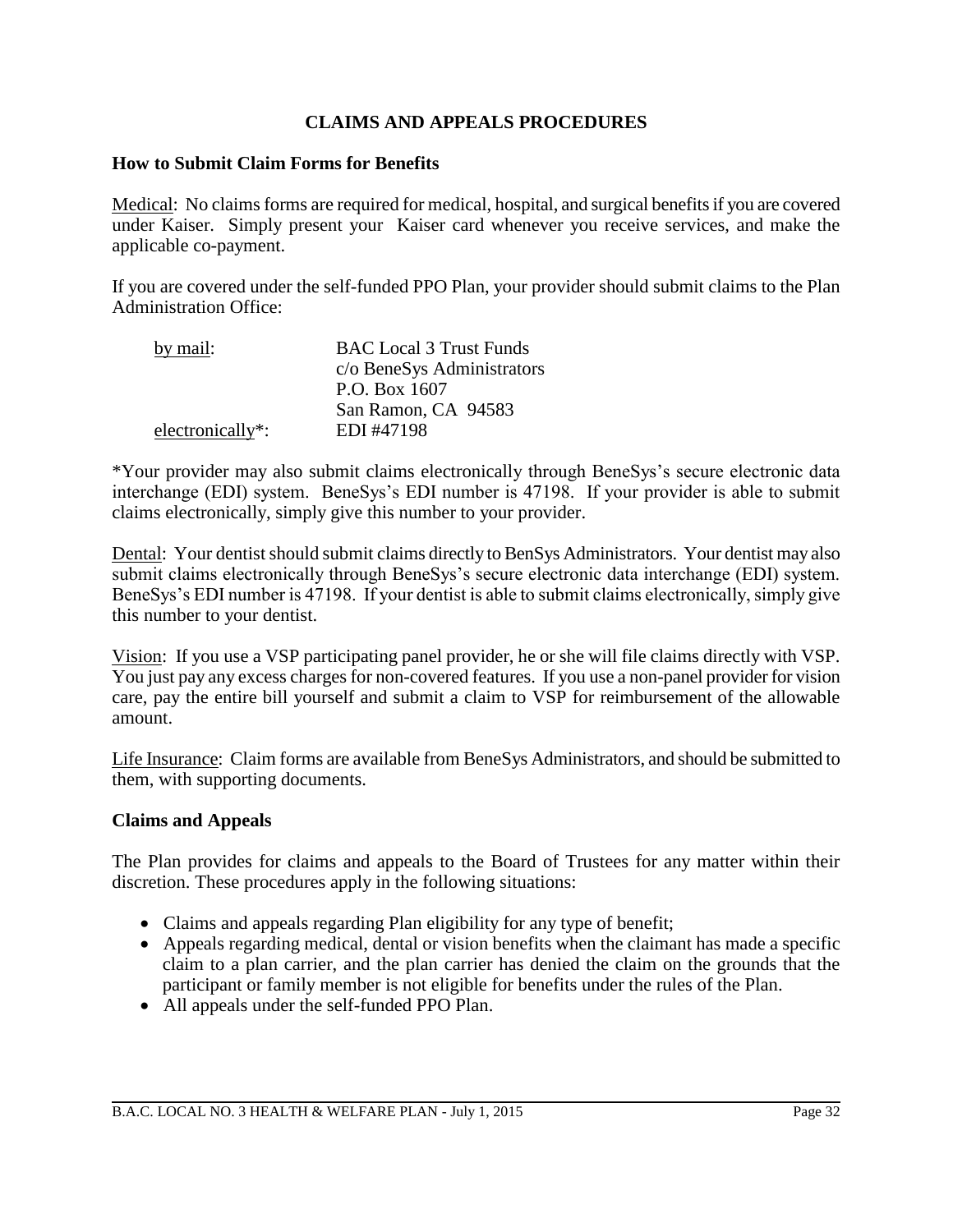# CLAIMS AND APPEALS PROCEDURES

## How to Submit Claim Forms for Benefits

Medical: No claims forms are required for medical, hospital, and surgical benefits if you are covered under Kaiser. Simply present your Kaiser card whenever you receive services, and make the applicable co-payment.

If you are covered under the self-funded PPO Plan, your provider should submit claims to the Plan Administration Office:

| | |
|---|---|
| by mail: | BAC Local 3 Trust Funds<br>c/o BeneSys Administrators<br>P.O. Box 1607<br>San Ramon, CA 94583 |
| electronically*: | EDI #47198 |

*Your provider may also submit claims electronically through BeneSys's secure electronic data interchange (EDI) system. BeneSys's EDI number is 47198. If your provider is able to submit claims electronically, simply give this number to your provider.

Dental: Your dentist should submit claims directly to BenSys Administrators. Your dentist may also submit claims electronically through BeneSys's secure electronic data interchange (EDI) system. BeneSys's EDI number is 47198. If your dentist is able to submit claims electronically, simply give this number to your dentist.

Vision: If you use a VSP participating panel provider, he or she will file claims directly with VSP. You just pay any excess charges for non-covered features. If you use a non-panel provider for vision care, pay the entire bill yourself and submit a claim to VSP for reimbursement of the allowable amount.

Life Insurance: Claim forms are available from BeneSys Administrators, and should be submitted to them, with supporting documents.

## Claims and Appeals

The Plan provides for claims and appeals to the Board of Trustees for any matter within their discretion. These procedures apply in the following situations:

- Claims and appeals regarding Plan eligibility for any type of benefit;
- Appeals regarding medical, dental or vision benefits when the claimant has made a specific claim to a plan carrier, and the plan carrier has denied the claim on the grounds that the participant or family member is not eligible for benefits under the rules of the Plan.
- All appeals under the self-funded PPO Plan.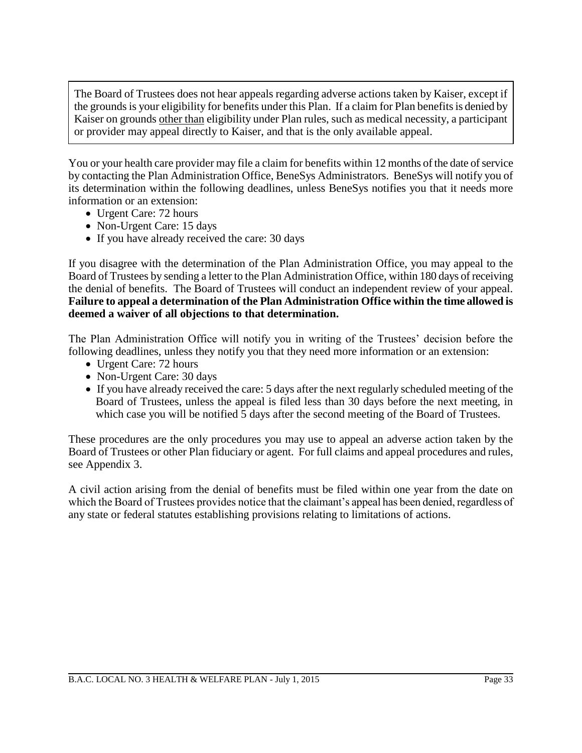The Board of Trustees does not hear appeals regarding adverse actions taken by Kaiser, except if the grounds is your eligibility for benefits under this Plan. If a claim for Plan benefits is denied by Kaiser on grounds <u>other than</u> eligibility under Plan rules, such as medical necessity, a participant or provider may appeal directly to Kaiser, and that is the only available appeal.

You or your health care provider may file a claim for benefits within 12 months of the date of service by contacting the Plan Administration Office, BeneSys Administrators. BeneSys will notify you of its determination within the following deadlines, unless BeneSys notifies you that it needs more information or an extension:

- Urgent Care: 72 hours
- Non-Urgent Care: 15 days
- If you have already received the care: 30 days

If you disagree with the determination of the Plan Administration Office, you may appeal to the Board of Trustees by sending a letter to the Plan Administration Office, within 180 days of receiving the denial of benefits. The Board of Trustees will conduct an independent review of your appeal. **Failure to appeal a determination of the Plan Administration Office within the time allowed is deemed a waiver of all objections to that determination.**

The Plan Administration Office will notify you in writing of the Trustees' decision before the following deadlines, unless they notify you that they need more information or an extension:

- Urgent Care: 72 hours
- Non-Urgent Care: 30 days
- If you have already received the care: 5 days after the next regularly scheduled meeting of the Board of Trustees, unless the appeal is filed less than 30 days before the next meeting, in which case you will be notified 5 days after the second meeting of the Board of Trustees.

These procedures are the only procedures you may use to appeal an adverse action taken by the Board of Trustees or other Plan fiduciary or agent. For full claims and appeal procedures and rules, see Appendix 3.

A civil action arising from the denial of benefits must be filed within one year from the date on which the Board of Trustees provides notice that the claimant's appeal has been denied, regardless of any state or federal statutes establishing provisions relating to limitations of actions.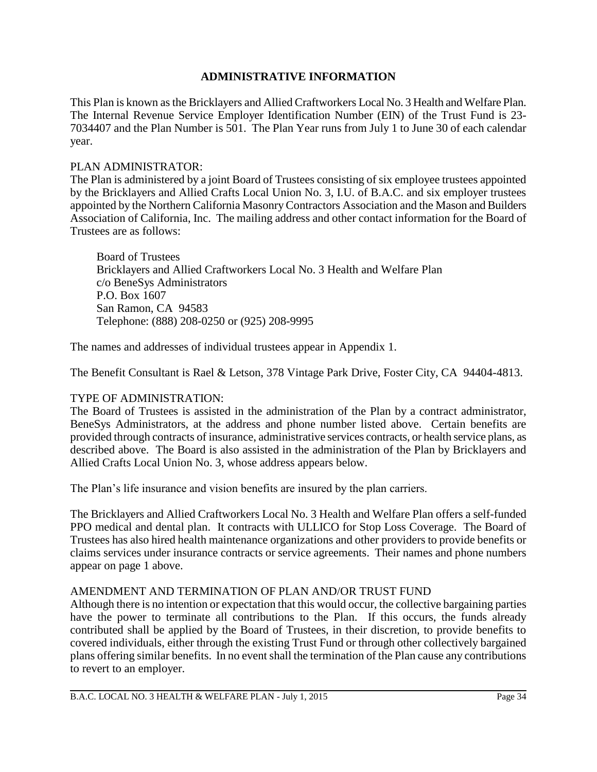## ADMINISTRATIVE INFORMATION

This Plan is known as the Bricklayers and Allied Craftworkers Local No. 3 Health and Welfare Plan. The Internal Revenue Service Employer Identification Number (EIN) of the Trust Fund is 23-7034407 and the Plan Number is 501. The Plan Year runs from July 1 to June 30 of each calendar year.

PLAN ADMINISTRATOR:
The Plan is administered by a joint Board of Trustees consisting of six employee trustees appointed by the Bricklayers and Allied Crafts Local Union No. 3, I.U. of B.A.C. and six employer trustees appointed by the Northern California Masonry Contractors Association and the Mason and Builders Association of California, Inc. The mailing address and other contact information for the Board of Trustees are as follows:

Board of Trustees
Bricklayers and Allied Craftworkers Local No. 3 Health and Welfare Plan
c/o BeneSys Administrators
P.O. Box 1607
San Ramon, CA 94583
Telephone: (888) 208-0250 or (925) 208-9995

The names and addresses of individual trustees appear in Appendix 1.

The Benefit Consultant is Rael & Letson, 378 Vintage Park Drive, Foster City, CA 94404-4813.

TYPE OF ADMINISTRATION:
The Board of Trustees is assisted in the administration of the Plan by a contract administrator, BeneSys Administrators, at the address and phone number listed above. Certain benefits are provided through contracts of insurance, administrative services contracts, or health service plans, as described above. The Board is also assisted in the administration of the Plan by Bricklayers and Allied Crafts Local Union No. 3, whose address appears below.

The Plan's life insurance and vision benefits are insured by the plan carriers.

The Bricklayers and Allied Craftworkers Local No. 3 Health and Welfare Plan offers a self-funded PPO medical and dental plan. It contracts with ULLICO for Stop Loss Coverage. The Board of Trustees has also hired health maintenance organizations and other providers to provide benefits or claims services under insurance contracts or service agreements. Their names and phone numbers appear on page 1 above.

AMENDMENT AND TERMINATION OF PLAN AND/OR TRUST FUND
Although there is no intention or expectation that this would occur, the collective bargaining parties have the power to terminate all contributions to the Plan. If this occurs, the funds already contributed shall be applied by the Board of Trustees, in their discretion, to provide benefits to covered individuals, either through the existing Trust Fund or through other collectively bargained plans offering similar benefits. In no event shall the termination of the Plan cause any contributions to revert to an employer.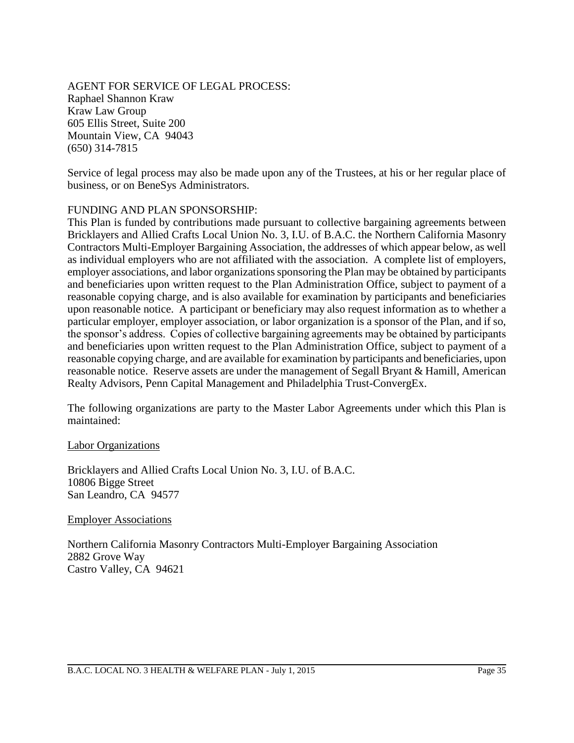AGENT FOR SERVICE OF LEGAL PROCESS:
Raphael Shannon Kraw
Kraw Law Group
605 Ellis Street, Suite 200
Mountain View, CA 94043
(650) 314-7815

Service of legal process may also be made upon any of the Trustees, at his or her regular place of business, or on BeneSys Administrators.

FUNDING AND PLAN SPONSORSHIP:
This Plan is funded by contributions made pursuant to collective bargaining agreements between Bricklayers and Allied Crafts Local Union No. 3, I.U. of B.A.C. the Northern California Masonry Contractors Multi-Employer Bargaining Association, the addresses of which appear below, as well as individual employers who are not affiliated with the association. A complete list of employers, employer associations, and labor organizations sponsoring the Plan may be obtained by participants and beneficiaries upon written request to the Plan Administration Office, subject to payment of a reasonable copying charge, and is also available for examination by participants and beneficiaries upon reasonable notice. A participant or beneficiary may also request information as to whether a particular employer, employer association, or labor organization is a sponsor of the Plan, and if so, the sponsor's address. Copies of collective bargaining agreements may be obtained by participants and beneficiaries upon written request to the Plan Administration Office, subject to payment of a reasonable copying charge, and are available for examination by participants and beneficiaries, upon reasonable notice. Reserve assets are under the management of Segall Bryant & Hamill, American Realty Advisors, Penn Capital Management and Philadelphia Trust-ConvergEx.

The following organizations are party to the Master Labor Agreements under which this Plan is maintained:

Labor Organizations

Bricklayers and Allied Crafts Local Union No. 3, I.U. of B.A.C.
10806 Bigge Street
San Leandro, CA 94577

Employer Associations

Northern California Masonry Contractors Multi-Employer Bargaining Association
2882 Grove Way
Castro Valley, CA 94621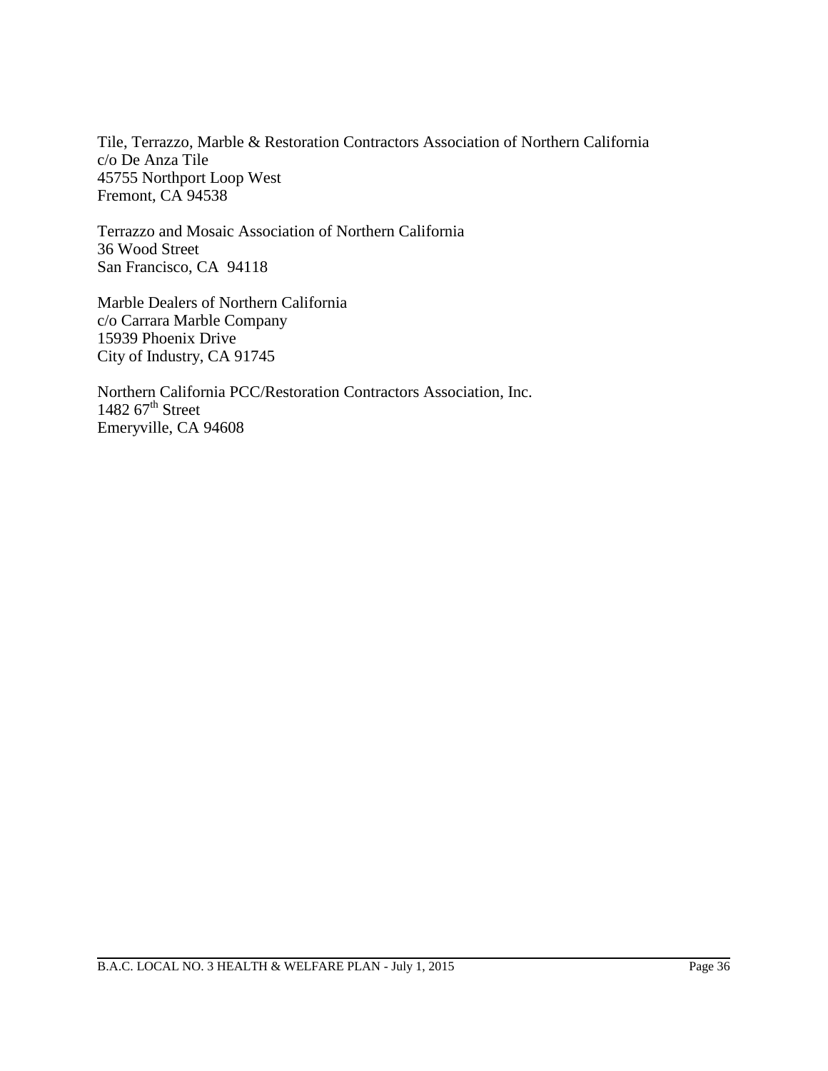Tile, Terrazzo, Marble & Restoration Contractors Association of Northern California
c/o De Anza Tile
45755 Northport Loop West
Fremont, CA 94538

Terrazzo and Mosaic Association of Northern California
36 Wood Street
San Francisco, CA 94118

Marble Dealers of Northern California
c/o Carrara Marble Company
15939 Phoenix Drive
City of Industry, CA 91745

Northern California PCC/Restoration Contractors Association, Inc.
1482 67th Street
Emeryville, CA 94608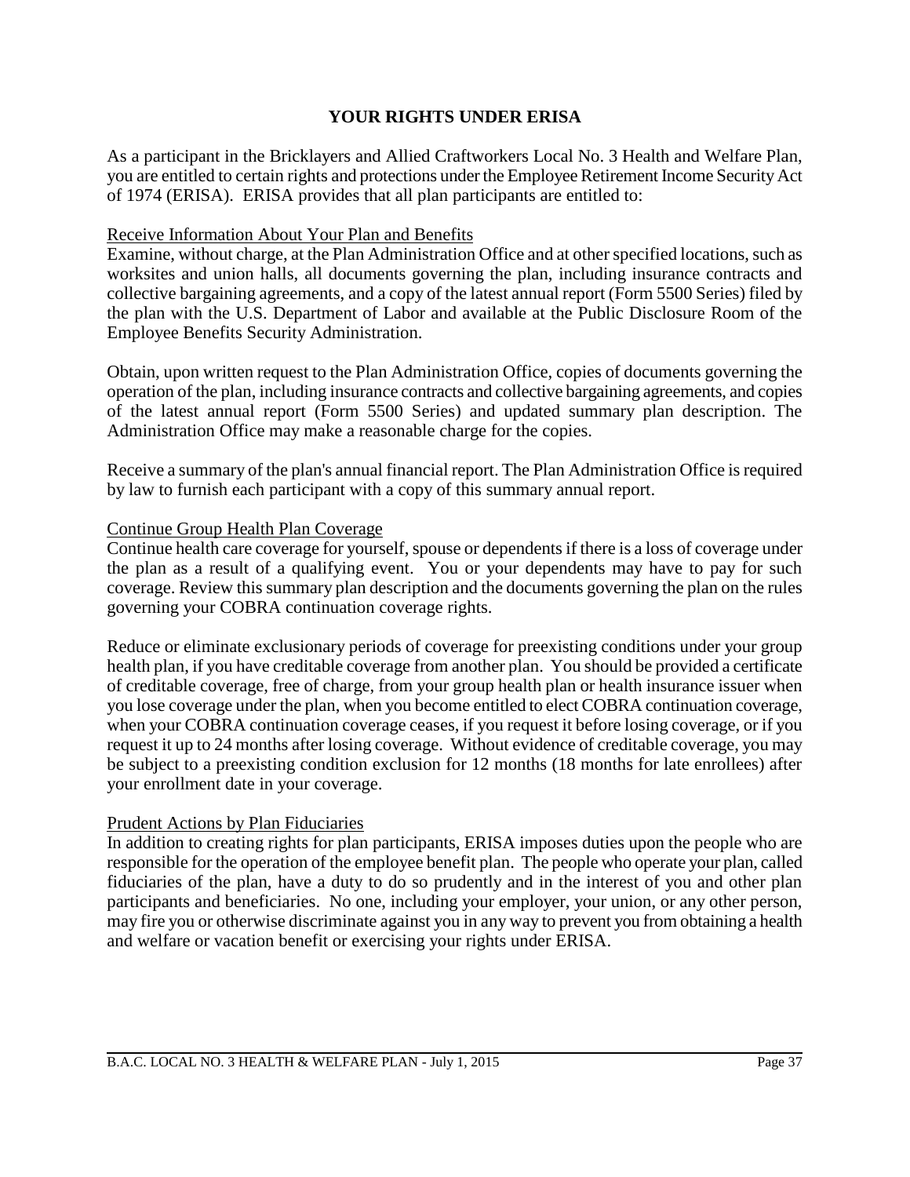# YOUR RIGHTS UNDER ERISA

As a participant in the Bricklayers and Allied Craftworkers Local No. 3 Health and Welfare Plan, you are entitled to certain rights and protections under the Employee Retirement Income Security Act of 1974 (ERISA). ERISA provides that all plan participants are entitled to:

## Receive Information About Your Plan and Benefits

Examine, without charge, at the Plan Administration Office and at other specified locations, such as worksites and union halls, all documents governing the plan, including insurance contracts and collective bargaining agreements, and a copy of the latest annual report (Form 5500 Series) filed by the plan with the U.S. Department of Labor and available at the Public Disclosure Room of the Employee Benefits Security Administration.

Obtain, upon written request to the Plan Administration Office, copies of documents governing the operation of the plan, including insurance contracts and collective bargaining agreements, and copies of the latest annual report (Form 5500 Series) and updated summary plan description. The Administration Office may make a reasonable charge for the copies.

Receive a summary of the plan's annual financial report. The Plan Administration Office is required by law to furnish each participant with a copy of this summary annual report.

## Continue Group Health Plan Coverage

Continue health care coverage for yourself, spouse or dependents if there is a loss of coverage under the plan as a result of a qualifying event. You or your dependents may have to pay for such coverage. Review this summary plan description and the documents governing the plan on the rules governing your COBRA continuation coverage rights.

Reduce or eliminate exclusionary periods of coverage for preexisting conditions under your group health plan, if you have creditable coverage from another plan. You should be provided a certificate of creditable coverage, free of charge, from your group health plan or health insurance issuer when you lose coverage under the plan, when you become entitled to elect COBRA continuation coverage, when your COBRA continuation coverage ceases, if you request it before losing coverage, or if you request it up to 24 months after losing coverage. Without evidence of creditable coverage, you may be subject to a preexisting condition exclusion for 12 months (18 months for late enrollees) after your enrollment date in your coverage.

## Prudent Actions by Plan Fiduciaries

In addition to creating rights for plan participants, ERISA imposes duties upon the people who are responsible for the operation of the employee benefit plan. The people who operate your plan, called fiduciaries of the plan, have a duty to do so prudently and in the interest of you and other plan participants and beneficiaries. No one, including your employer, your union, or any other person, may fire you or otherwise discriminate against you in any way to prevent you from obtaining a health and welfare or vacation benefit or exercising your rights under ERISA.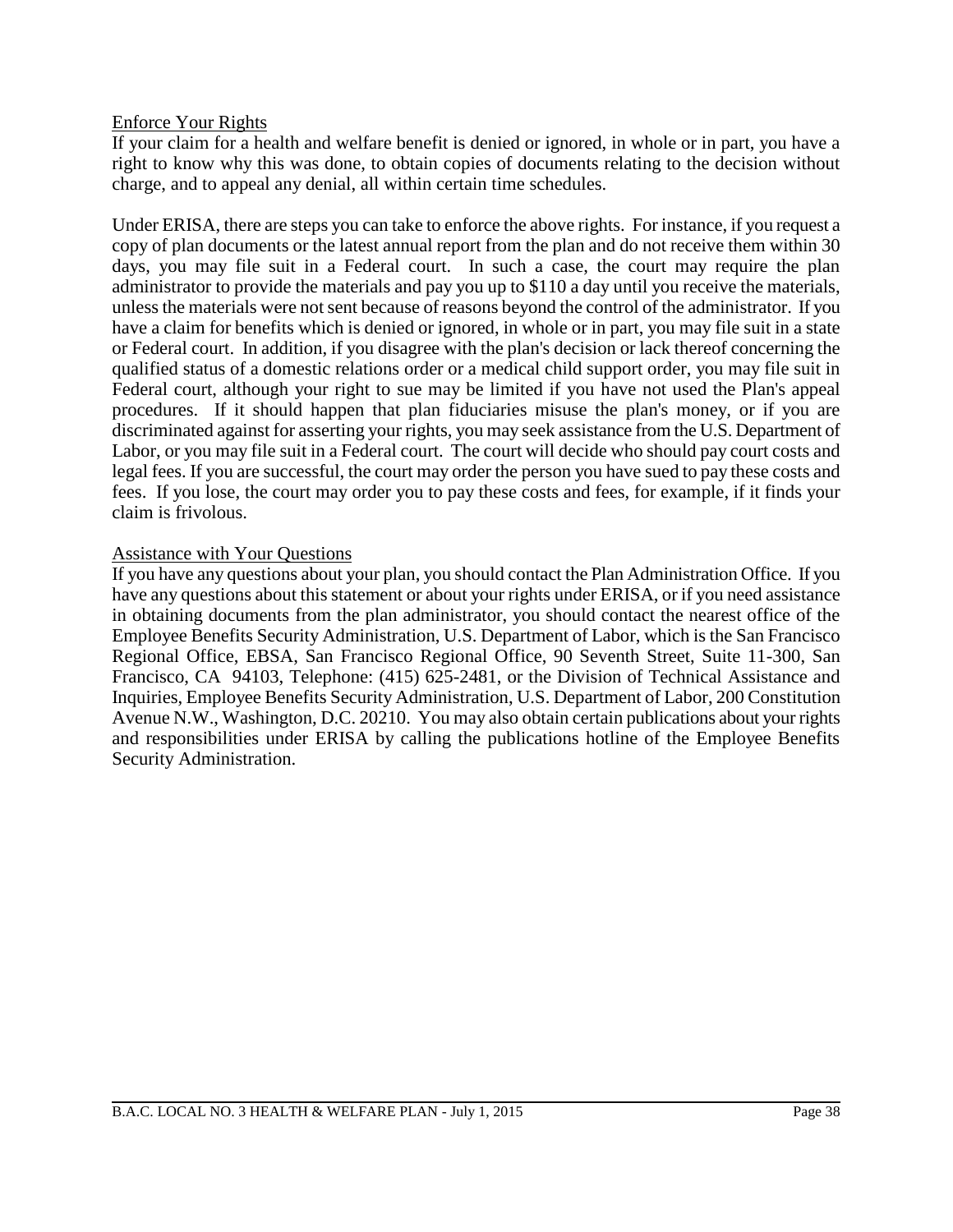## Enforce Your Rights

If your claim for a health and welfare benefit is denied or ignored, in whole or in part, you have a right to know why this was done, to obtain copies of documents relating to the decision without charge, and to appeal any denial, all within certain time schedules.

Under ERISA, there are steps you can take to enforce the above rights. For instance, if you request a copy of plan documents or the latest annual report from the plan and do not receive them within 30 days, you may file suit in a Federal court. In such a case, the court may require the plan administrator to provide the materials and pay you up to $110 a day until you receive the materials, unless the materials were not sent because of reasons beyond the control of the administrator. If you have a claim for benefits which is denied or ignored, in whole or in part, you may file suit in a state or Federal court. In addition, if you disagree with the plan's decision or lack thereof concerning the qualified status of a domestic relations order or a medical child support order, you may file suit in Federal court, although your right to sue may be limited if you have not used the Plan's appeal procedures. If it should happen that plan fiduciaries misuse the plan's money, or if you are discriminated against for asserting your rights, you may seek assistance from the U.S. Department of Labor, or you may file suit in a Federal court. The court will decide who should pay court costs and legal fees. If you are successful, the court may order the person you have sued to pay these costs and fees. If you lose, the court may order you to pay these costs and fees, for example, if it finds your claim is frivolous.

## Assistance with Your Questions

If you have any questions about your plan, you should contact the Plan Administration Office. If you have any questions about this statement or about your rights under ERISA, or if you need assistance in obtaining documents from the plan administrator, you should contact the nearest office of the Employee Benefits Security Administration, U.S. Department of Labor, which is the San Francisco Regional Office, EBSA, San Francisco Regional Office, 90 Seventh Street, Suite 11-300, San Francisco, CA 94103, Telephone: (415) 625-2481, or the Division of Technical Assistance and Inquiries, Employee Benefits Security Administration, U.S. Department of Labor, 200 Constitution Avenue N.W., Washington, D.C. 20210. You may also obtain certain publications about your rights and responsibilities under ERISA by calling the publications hotline of the Employee Benefits Security Administration.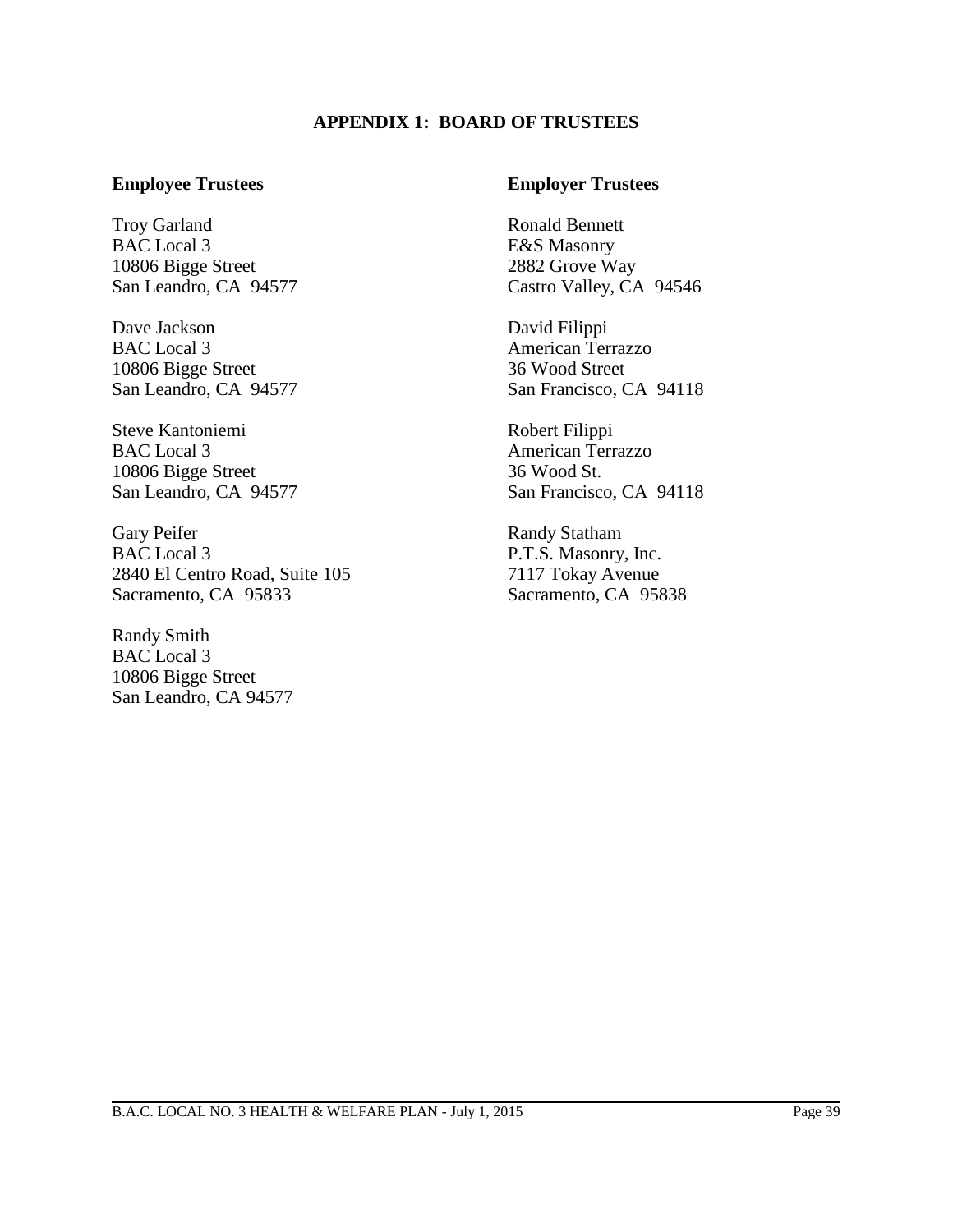# APPENDIX 1: BOARD OF TRUSTEES

## Employee Trustees

Troy Garland
BAC Local 3
10806 Bigge Street
San Leandro, CA 94577

Dave Jackson
BAC Local 3
10806 Bigge Street
San Leandro, CA 94577

Steve Kantoniemi
BAC Local 3
10806 Bigge Street
San Leandro, CA 94577

Gary Peifer
BAC Local 3
2840 El Centro Road, Suite 105
Sacramento, CA 95833

Randy Smith
BAC Local 3
10806 Bigge Street
San Leandro, CA 94577

## Employer Trustees

Ronald Bennett
E&S Masonry
2882 Grove Way
Castro Valley, CA 94546

David Filippi
American Terrazzo
36 Wood Street
San Francisco, CA 94118

Robert Filippi
American Terrazzo
36 Wood St.
San Francisco, CA 94118

Randy Statham
P.T.S. Masonry, Inc.
7117 Tokay Avenue
Sacramento, CA 95838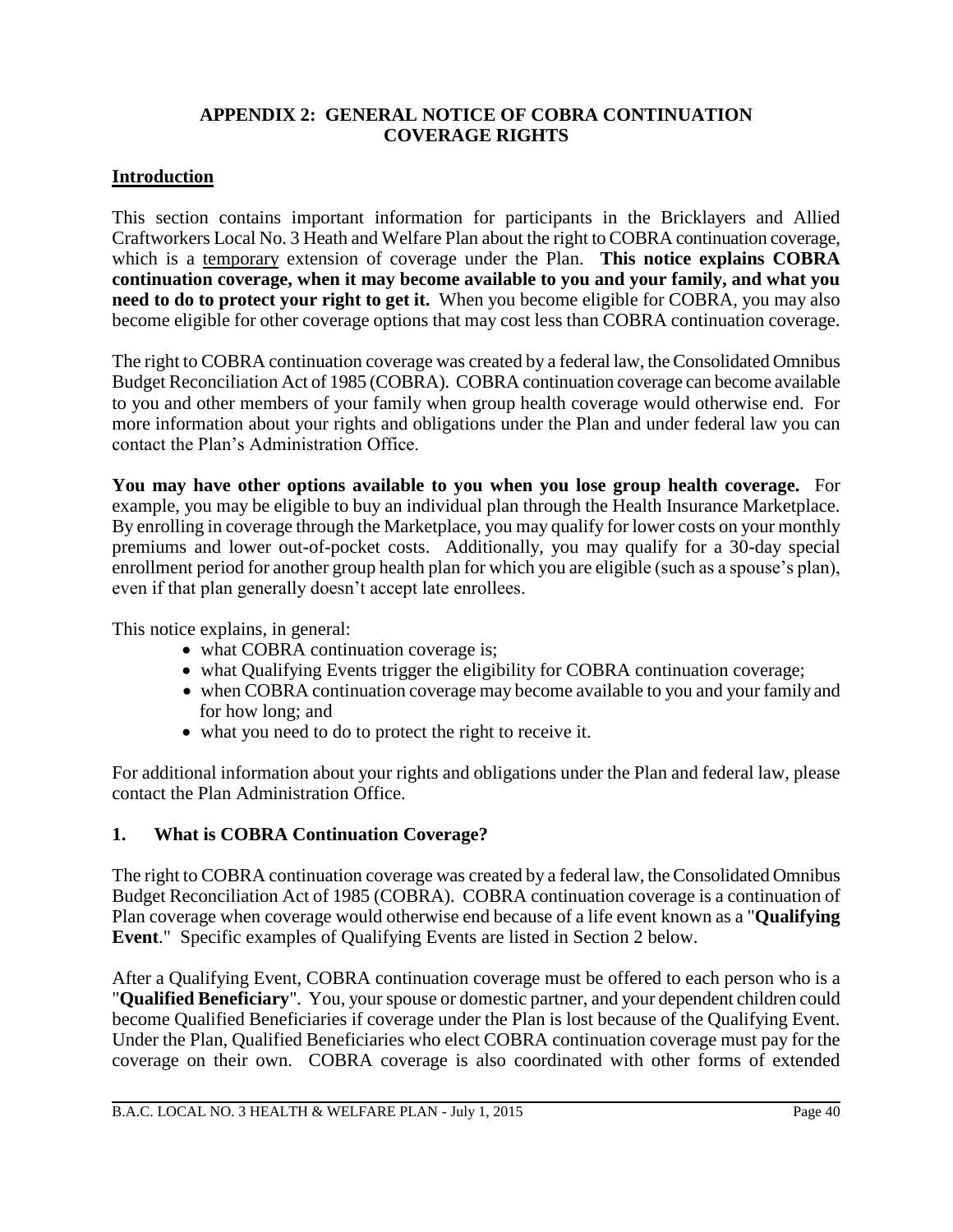## APPENDIX 2: GENERAL NOTICE OF COBRA CONTINUATION COVERAGE RIGHTS

### Introduction

This section contains important information for participants in the Bricklayers and Allied Craftworkers Local No. 3 Heath and Welfare Plan about the right to COBRA continuation coverage, which is a temporary extension of coverage under the Plan. **This notice explains COBRA continuation coverage, when it may become available to you and your family, and what you need to do to protect your right to get it.** When you become eligible for COBRA, you may also become eligible for other coverage options that may cost less than COBRA continuation coverage.

The right to COBRA continuation coverage was created by a federal law, the Consolidated Omnibus Budget Reconciliation Act of 1985 (COBRA). COBRA continuation coverage can become available to you and other members of your family when group health coverage would otherwise end. For more information about your rights and obligations under the Plan and under federal law you can contact the Plan's Administration Office.

**You may have other options available to you when you lose group health coverage.** For example, you may be eligible to buy an individual plan through the Health Insurance Marketplace. By enrolling in coverage through the Marketplace, you may qualify for lower costs on your monthly premiums and lower out-of-pocket costs. Additionally, you may qualify for a 30-day special enrollment period for another group health plan for which you are eligible (such as a spouse's plan), even if that plan generally doesn't accept late enrollees.

This notice explains, in general:

- what COBRA continuation coverage is;
- what Qualifying Events trigger the eligibility for COBRA continuation coverage;
- when COBRA continuation coverage may become available to you and your family and for how long; and
- what you need to do to protect the right to receive it.

For additional information about your rights and obligations under the Plan and federal law, please contact the Plan Administration Office.

### 1. What is COBRA Continuation Coverage?

The right to COBRA continuation coverage was created by a federal law, the Consolidated Omnibus Budget Reconciliation Act of 1985 (COBRA). COBRA continuation coverage is a continuation of Plan coverage when coverage would otherwise end because of a life event known as a "**Qualifying Event**." Specific examples of Qualifying Events are listed in Section 2 below.

After a Qualifying Event, COBRA continuation coverage must be offered to each person who is a "**Qualified Beneficiary**". You, your spouse or domestic partner, and your dependent children could become Qualified Beneficiaries if coverage under the Plan is lost because of the Qualifying Event. Under the Plan, Qualified Beneficiaries who elect COBRA continuation coverage must pay for the coverage on their own. COBRA coverage is also coordinated with other forms of extended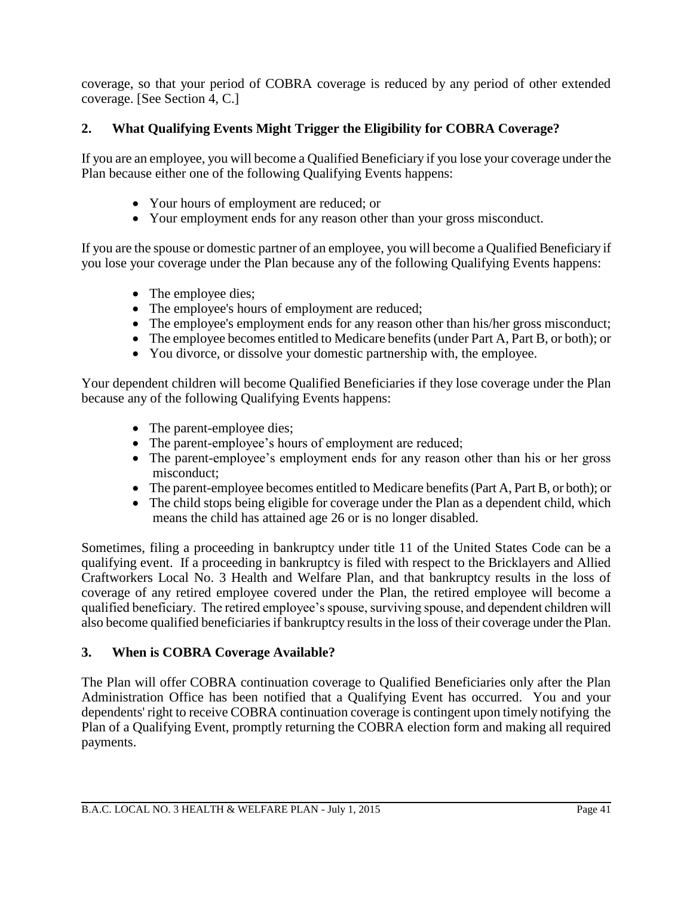coverage, so that your period of COBRA coverage is reduced by any period of other extended coverage. [See Section 4, C.]

## 2. What Qualifying Events Might Trigger the Eligibility for COBRA Coverage?

If you are an employee, you will become a Qualified Beneficiary if you lose your coverage under the Plan because either one of the following Qualifying Events happens:

- Your hours of employment are reduced; or
- Your employment ends for any reason other than your gross misconduct.

If you are the spouse or domestic partner of an employee, you will become a Qualified Beneficiary if you lose your coverage under the Plan because any of the following Qualifying Events happens:

- The employee dies;
- The employee's hours of employment are reduced;
- The employee's employment ends for any reason other than his/her gross misconduct;
- The employee becomes entitled to Medicare benefits (under Part A, Part B, or both); or
- You divorce, or dissolve your domestic partnership with, the employee.

Your dependent children will become Qualified Beneficiaries if they lose coverage under the Plan because any of the following Qualifying Events happens:

- The parent-employee dies;
- The parent-employee's hours of employment are reduced;
- The parent-employee's employment ends for any reason other than his or her gross misconduct;
- The parent-employee becomes entitled to Medicare benefits (Part A, Part B, or both); or
- The child stops being eligible for coverage under the Plan as a dependent child, which means the child has attained age 26 or is no longer disabled.

Sometimes, filing a proceeding in bankruptcy under title 11 of the United States Code can be a qualifying event. If a proceeding in bankruptcy is filed with respect to the Bricklayers and Allied Craftworkers Local No. 3 Health and Welfare Plan, and that bankruptcy results in the loss of coverage of any retired employee covered under the Plan, the retired employee will become a qualified beneficiary. The retired employee's spouse, surviving spouse, and dependent children will also become qualified beneficiaries if bankruptcy results in the loss of their coverage under the Plan.

## 3. When is COBRA Coverage Available?

The Plan will offer COBRA continuation coverage to Qualified Beneficiaries only after the Plan Administration Office has been notified that a Qualifying Event has occurred. You and your dependents' right to receive COBRA continuation coverage is contingent upon timely notifying the Plan of a Qualifying Event, promptly returning the COBRA election form and making all required payments.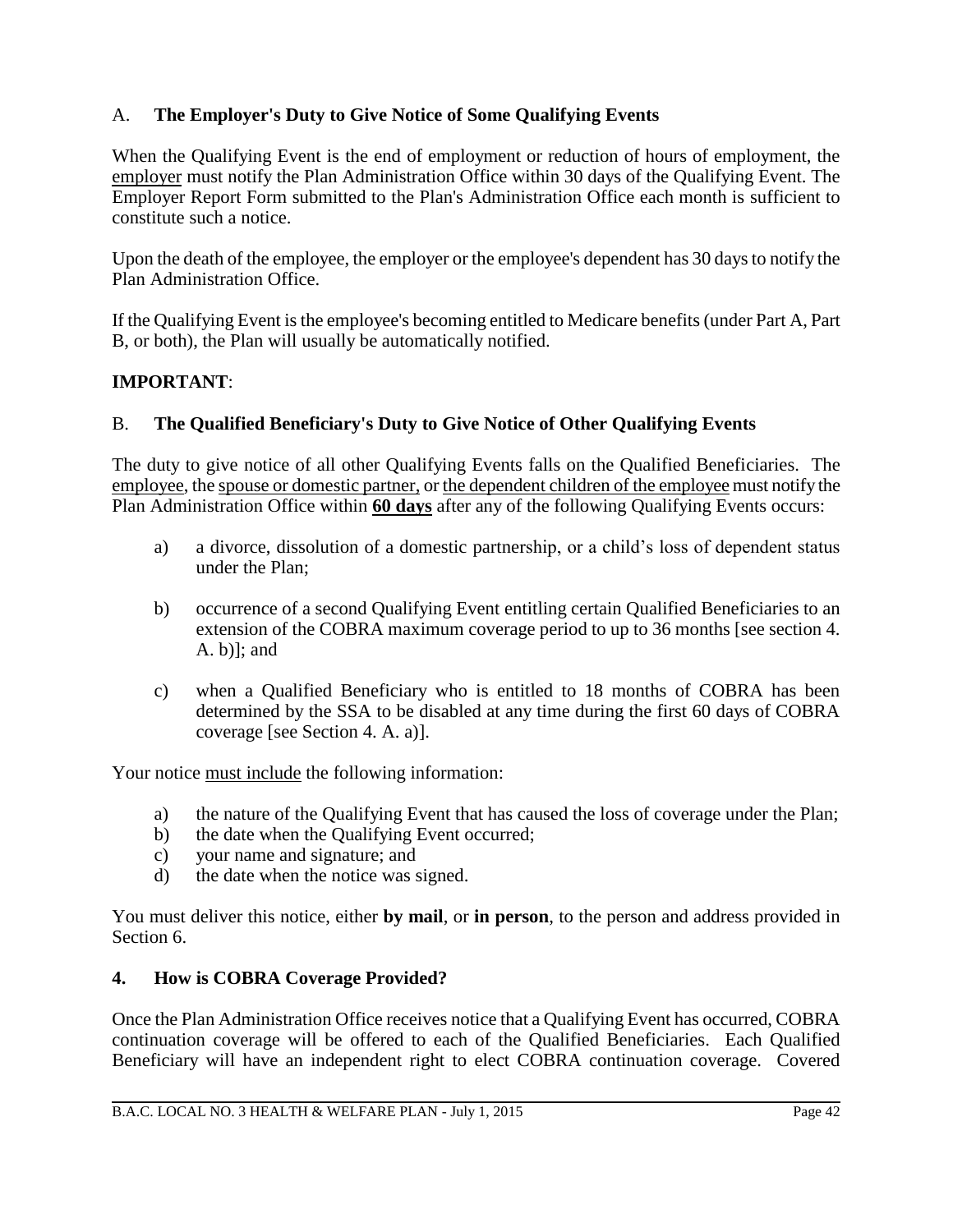### A. **The Employer's Duty to Give Notice of Some Qualifying Events**

When the Qualifying Event is the end of employment or reduction of hours of employment, the employer must notify the Plan Administration Office within 30 days of the Qualifying Event. The Employer Report Form submitted to the Plan's Administration Office each month is sufficient to constitute such a notice.

Upon the death of the employee, the employer or the employee's dependent has 30 days to notify the Plan Administration Office.

If the Qualifying Event is the employee's becoming entitled to Medicare benefits (under Part A, Part B, or both), the Plan will usually be automatically notified.

**IMPORTANT**:

### B. **The Qualified Beneficiary's Duty to Give Notice of Other Qualifying Events**

The duty to give notice of all other Qualifying Events falls on the Qualified Beneficiaries. The employee, the spouse or domestic partner, or the dependent children of the employee must notify the Plan Administration Office within **60 days** after any of the following Qualifying Events occurs:

a) a divorce, dissolution of a domestic partnership, or a child's loss of dependent status under the Plan;

b) occurrence of a second Qualifying Event entitling certain Qualified Beneficiaries to an extension of the COBRA maximum coverage period to up to 36 months [see section 4. A. b)]; and

c) when a Qualified Beneficiary who is entitled to 18 months of COBRA has been determined by the SSA to be disabled at any time during the first 60 days of COBRA coverage [see Section 4. A. a)].

Your notice must include the following information:

a) the nature of the Qualifying Event that has caused the loss of coverage under the Plan;
b) the date when the Qualifying Event occurred;
c) your name and signature; and
d) the date when the notice was signed.

You must deliver this notice, either **by mail**, or **in person**, to the person and address provided in Section 6.

## 4. How is COBRA Coverage Provided?

Once the Plan Administration Office receives notice that a Qualifying Event has occurred, COBRA continuation coverage will be offered to each of the Qualified Beneficiaries. Each Qualified Beneficiary will have an independent right to elect COBRA continuation coverage. Covered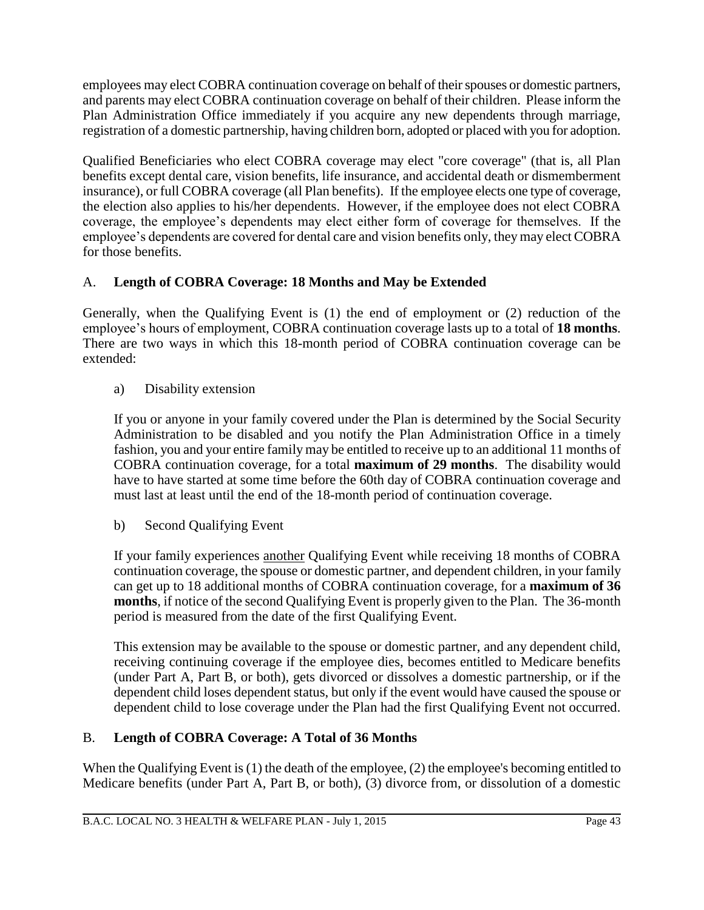employees may elect COBRA continuation coverage on behalf of their spouses or domestic partners, and parents may elect COBRA continuation coverage on behalf of their children. Please inform the Plan Administration Office immediately if you acquire any new dependents through marriage, registration of a domestic partnership, having children born, adopted or placed with you for adoption.

Qualified Beneficiaries who elect COBRA coverage may elect "core coverage" (that is, all Plan benefits except dental care, vision benefits, life insurance, and accidental death or dismemberment insurance), or full COBRA coverage (all Plan benefits). If the employee elects one type of coverage, the election also applies to his/her dependents. However, if the employee does not elect COBRA coverage, the employee's dependents may elect either form of coverage for themselves. If the employee's dependents are covered for dental care and vision benefits only, they may elect COBRA for those benefits.

### A. **Length of COBRA Coverage: 18 Months and May be Extended**

Generally, when the Qualifying Event is (1) the end of employment or (2) reduction of the employee's hours of employment, COBRA continuation coverage lasts up to a total of **18 months**. There are two ways in which this 18-month period of COBRA continuation coverage can be extended:

a) Disability extension

If you or anyone in your family covered under the Plan is determined by the Social Security Administration to be disabled and you notify the Plan Administration Office in a timely fashion, you and your entire family may be entitled to receive up to an additional 11 months of COBRA continuation coverage, for a total **maximum of 29 months**. The disability would have to have started at some time before the 60th day of COBRA continuation coverage and must last at least until the end of the 18-month period of continuation coverage.

b) Second Qualifying Event

If your family experiences another Qualifying Event while receiving 18 months of COBRA continuation coverage, the spouse or domestic partner, and dependent children, in your family can get up to 18 additional months of COBRA continuation coverage, for a **maximum of 36 months**, if notice of the second Qualifying Event is properly given to the Plan. The 36-month period is measured from the date of the first Qualifying Event.

This extension may be available to the spouse or domestic partner, and any dependent child, receiving continuing coverage if the employee dies, becomes entitled to Medicare benefits (under Part A, Part B, or both), gets divorced or dissolves a domestic partnership, or if the dependent child loses dependent status, but only if the event would have caused the spouse or dependent child to lose coverage under the Plan had the first Qualifying Event not occurred.

### B. **Length of COBRA Coverage: A Total of 36 Months**

When the Qualifying Event is (1) the death of the employee, (2) the employee's becoming entitled to Medicare benefits (under Part A, Part B, or both), (3) divorce from, or dissolution of a domestic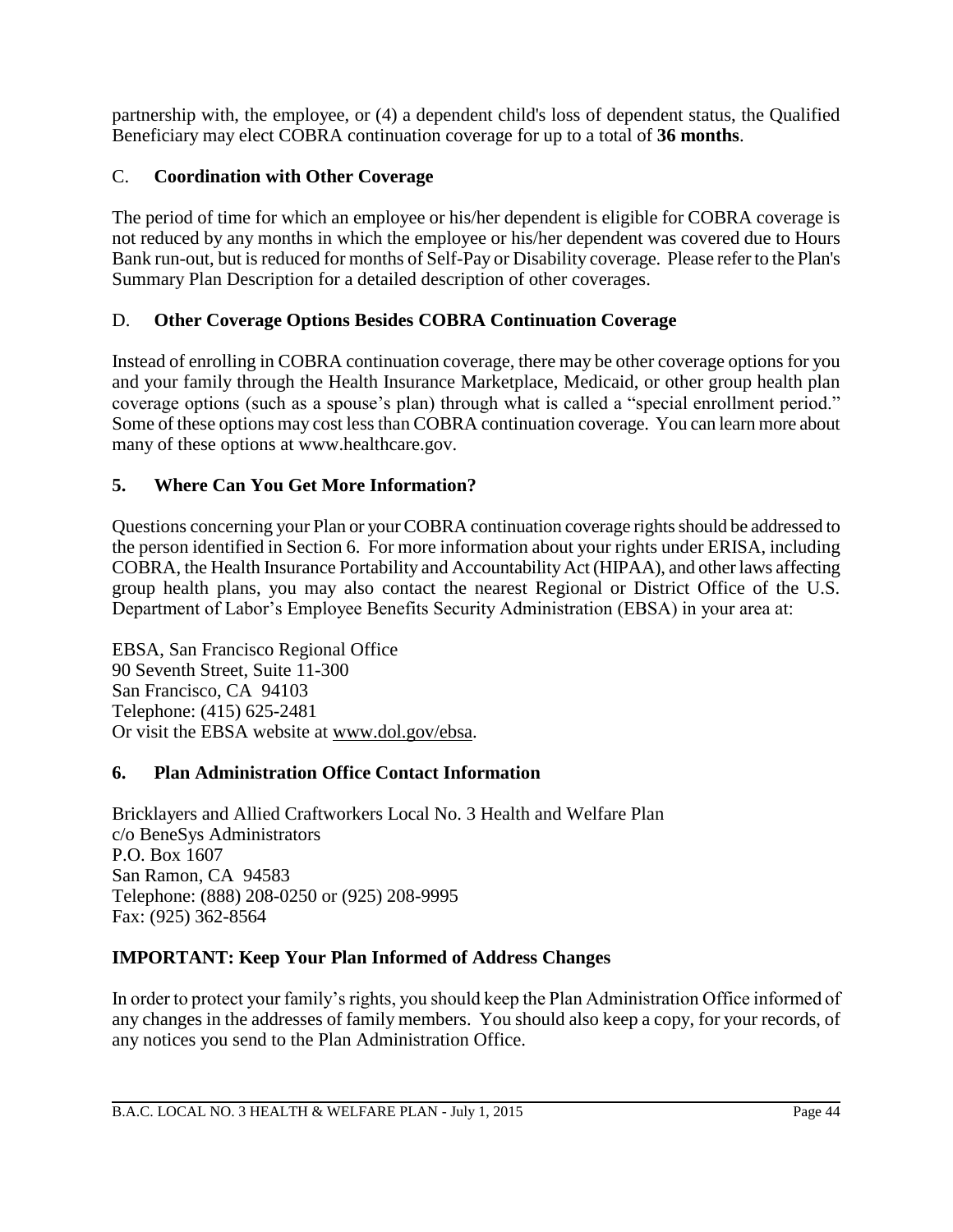partnership with, the employee, or (4) a dependent child's loss of dependent status, the Qualified Beneficiary may elect COBRA continuation coverage for up to a total of **36 months**.

### C. Coordination with Other Coverage

The period of time for which an employee or his/her dependent is eligible for COBRA coverage is not reduced by any months in which the employee or his/her dependent was covered due to Hours Bank run-out, but is reduced for months of Self-Pay or Disability coverage. Please refer to the Plan's Summary Plan Description for a detailed description of other coverages.

### D. Other Coverage Options Besides COBRA Continuation Coverage

Instead of enrolling in COBRA continuation coverage, there may be other coverage options for you and your family through the Health Insurance Marketplace, Medicaid, or other group health plan coverage options (such as a spouse's plan) through what is called a "special enrollment period." Some of these options may cost less than COBRA continuation coverage. You can learn more about many of these options at www.healthcare.gov.

## 5. Where Can You Get More Information?

Questions concerning your Plan or your COBRA continuation coverage rights should be addressed to the person identified in Section 6. For more information about your rights under ERISA, including COBRA, the Health Insurance Portability and Accountability Act (HIPAA), and other laws affecting group health plans, you may also contact the nearest Regional or District Office of the U.S. Department of Labor's Employee Benefits Security Administration (EBSA) in your area at:

EBSA, San Francisco Regional Office
90 Seventh Street, Suite 11-300
San Francisco, CA 94103
Telephone: (415) 625-2481
Or visit the EBSA website at www.dol.gov/ebsa.

## 6. Plan Administration Office Contact Information

Bricklayers and Allied Craftworkers Local No. 3 Health and Welfare Plan
c/o BeneSys Administrators
P.O. Box 1607
San Ramon, CA 94583
Telephone: (888) 208-0250 or (925) 208-9995
Fax: (925) 362-8564

## IMPORTANT: Keep Your Plan Informed of Address Changes

In order to protect your family's rights, you should keep the Plan Administration Office informed of any changes in the addresses of family members. You should also keep a copy, for your records, of any notices you send to the Plan Administration Office.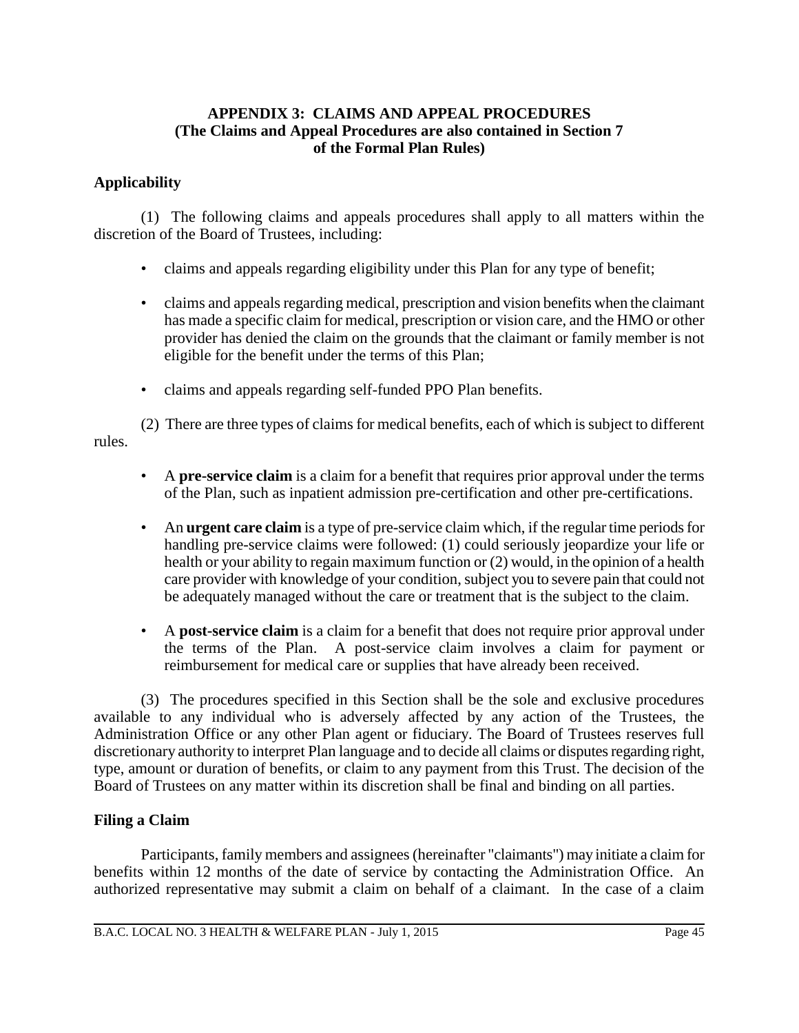## APPENDIX 3: CLAIMS AND APPEAL PROCEDURES
**(The Claims and Appeal Procedures are also contained in Section 7 of the Formal Plan Rules)**

### Applicability

(1) The following claims and appeals procedures shall apply to all matters within the discretion of the Board of Trustees, including:

- claims and appeals regarding eligibility under this Plan for any type of benefit;
- claims and appeals regarding medical, prescription and vision benefits when the claimant has made a specific claim for medical, prescription or vision care, and the HMO or other provider has denied the claim on the grounds that the claimant or family member is not eligible for the benefit under the terms of this Plan;
- claims and appeals regarding self-funded PPO Plan benefits.

(2) There are three types of claims for medical benefits, each of which is subject to different rules.

- A **pre-service claim** is a claim for a benefit that requires prior approval under the terms of the Plan, such as inpatient admission pre-certification and other pre-certifications.
- An **urgent care claim** is a type of pre-service claim which, if the regular time periods for handling pre-service claims were followed: (1) could seriously jeopardize your life or health or your ability to regain maximum function or (2) would, in the opinion of a health care provider with knowledge of your condition, subject you to severe pain that could not be adequately managed without the care or treatment that is the subject to the claim.
- A **post-service claim** is a claim for a benefit that does not require prior approval under the terms of the Plan. A post-service claim involves a claim for payment or reimbursement for medical care or supplies that have already been received.

(3) The procedures specified in this Section shall be the sole and exclusive procedures available to any individual who is adversely affected by any action of the Trustees, the Administration Office or any other Plan agent or fiduciary. The Board of Trustees reserves full discretionary authority to interpret Plan language and to decide all claims or disputes regarding right, type, amount or duration of benefits, or claim to any payment from this Trust. The decision of the Board of Trustees on any matter within its discretion shall be final and binding on all parties.

### Filing a Claim

Participants, family members and assignees (hereinafter "claimants") may initiate a claim for benefits within 12 months of the date of service by contacting the Administration Office. An authorized representative may submit a claim on behalf of a claimant. In the case of a claim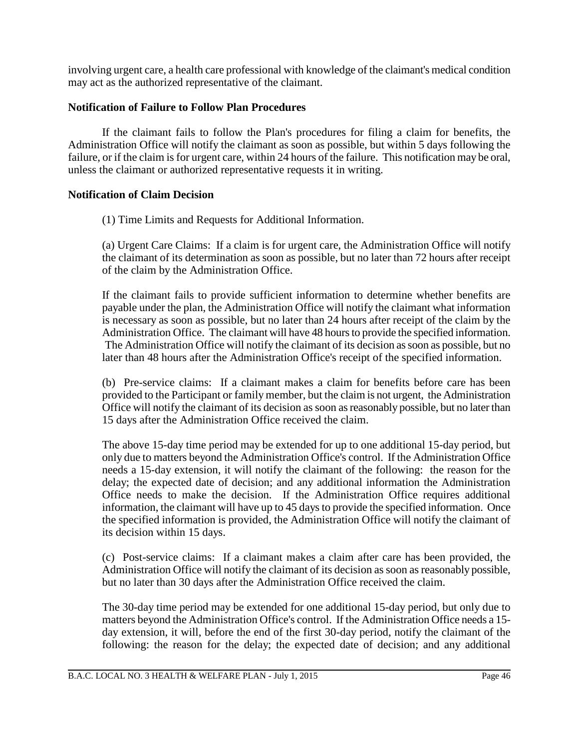involving urgent care, a health care professional with knowledge of the claimant's medical condition may act as the authorized representative of the claimant.

**Notification of Failure to Follow Plan Procedures**

If the claimant fails to follow the Plan's procedures for filing a claim for benefits, the Administration Office will notify the claimant as soon as possible, but within 5 days following the failure, or if the claim is for urgent care, within 24 hours of the failure. This notification may be oral, unless the claimant or authorized representative requests it in writing.

**Notification of Claim Decision**

(1) Time Limits and Requests for Additional Information.

(a) Urgent Care Claims: If a claim is for urgent care, the Administration Office will notify the claimant of its determination as soon as possible, but no later than 72 hours after receipt of the claim by the Administration Office.

If the claimant fails to provide sufficient information to determine whether benefits are payable under the plan, the Administration Office will notify the claimant what information is necessary as soon as possible, but no later than 24 hours after receipt of the claim by the Administration Office. The claimant will have 48 hours to provide the specified information. The Administration Office will notify the claimant of its decision as soon as possible, but no later than 48 hours after the Administration Office's receipt of the specified information.

(b) Pre-service claims: If a claimant makes a claim for benefits before care has been provided to the Participant or family member, but the claim is not urgent, the Administration Office will notify the claimant of its decision as soon as reasonably possible, but no later than 15 days after the Administration Office received the claim.

The above 15-day time period may be extended for up to one additional 15-day period, but only due to matters beyond the Administration Office's control. If the Administration Office needs a 15-day extension, it will notify the claimant of the following: the reason for the delay; the expected date of decision; and any additional information the Administration Office needs to make the decision. If the Administration Office requires additional information, the claimant will have up to 45 days to provide the specified information. Once the specified information is provided, the Administration Office will notify the claimant of its decision within 15 days.

(c) Post-service claims: If a claimant makes a claim after care has been provided, the Administration Office will notify the claimant of its decision as soon as reasonably possible, but no later than 30 days after the Administration Office received the claim.

The 30-day time period may be extended for one additional 15-day period, but only due to matters beyond the Administration Office's control. If the Administration Office needs a 15-day extension, it will, before the end of the first 30-day period, notify the claimant of the following: the reason for the delay; the expected date of decision; and any additional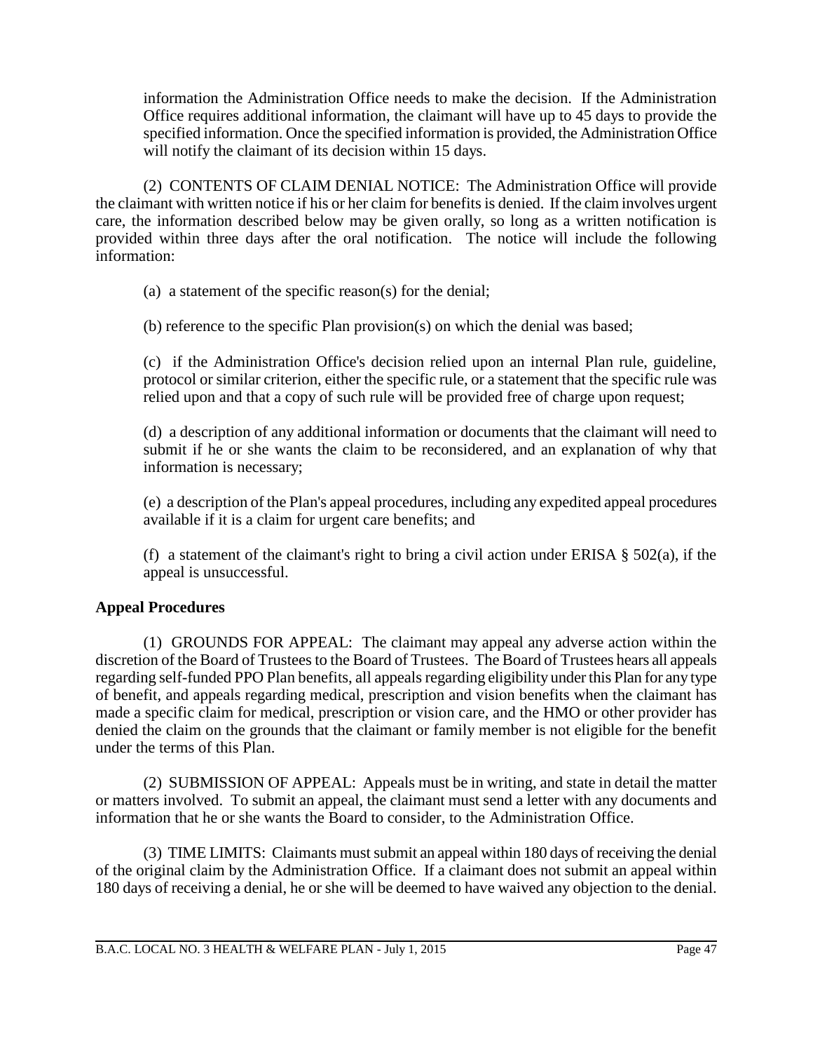information the Administration Office needs to make the decision. If the Administration Office requires additional information, the claimant will have up to 45 days to provide the specified information. Once the specified information is provided, the Administration Office will notify the claimant of its decision within 15 days.

(2) CONTENTS OF CLAIM DENIAL NOTICE: The Administration Office will provide the claimant with written notice if his or her claim for benefits is denied. If the claim involves urgent care, the information described below may be given orally, so long as a written notification is provided within three days after the oral notification. The notice will include the following information:

(a) a statement of the specific reason(s) for the denial;

(b) reference to the specific Plan provision(s) on which the denial was based;

(c) if the Administration Office's decision relied upon an internal Plan rule, guideline, protocol or similar criterion, either the specific rule, or a statement that the specific rule was relied upon and that a copy of such rule will be provided free of charge upon request;

(d) a description of any additional information or documents that the claimant will need to submit if he or she wants the claim to be reconsidered, and an explanation of why that information is necessary;

(e) a description of the Plan's appeal procedures, including any expedited appeal procedures available if it is a claim for urgent care benefits; and

(f) a statement of the claimant's right to bring a civil action under ERISA § 502(a), if the appeal is unsuccessful.

**Appeal Procedures**

(1) GROUNDS FOR APPEAL: The claimant may appeal any adverse action within the discretion of the Board of Trustees to the Board of Trustees. The Board of Trustees hears all appeals regarding self-funded PPO Plan benefits, all appeals regarding eligibility under this Plan for any type of benefit, and appeals regarding medical, prescription and vision benefits when the claimant has made a specific claim for medical, prescription or vision care, and the HMO or other provider has denied the claim on the grounds that the claimant or family member is not eligible for the benefit under the terms of this Plan.

(2) SUBMISSION OF APPEAL: Appeals must be in writing, and state in detail the matter or matters involved. To submit an appeal, the claimant must send a letter with any documents and information that he or she wants the Board to consider, to the Administration Office.

(3) TIME LIMITS: Claimants must submit an appeal within 180 days of receiving the denial of the original claim by the Administration Office. If a claimant does not submit an appeal within 180 days of receiving a denial, he or she will be deemed to have waived any objection to the denial.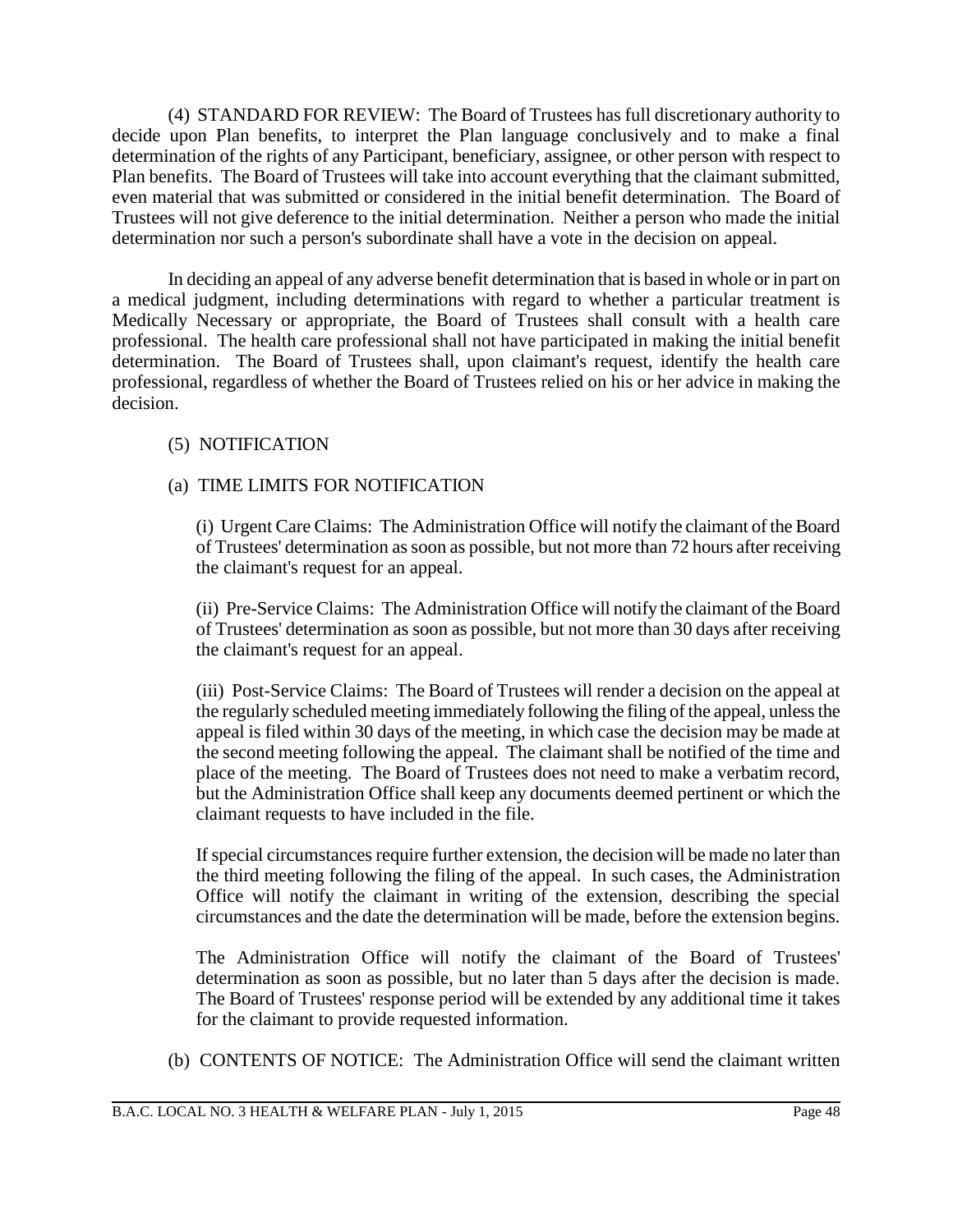(4) STANDARD FOR REVIEW: The Board of Trustees has full discretionary authority to decide upon Plan benefits, to interpret the Plan language conclusively and to make a final determination of the rights of any Participant, beneficiary, assignee, or other person with respect to Plan benefits. The Board of Trustees will take into account everything that the claimant submitted, even material that was submitted or considered in the initial benefit determination. The Board of Trustees will not give deference to the initial determination. Neither a person who made the initial determination nor such a person's subordinate shall have a vote in the decision on appeal.

In deciding an appeal of any adverse benefit determination that is based in whole or in part on a medical judgment, including determinations with regard to whether a particular treatment is Medically Necessary or appropriate, the Board of Trustees shall consult with a health care professional. The health care professional shall not have participated in making the initial benefit determination. The Board of Trustees shall, upon claimant's request, identify the health care professional, regardless of whether the Board of Trustees relied on his or her advice in making the decision.

(5) NOTIFICATION

(a) TIME LIMITS FOR NOTIFICATION

(i) Urgent Care Claims: The Administration Office will notify the claimant of the Board of Trustees' determination as soon as possible, but not more than 72 hours after receiving the claimant's request for an appeal.

(ii) Pre-Service Claims: The Administration Office will notify the claimant of the Board of Trustees' determination as soon as possible, but not more than 30 days after receiving the claimant's request for an appeal.

(iii) Post-Service Claims: The Board of Trustees will render a decision on the appeal at the regularly scheduled meeting immediately following the filing of the appeal, unless the appeal is filed within 30 days of the meeting, in which case the decision may be made at the second meeting following the appeal. The claimant shall be notified of the time and place of the meeting. The Board of Trustees does not need to make a verbatim record, but the Administration Office shall keep any documents deemed pertinent or which the claimant requests to have included in the file.

If special circumstances require further extension, the decision will be made no later than the third meeting following the filing of the appeal. In such cases, the Administration Office will notify the claimant in writing of the extension, describing the special circumstances and the date the determination will be made, before the extension begins.

The Administration Office will notify the claimant of the Board of Trustees' determination as soon as possible, but no later than 5 days after the decision is made. The Board of Trustees' response period will be extended by any additional time it takes for the claimant to provide requested information.

(b) CONTENTS OF NOTICE: The Administration Office will send the claimant written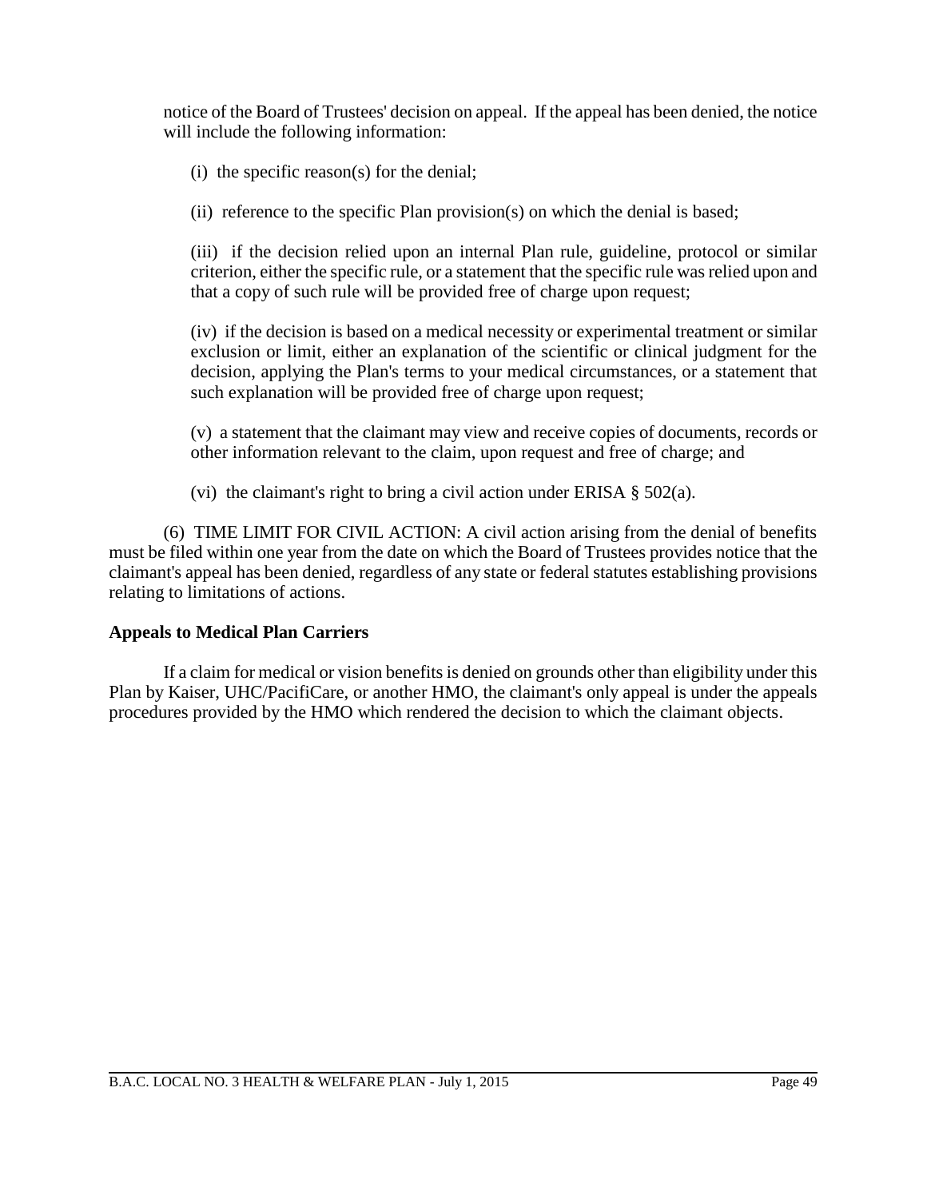notice of the Board of Trustees' decision on appeal. If the appeal has been denied, the notice will include the following information:

(i) the specific reason(s) for the denial;

(ii) reference to the specific Plan provision(s) on which the denial is based;

(iii) if the decision relied upon an internal Plan rule, guideline, protocol or similar criterion, either the specific rule, or a statement that the specific rule was relied upon and that a copy of such rule will be provided free of charge upon request;

(iv) if the decision is based on a medical necessity or experimental treatment or similar exclusion or limit, either an explanation of the scientific or clinical judgment for the decision, applying the Plan's terms to your medical circumstances, or a statement that such explanation will be provided free of charge upon request;

(v) a statement that the claimant may view and receive copies of documents, records or other information relevant to the claim, upon request and free of charge; and

(vi) the claimant's right to bring a civil action under ERISA § 502(a).

(6) TIME LIMIT FOR CIVIL ACTION: A civil action arising from the denial of benefits must be filed within one year from the date on which the Board of Trustees provides notice that the claimant's appeal has been denied, regardless of any state or federal statutes establishing provisions relating to limitations of actions.

**Appeals to Medical Plan Carriers**

If a claim for medical or vision benefits is denied on grounds other than eligibility under this Plan by Kaiser, UHC/PacifiCare, or another HMO, the claimant's only appeal is under the appeals procedures provided by the HMO which rendered the decision to which the claimant objects.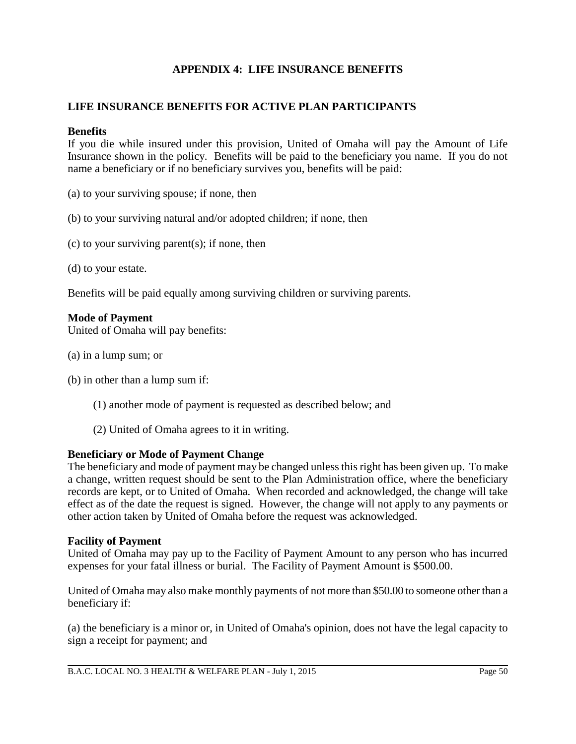# APPENDIX 4: LIFE INSURANCE BENEFITS

## LIFE INSURANCE BENEFITS FOR ACTIVE PLAN PARTICIPANTS

**Benefits**

If you die while insured under this provision, United of Omaha will pay the Amount of Life Insurance shown in the policy. Benefits will be paid to the beneficiary you name. If you do not name a beneficiary or if no beneficiary survives you, benefits will be paid:

(a) to your surviving spouse; if none, then

(b) to your surviving natural and/or adopted children; if none, then

(c) to your surviving parent(s); if none, then

(d) to your estate.

Benefits will be paid equally among surviving children or surviving parents.

**Mode of Payment**

United of Omaha will pay benefits:

(a) in a lump sum; or

(b) in other than a lump sum if:

(1) another mode of payment is requested as described below; and

(2) United of Omaha agrees to it in writing.

**Beneficiary or Mode of Payment Change**

The beneficiary and mode of payment may be changed unless this right has been given up. To make a change, written request should be sent to the Plan Administration office, where the beneficiary records are kept, or to United of Omaha. When recorded and acknowledged, the change will take effect as of the date the request is signed. However, the change will not apply to any payments or other action taken by United of Omaha before the request was acknowledged.

**Facility of Payment**

United of Omaha may pay up to the Facility of Payment Amount to any person who has incurred expenses for your fatal illness or burial. The Facility of Payment Amount is $500.00.

United of Omaha may also make monthly payments of not more than $50.00 to someone other than a beneficiary if:

(a) the beneficiary is a minor or, in United of Omaha's opinion, does not have the legal capacity to sign a receipt for payment; and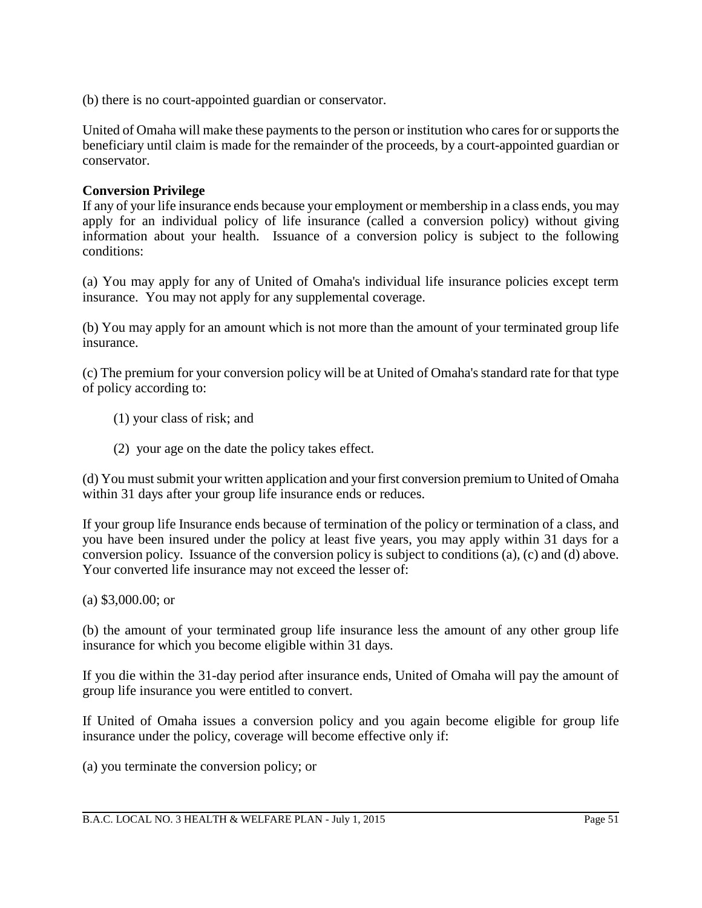(b) there is no court-appointed guardian or conservator.

United of Omaha will make these payments to the person or institution who cares for or supports the beneficiary until claim is made for the remainder of the proceeds, by a court-appointed guardian or conservator.

**Conversion Privilege**

If any of your life insurance ends because your employment or membership in a class ends, you may apply for an individual policy of life insurance (called a conversion policy) without giving information about your health. Issuance of a conversion policy is subject to the following conditions:

(a) You may apply for any of United of Omaha's individual life insurance policies except term insurance. You may not apply for any supplemental coverage.

(b) You may apply for an amount which is not more than the amount of your terminated group life insurance.

(c) The premium for your conversion policy will be at United of Omaha's standard rate for that type of policy according to:

(1) your class of risk; and

(2) your age on the date the policy takes effect.

(d) You must submit your written application and your first conversion premium to United of Omaha within 31 days after your group life insurance ends or reduces.

If your group life Insurance ends because of termination of the policy or termination of a class, and you have been insured under the policy at least five years, you may apply within 31 days for a conversion policy. Issuance of the conversion policy is subject to conditions (a), (c) and (d) above. Your converted life insurance may not exceed the lesser of:

(a) $3,000.00; or

(b) the amount of your terminated group life insurance less the amount of any other group life insurance for which you become eligible within 31 days.

If you die within the 31-day period after insurance ends, United of Omaha will pay the amount of group life insurance you were entitled to convert.

If United of Omaha issues a conversion policy and you again become eligible for group life insurance under the policy, coverage will become effective only if:

(a) you terminate the conversion policy; or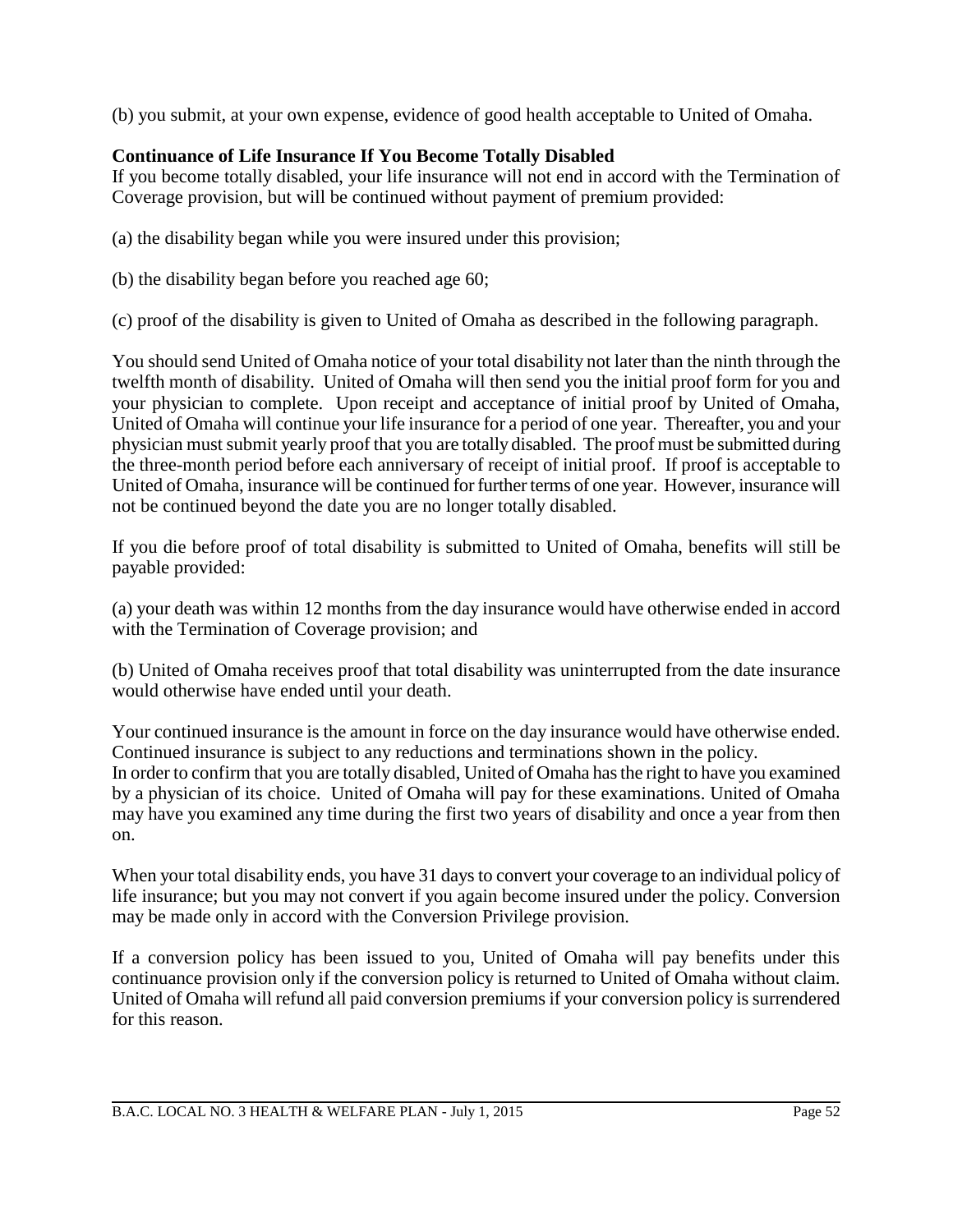(b) you submit, at your own expense, evidence of good health acceptable to United of Omaha.

**Continuance of Life Insurance If You Become Totally Disabled**

If you become totally disabled, your life insurance will not end in accord with the Termination of Coverage provision, but will be continued without payment of premium provided:

(a) the disability began while you were insured under this provision;

(b) the disability began before you reached age 60;

(c) proof of the disability is given to United of Omaha as described in the following paragraph.

You should send United of Omaha notice of your total disability not later than the ninth through the twelfth month of disability. United of Omaha will then send you the initial proof form for you and your physician to complete. Upon receipt and acceptance of initial proof by United of Omaha, United of Omaha will continue your life insurance for a period of one year. Thereafter, you and your physician must submit yearly proof that you are totally disabled. The proof must be submitted during the three-month period before each anniversary of receipt of initial proof. If proof is acceptable to United of Omaha, insurance will be continued for further terms of one year. However, insurance will not be continued beyond the date you are no longer totally disabled.

If you die before proof of total disability is submitted to United of Omaha, benefits will still be payable provided:

(a) your death was within 12 months from the day insurance would have otherwise ended in accord with the Termination of Coverage provision; and

(b) United of Omaha receives proof that total disability was uninterrupted from the date insurance would otherwise have ended until your death.

Your continued insurance is the amount in force on the day insurance would have otherwise ended. Continued insurance is subject to any reductions and terminations shown in the policy.
In order to confirm that you are totally disabled, United of Omaha has the right to have you examined by a physician of its choice. United of Omaha will pay for these examinations. United of Omaha may have you examined any time during the first two years of disability and once a year from then on.

When your total disability ends, you have 31 days to convert your coverage to an individual policy of life insurance; but you may not convert if you again become insured under the policy. Conversion may be made only in accord with the Conversion Privilege provision.

If a conversion policy has been issued to you, United of Omaha will pay benefits under this continuance provision only if the conversion policy is returned to United of Omaha without claim. United of Omaha will refund all paid conversion premiums if your conversion policy is surrendered for this reason.